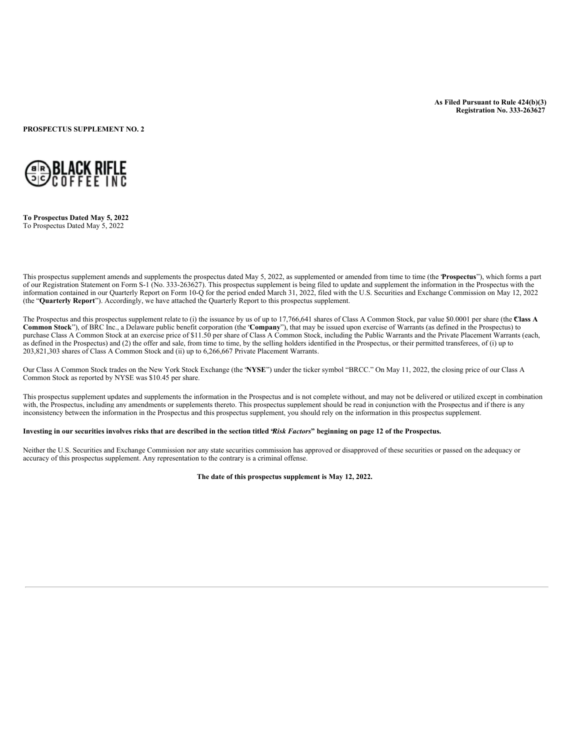**As Filed Pursuant to Rule 424(b)(3)**
**Registration No. 333-263627**

**PROSPECTUS SUPPLEMENT NO. 2**

BLACK RIFLE COFFEE INC

**To Prospectus Dated May 5, 2022**
To Prospectus Dated May 5, 2022

This prospectus supplement amends and supplements the prospectus dated May 5, 2022, as supplemented or amended from time to time (the "**Prospectus**"), which forms a part of our Registration Statement on Form S-1 (No. 333-263627). This prospectus supplement is being filed to update and supplement the information in the Prospectus with the information contained in our Quarterly Report on Form 10-Q for the period ended March 31, 2022, filed with the U.S. Securities and Exchange Commission on May 12, 2022 (the "**Quarterly Report**"). Accordingly, we have attached the Quarterly Report to this prospectus supplement.

The Prospectus and this prospectus supplement relate to (i) the issuance by us of up to 17,766,641 shares of Class A Common Stock, par value $0.0001 per share (the "**Class A Common Stock**"), of BRC Inc., a Delaware public benefit corporation (the "**Company**"), that may be issued upon exercise of Warrants (as defined in the Prospectus) to purchase Class A Common Stock at an exercise price of $11.50 per share of Class A Common Stock, including the Public Warrants and the Private Placement Warrants (each, as defined in the Prospectus) and (2) the offer and sale, from time to time, by the selling holders identified in the Prospectus, or their permitted transferees, of (i) up to 203,821,303 shares of Class A Common Stock and (ii) up to 6,266,667 Private Placement Warrants.

Our Class A Common Stock trades on the New York Stock Exchange (the "**NYSE**") under the ticker symbol "BRCC." On May 11, 2022, the closing price of our Class A Common Stock as reported by NYSE was $10.45 per share.

This prospectus supplement updates and supplements the information in the Prospectus and is not complete without, and may not be delivered or utilized except in combination with, the Prospectus, including any amendments or supplements thereto. This prospectus supplement should be read in conjunction with the Prospectus and if there is any inconsistency between the information in the Prospectus and this prospectus supplement, you should rely on the information in this prospectus supplement.

**Investing in our securities involves risks that are described in the section titled "*Risk Factors*" beginning on page 12 of the Prospectus.**

Neither the U.S. Securities and Exchange Commission nor any state securities commission has approved or disapproved of these securities or passed on the adequacy or accuracy of this prospectus supplement. Any representation to the contrary is a criminal offense.

**The date of this prospectus supplement is May 12, 2022.**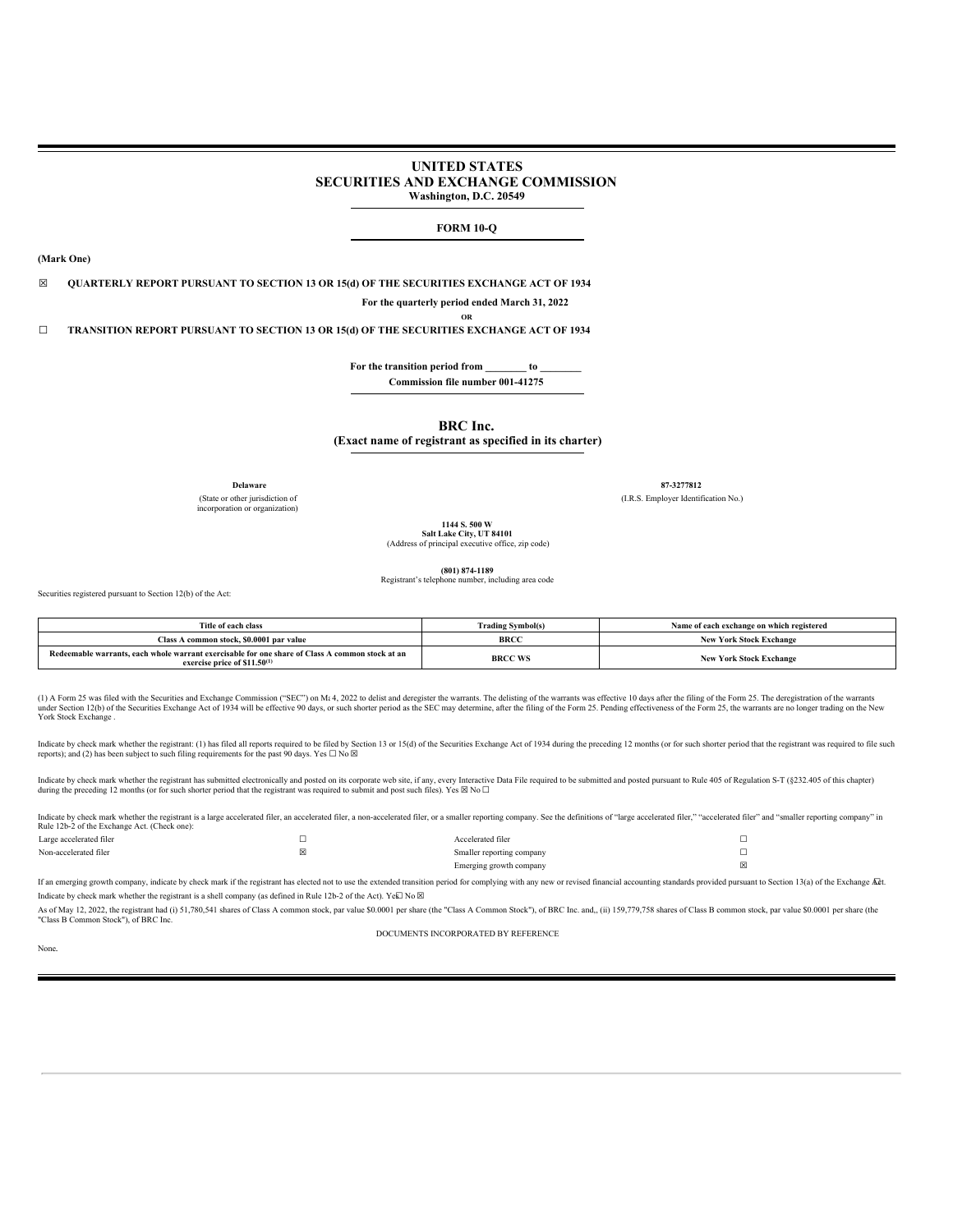# UNITED STATES
# SECURITIES AND EXCHANGE COMMISSION

**Washington, D.C. 20549**

**FORM 10-Q**

**(Mark One)**

☒ **QUARTERLY REPORT PURSUANT TO SECTION 13 OR 15(d) OF THE SECURITIES EXCHANGE ACT OF 1934**

**For the quarterly period ended March 31, 2022**

**OR**

☐ **TRANSITION REPORT PURSUANT TO SECTION 13 OR 15(d) OF THE SECURITIES EXCHANGE ACT OF 1934**

**For the transition period from ________ to ________**

**Commission file number 001-41275**

## BRC Inc.

**(Exact name of registrant as specified in its charter)**

| | |
|---|---|
| **Delaware** | **87-3277812** |
| (State or other jurisdiction of incorporation or organization) | (I.R.S. Employer Identification No.) |

**1144 S. 500 W**
**Salt Lake City, UT 84101**
(Address of principal executive office, zip code)

**(801) 874-1189**
Registrant's telephone number, including area code

Securities registered pursuant to Section 12(b) of the Act:

| Title of each class | Trading Symbol(s) | Name of each exchange on which registered |
|---|---|---|
| Class A common stock, $0.0001 par value | BRCC | New York Stock Exchange |
| Redeemable warrants, each whole warrant exercisable for one share of Class A common stock at an exercise price of $11.50[(1)] | BRCC WS | New York Stock Exchange |

(1) A Form 25 was filed with the Securities and Exchange Commission ("SEC") on M‹ 4, 2022 to delist and deregister the warrants. The delisting of the warrants was effective 10 days after the filing of the Form 25. The deregistration of the warrants under Section 12(b) of the Securities Exchange Act of 1934 will be effective 90 days, or such shorter period as the SEC may determine, after the filing of the Form 25. Pending effectiveness of the Form 25, the warrants are no longer trading on the New York Stock Exchange .

Indicate by check mark whether the registrant: (1) has filed all reports required to be filed by Section 13 or 15(d) of the Securities Exchange Act of 1934 during the preceding 12 months (or for such shorter period that the registrant was required to file such reports); and (2) has been subject to such filing requirements for the past 90 days. Yes ☐ No ☒

Indicate by check mark whether the registrant has submitted electronically and posted on its corporate web site, if any, every Interactive Data File required to be submitted and posted pursuant to Rule 405 of Regulation S-T (§232.405 of this chapter) during the preceding 12 months (or for such shorter period that the registrant was required to submit and post such files). Yes ☒ No ☐

Indicate by check mark whether the registrant is a large accelerated filer, an accelerated filer, a non-accelerated filer, or a smaller reporting company. See the definitions of "large accelerated filer," "accelerated filer" and "smaller reporting company" in Rule 12b-2 of the Exchange Act. (Check one):

| | | | |
|---|---|---|---|
| Large accelerated filer | ☐ | Accelerated filer | ☐ |
| Non-accelerated filer | ☒ | Smaller reporting company | ☐ |
| | | Emerging growth company | ☒ |

If an emerging growth company, indicate by check mark if the registrant has elected not to use the extended transition period for complying with any new or revised financial accounting standards provided pursuant to Section 13(a) of the Exchange Act. ☐

Indicate by check mark whether the registrant is a shell company (as defined in Rule 12b-2 of the Act). Yes ☐ No ☒

As of May 12, 2022, the registrant had (i) 51,780,541 shares of Class A common stock, par value $0.0001 per share (the "Class A Common Stock"), of BRC Inc. and,, (ii) 159,779,758 shares of Class B common stock, par value $0.0001 per share (the "Class B Common Stock"), of BRC Inc.

DOCUMENTS INCORPORATED BY REFERENCE

None.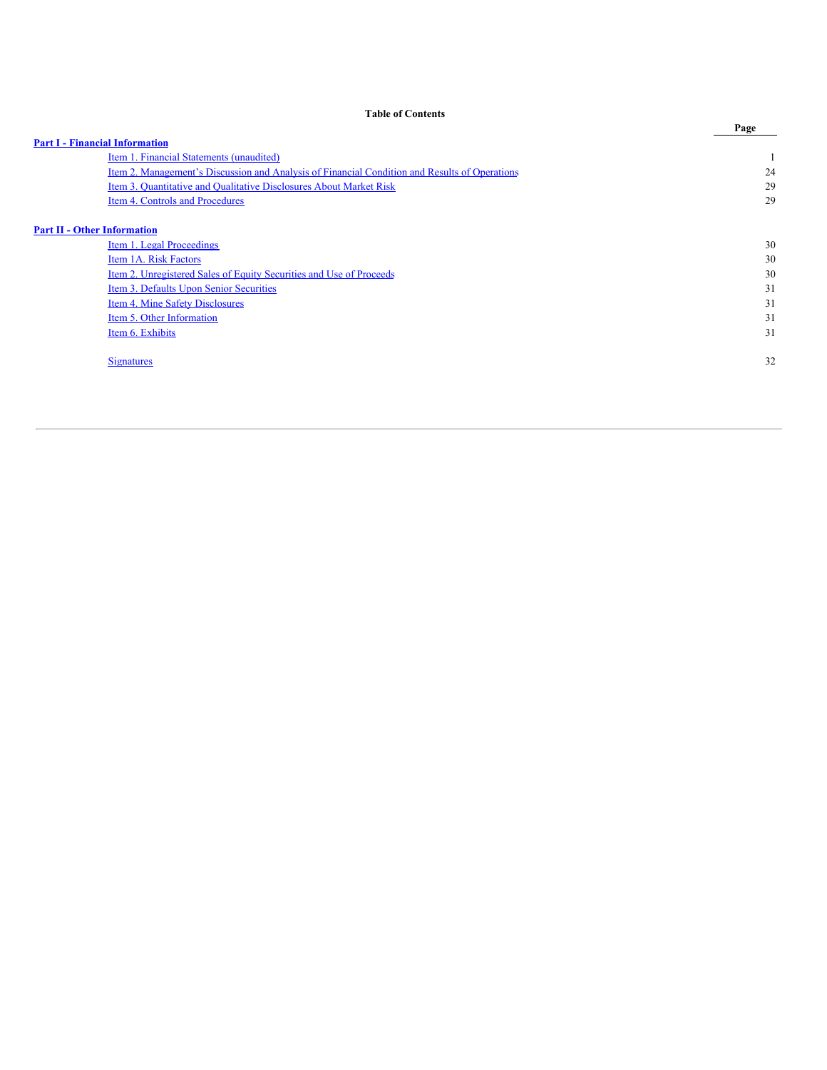**Table of Contents**

| | Page |
|---|---|
| **Part I - Financial Information** | |
| Item 1. Financial Statements (unaudited) | 1 |
| Item 2. Management's Discussion and Analysis of Financial Condition and Results of Operations | 24 |
| Item 3. Quantitative and Qualitative Disclosures About Market Risk | 29 |
| Item 4. Controls and Procedures | 29 |
| | |
| **Part II - Other Information** | |
| Item 1. Legal Proceedings | 30 |
| Item 1A. Risk Factors | 30 |
| Item 2. Unregistered Sales of Equity Securities and Use of Proceeds | 30 |
| Item 3. Defaults Upon Senior Securities | 31 |
| Item 4. Mine Safety Disclosures | 31 |
| Item 5. Other Information | 31 |
| Item 6. Exhibits | 31 |
| | |
| Signatures | 32 |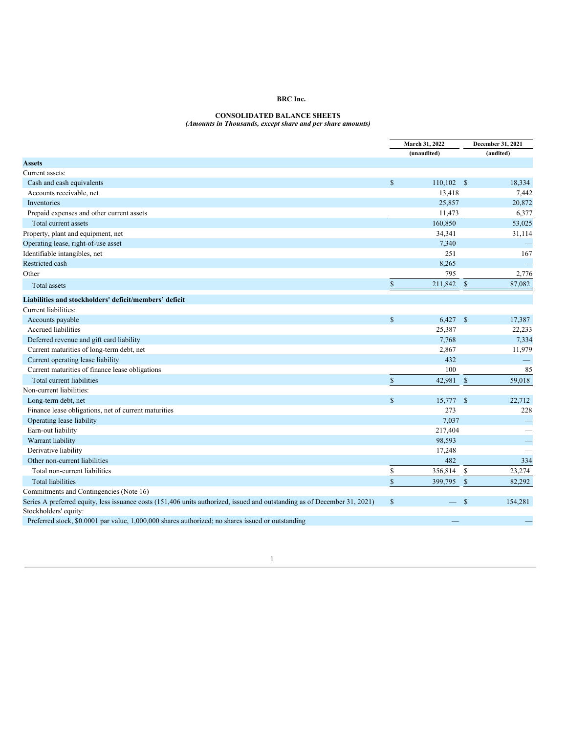**BRC Inc.**

**CONSOLIDATED BALANCE SHEETS**
*(Amounts in Thousands, except share and per share amounts)*

| | March 31, 2022 (unaudited) | December 31, 2021 (audited) |
|---|---|---|
| **Assets** | | |
| Current assets: | | |
| Cash and cash equivalents | $ 110,102 | $ 18,334 |
| Accounts receivable, net | 13,418 | 7,442 |
| Inventories | 25,857 | 20,872 |
| Prepaid expenses and other current assets | 11,473 | 6,377 |
| Total current assets | 160,850 | 53,025 |
| Property, plant and equipment, net | 34,341 | 31,114 |
| Operating lease, right-of-use asset | 7,340 | — |
| Identifiable intangibles, net | 251 | 167 |
| Restricted cash | 8,265 | — |
| Other | 795 | 2,776 |
| Total assets | $ 211,842 | $ 87,082 |
| **Liabilities and stockholders' deficit/members' deficit** | | |
| Current liabilities: | | |
| Accounts payable | $ 6,427 | $ 17,387 |
| Accrued liabilities | 25,387 | 22,233 |
| Deferred revenue and gift card liability | 7,768 | 7,334 |
| Current maturities of long-term debt, net | 2,867 | 11,979 |
| Current operating lease liability | 432 | — |
| Current maturities of finance lease obligations | 100 | 85 |
| Total current liabilities | $ 42,981 | $ 59,018 |
| Non-current liabilities: | | |
| Long-term debt, net | $ 15,777 | $ 22,712 |
| Finance lease obligations, net of current maturities | 273 | 228 |
| Operating lease liability | 7,037 | — |
| Earn-out liability | 217,404 | — |
| Warrant liability | 98,593 | — |
| Derivative liability | 17,248 | — |
| Other non-current liabilities | 482 | 334 |
| Total non-current liabilities | $ 356,814 | $ 23,274 |
| Total liabilities | $ 399,795 | $ 82,292 |
| Commitments and Contingencies (Note 16) | | |
| Series A preferred equity, less issuance costs (151,406 units authorized, issued and outstanding as of December 31, 2021) | $ — | $ 154,281 |
| Stockholders' equity: | | |
| Preferred stock, $0.0001 par value, 1,000,000 shares authorized; no shares issued or outstanding | — | — |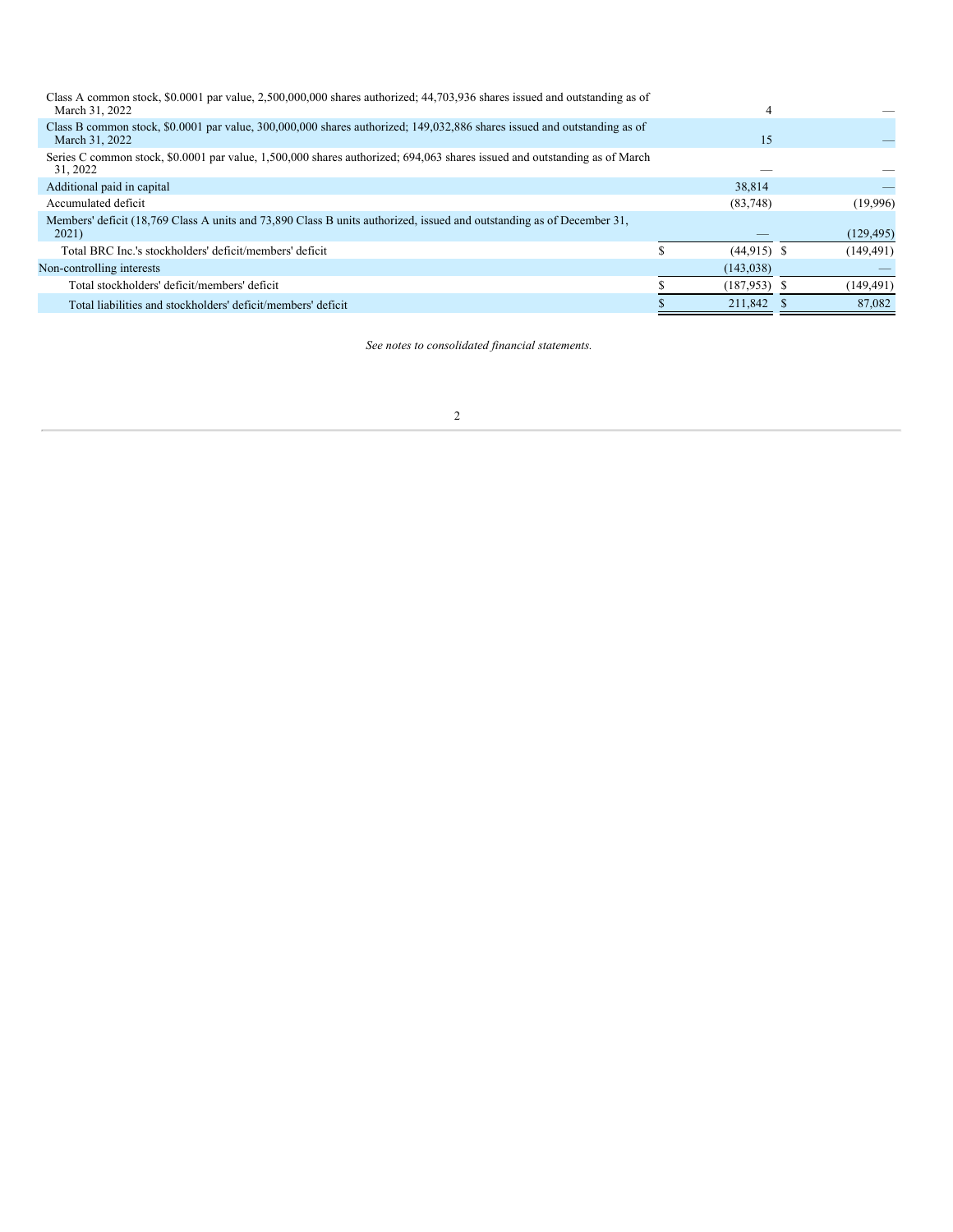| | | |
|---|---|---|
| Class A common stock, $0.0001 par value, 2,500,000,000 shares authorized; 44,703,936 shares issued and outstanding as of March 31, 2022 | 4 | — |
| Class B common stock, $0.0001 par value, 300,000,000 shares authorized; 149,032,886 shares issued and outstanding as of March 31, 2022 | 15 | — |
| Series C common stock, $0.0001 par value, 1,500,000 shares authorized; 694,063 shares issued and outstanding as of March 31, 2022 | — | — |
| Additional paid in capital | 38,814 | — |
| Accumulated deficit | (83,748) | (19,996) |
| Members' deficit (18,769 Class A units and 73,890 Class B units authorized, issued and outstanding as of December 31, 2021) | — | (129,495) |
| Total BRC Inc.'s stockholders' deficit/members' deficit | $ (44,915) | $ (149,491) |
| Non-controlling interests | (143,038) | — |
| Total stockholders' deficit/members' deficit | $ (187,953) | $ (149,491) |
| Total liabilities and stockholders' deficit/members' deficit | $ 211,842 | $ 87,082 |

*See notes to consolidated financial statements.*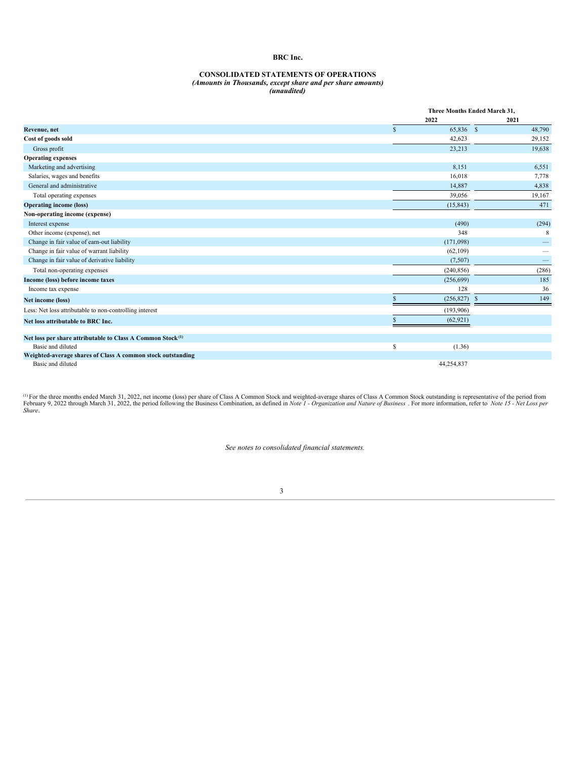# BRC Inc.

## CONSOLIDATED STATEMENTS OF OPERATIONS

*(Amounts in Thousands, except share and per share amounts)*
*(unaudited)*

| | Three Months Ended March 31, | |
|---|---|---|
| | 2022 | 2021 |
| **Revenue, net** | $ 65,836 | $ 48,790 |
| **Cost of goods sold** | 42,623 | 29,152 |
| Gross profit | 23,213 | 19,638 |
| **Operating expenses** | | |
| Marketing and advertising | 8,151 | 6,551 |
| Salaries, wages and benefits | 16,018 | 7,778 |
| General and administrative | 14,887 | 4,838 |
| Total operating expenses | 39,056 | 19,167 |
| **Operating income (loss)** | (15,843) | 471 |
| **Non-operating income (expense)** | | |
| Interest expense | (490) | (294) |
| Other income (expense), net | 348 | 8 |
| Change in fair value of earn-out liability | (171,098) | — |
| Change in fair value of warrant liability | (62,109) | — |
| Change in fair value of derivative liability | (7,507) | — |
| Total non-operating expenses | (240,856) | (286) |
| **Income (loss) before income taxes** | (256,699) | 185 |
| Income tax expense | 128 | 36 |
| **Net income (loss)** | $ (256,827) | $ 149 |
| Less: Net loss attributable to non-controlling interest | (193,906) | |
| **Net loss attributable to BRC Inc.** | $ (62,921) | |
| | | |
| **Net loss per share attributable to Class A Common Stock[1]** | | |
| Basic and diluted | $ (1.36) | |
| **Weighted-average shares of Class A common stock outstanding** | | |
| Basic and diluted | 44,254,837 | |

[1] For the three months ended March 31, 2022, net income (loss) per share of Class A Common Stock and weighted-average shares of Class A Common Stock outstanding is representative of the period from February 9, 2022 through March 31, 2022, the period following the Business Combination, as defined in *Note 1 - Organization and Nature of Business*. For more information, refer to *Note 15 - Net Loss per Share*.

*See notes to consolidated financial statements.*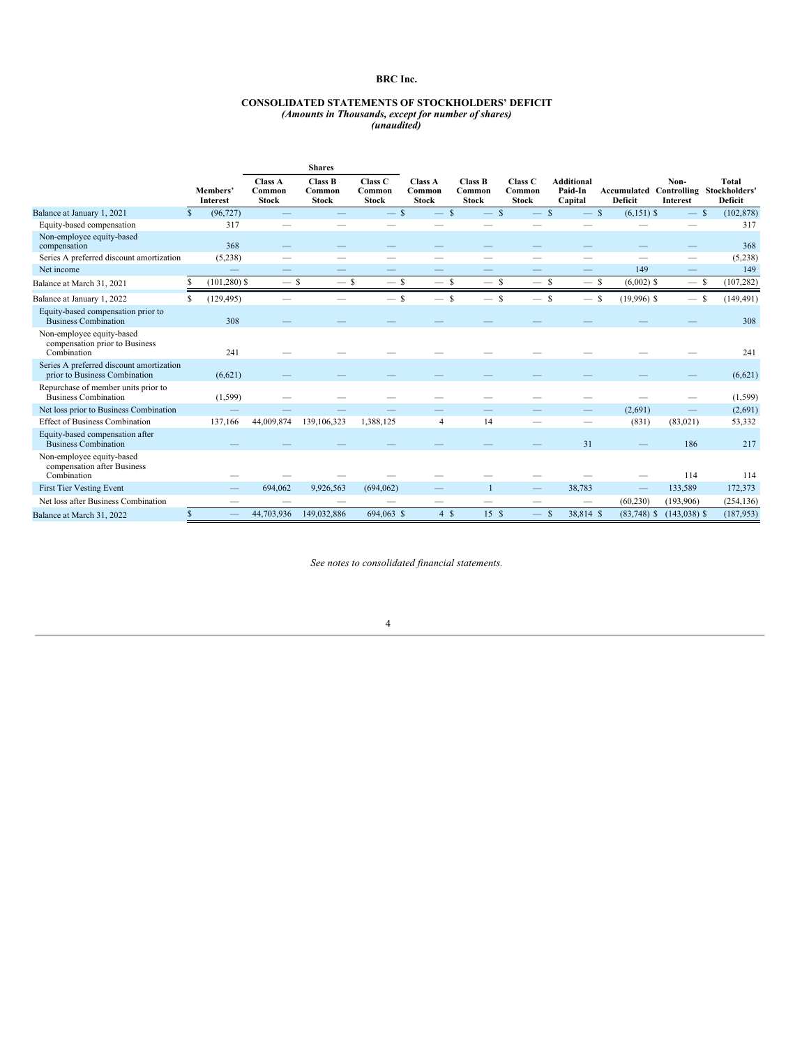# BRC Inc.

## CONSOLIDATED STATEMENTS OF STOCKHOLDERS' DEFICIT

*(Amounts in Thousands, except for number of shares)*
*(unaudited)*

| | Members' Interest | Shares: Class A Common Stock | Shares: Class B Common Stock | Shares: Class C Common Stock | Class A Common Stock | Class B Common Stock | Class C Common Stock | Additional Paid-In Capital | Accumulated Deficit | Non-Controlling Interest | Total Stockholders' Deficit |
|---|---|---|---|---|---|---|---|---|---|---|---|
| Balance at January 1, 2021 | $ (96,727) | — | — | — | $ — | $ — | $ — | $ — | $ (6,151) | $ — | $ (102,878) |
| Equity-based compensation | 317 | — | — | — | — | — | — | — | — | — | 317 |
| Non-employee equity-based compensation | 368 | — | — | — | — | — | — | — | — | — | 368 |
| Series A preferred discount amortization | (5,238) | — | — | — | — | — | — | — | — | — | (5,238) |
| Net income | — | — | — | — | — | — | — | — | 149 | — | 149 |
| Balance at March 31, 2021 | $ (101,280) | $ — | $ — | $ — | $ — | $ — | $ — | $ — | $ (6,002) | $ — | $ (107,282) |
| Balance at January 1, 2022 | $ (129,495) | — | — | — | $ — | $ — | $ — | $ — | $ (19,996) | $ — | $ (149,491) |
| Equity-based compensation prior to Business Combination | 308 | — | — | — | — | — | — | — | — | — | 308 |
| Non-employee equity-based compensation prior to Business Combination | 241 | — | — | — | — | — | — | — | — | — | 241 |
| Series A preferred discount amortization prior to Business Combination | (6,621) | — | — | — | — | — | — | — | — | — | (6,621) |
| Repurchase of member units prior to Business Combination | (1,599) | — | — | — | — | — | — | — | — | — | (1,599) |
| Net loss prior to Business Combination | — | — | — | — | — | — | — | — | (2,691) | — | (2,691) |
| Effect of Business Combination | 137,166 | 44,009,874 | 139,106,323 | 1,388,125 | 4 | 14 | — | — | (831) | (83,021) | 53,332 |
| Equity-based compensation after Business Combination | — | — | — | — | — | — | — | 31 | — | 186 | 217 |
| Non-employee equity-based compensation after Business Combination | — | — | — | — | — | — | — | — | — | 114 | 114 |
| First Tier Vesting Event | — | 694,062 | 9,926,563 | (694,062) | — | 1 | — | 38,783 | — | 133,589 | 172,373 |
| Net loss after Business Combination | — | — | — | — | — | — | — | — | (60,230) | (193,906) | (254,136) |
| Balance at March 31, 2022 | $ — | 44,703,936 | 149,032,886 | 694,063 | $ 4 | $ 15 | $ — | $ 38,814 | $ (83,748) | $ (143,038) | $ (187,953) |

*See notes to consolidated financial statements.*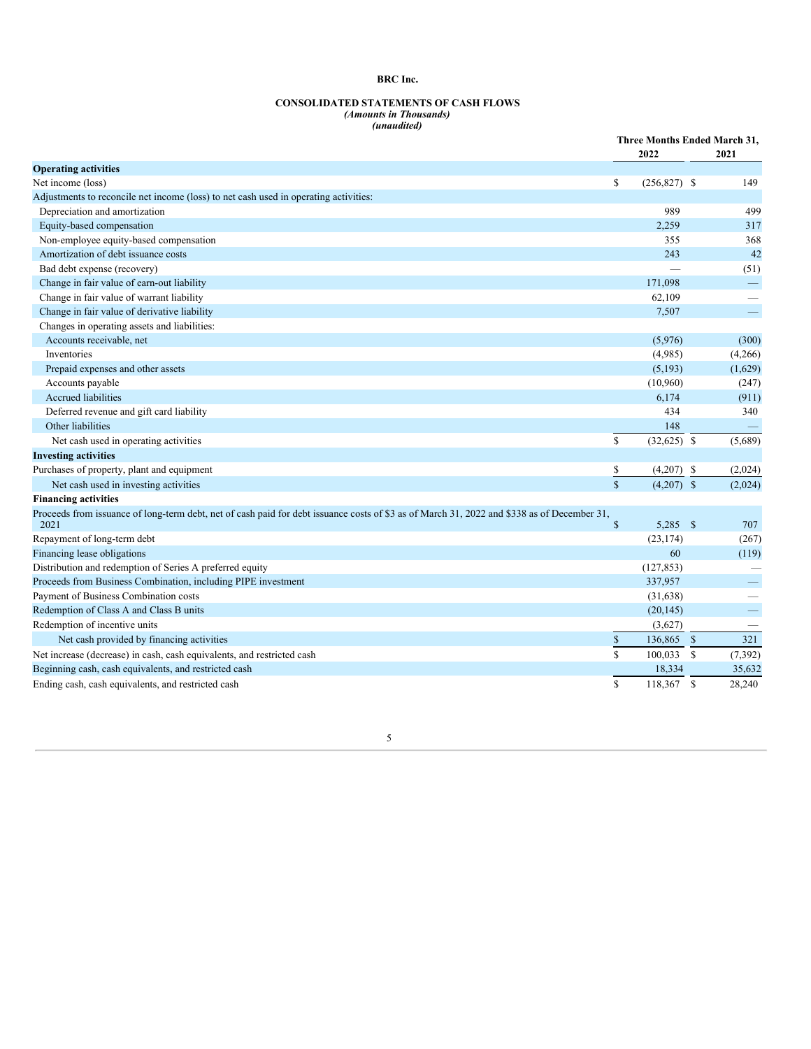**BRC Inc.**

**CONSOLIDATED STATEMENTS OF CASH FLOWS**
*(Amounts in Thousands)*
*(unaudited)*

| | Three Months Ended March 31, | |
|---|---|---|
| | 2022 | 2021 |
| **Operating activities** | | |
| Net income (loss) | $ (256,827) | $ 149 |
| Adjustments to reconcile net income (loss) to net cash used in operating activities: | | |
| Depreciation and amortization | 989 | 499 |
| Equity-based compensation | 2,259 | 317 |
| Non-employee equity-based compensation | 355 | 368 |
| Amortization of debt issuance costs | 243 | 42 |
| Bad debt expense (recovery) | — | (51) |
| Change in fair value of earn-out liability | 171,098 | — |
| Change in fair value of warrant liability | 62,109 | — |
| Change in fair value of derivative liability | 7,507 | — |
| Changes in operating assets and liabilities: | | |
| Accounts receivable, net | (5,976) | (300) |
| Inventories | (4,985) | (4,266) |
| Prepaid expenses and other assets | (5,193) | (1,629) |
| Accounts payable | (10,960) | (247) |
| Accrued liabilities | 6,174 | (911) |
| Deferred revenue and gift card liability | 434 | 340 |
| Other liabilities | 148 | — |
| Net cash used in operating activities | $ (32,625) | $ (5,689) |
| **Investing activities** | | |
| Purchases of property, plant and equipment | $ (4,207) | $ (2,024) |
| Net cash used in investing activities | $ (4,207) | $ (2,024) |
| **Financing activities** | | |
| Proceeds from issuance of long-term debt, net of cash paid for debt issuance costs of $3 as of March 31, 2022 and $338 as of December 31, 2021 | $ 5,285 | $ 707 |
| Repayment of long-term debt | (23,174) | (267) |
| Financing lease obligations | 60 | (119) |
| Distribution and redemption of Series A preferred equity | (127,853) | — |
| Proceeds from Business Combination, including PIPE investment | 337,957 | — |
| Payment of Business Combination costs | (31,638) | — |
| Redemption of Class A and Class B units | (20,145) | — |
| Redemption of incentive units | (3,627) | — |
| Net cash provided by financing activities | $ 136,865 | $ 321 |
| Net increase (decrease) in cash, cash equivalents, and restricted cash | $ 100,033 | $ (7,392) |
| Beginning cash, cash equivalents, and restricted cash | 18,334 | 35,632 |
| Ending cash, cash equivalents, and restricted cash | $ 118,367 | $ 28,240 |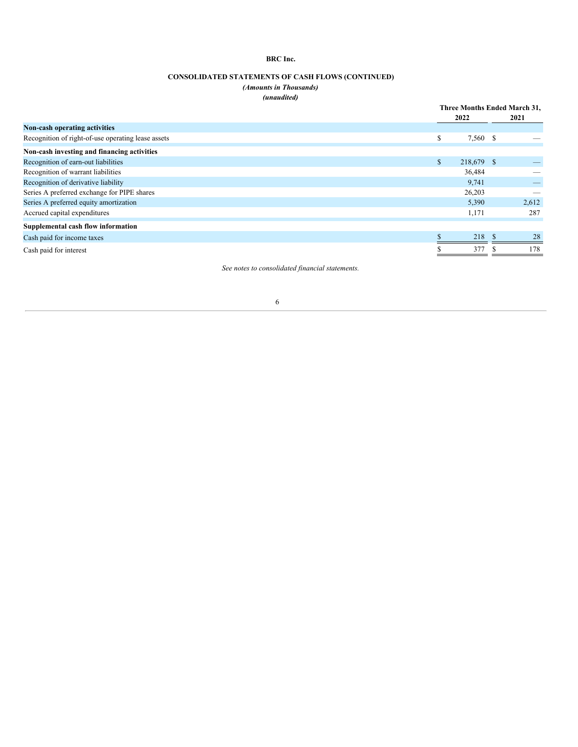**BRC Inc.**

**CONSOLIDATED STATEMENTS OF CASH FLOWS (CONTINUED)**

*(Amounts in Thousands)*

*(unaudited)*

| | Three Months Ended March 31, | |
|---|---|---|
| | 2022 | 2021 |
| **Non-cash operating activities** | | |
| Recognition of right-of-use operating lease assets | $ 7,560 | $ — |
| **Non-cash investing and financing activities** | | |
| Recognition of earn-out liabilities | $ 218,679 | $ — |
| Recognition of warrant liabilities | 36,484 | — |
| Recognition of derivative liability | 9,741 | — |
| Series A preferred exchange for PIPE shares | 26,203 | — |
| Series A preferred equity amortization | 5,390 | 2,612 |
| Accrued capital expenditures | 1,171 | 287 |
| **Supplemental cash flow information** | | |
| Cash paid for income taxes | $ 218 | $ 28 |
| Cash paid for interest | $ 377 | $ 178 |

*See notes to consolidated financial statements.*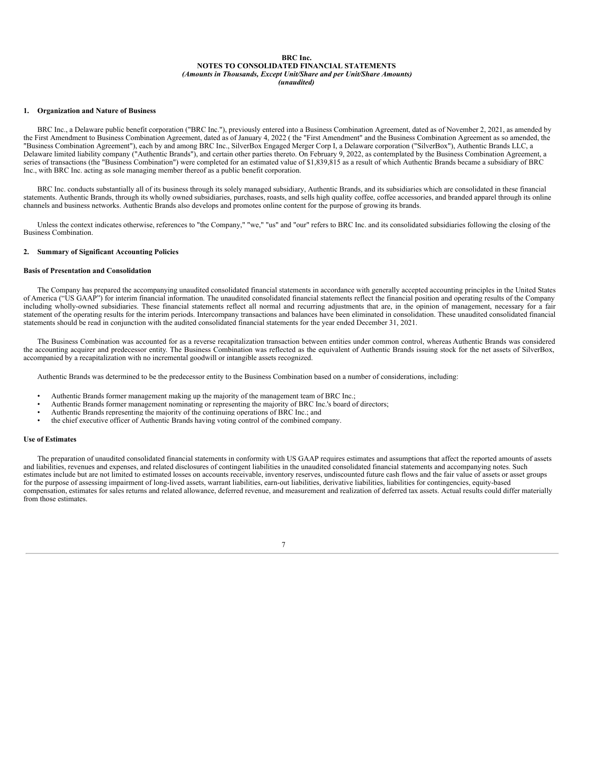**BRC Inc.**
**NOTES TO CONSOLIDATED FINANCIAL STATEMENTS**
*(Amounts in Thousands, Except Unit/Share and per Unit/Share Amounts)*
*(unaudited)*

## 1. Organization and Nature of Business

BRC Inc., a Delaware public benefit corporation ("BRC Inc."), previously entered into a Business Combination Agreement, dated as of November 2, 2021, as amended by the First Amendment to Business Combination Agreement, dated as of January 4, 2022 ( the "First Amendment" and the Business Combination Agreement as so amended, the "Business Combination Agreement"), each by and among BRC Inc., SilverBox Engaged Merger Corp I, a Delaware corporation ("SilverBox"), Authentic Brands LLC, a Delaware limited liability company ("Authentic Brands"), and certain other parties thereto. On February 9, 2022, as contemplated by the Business Combination Agreement, a series of transactions (the "Business Combination") were completed for an estimated value of $1,839,815 as a result of which Authentic Brands became a subsidiary of BRC Inc., with BRC Inc. acting as sole managing member thereof as a public benefit corporation.

BRC Inc. conducts substantially all of its business through its solely managed subsidiary, Authentic Brands, and its subsidiaries which are consolidated in these financial statements. Authentic Brands, through its wholly owned subsidiaries, purchases, roasts, and sells high quality coffee, coffee accessories, and branded apparel through its online channels and business networks. Authentic Brands also develops and promotes online content for the purpose of growing its brands.

Unless the context indicates otherwise, references to "the Company," "we," "us" and "our" refers to BRC Inc. and its consolidated subsidiaries following the closing of the Business Combination.

## 2. Summary of Significant Accounting Policies

### Basis of Presentation and Consolidation

The Company has prepared the accompanying unaudited consolidated financial statements in accordance with generally accepted accounting principles in the United States of America ("US GAAP") for interim financial information. The unaudited consolidated financial statements reflect the financial position and operating results of the Company including wholly-owned subsidiaries. These financial statements reflect all normal and recurring adjustments that are, in the opinion of management, necessary for a fair statement of the operating results for the interim periods. Intercompany transactions and balances have been eliminated in consolidation. These unaudited consolidated financial statements should be read in conjunction with the audited consolidated financial statements for the year ended December 31, 2021.

The Business Combination was accounted for as a reverse recapitalization transaction between entities under common control, whereas Authentic Brands was considered the accounting acquirer and predecessor entity. The Business Combination was reflected as the equivalent of Authentic Brands issuing stock for the net assets of SilverBox, accompanied by a recapitalization with no incremental goodwill or intangible assets recognized.

Authentic Brands was determined to be the predecessor entity to the Business Combination based on a number of considerations, including:

- Authentic Brands former management making up the majority of the management team of BRC Inc.;
- Authentic Brands former management nominating or representing the majority of BRC Inc.'s board of directors;
- Authentic Brands representing the majority of the continuing operations of BRC Inc.; and
- the chief executive officer of Authentic Brands having voting control of the combined company.

### Use of Estimates

The preparation of unaudited consolidated financial statements in conformity with US GAAP requires estimates and assumptions that affect the reported amounts of assets and liabilities, revenues and expenses, and related disclosures of contingent liabilities in the unaudited consolidated financial statements and accompanying notes. Such estimates include but are not limited to estimated losses on accounts receivable, inventory reserves, undiscounted future cash flows and the fair value of assets or asset groups for the purpose of assessing impairment of long-lived assets, warrant liabilities, earn-out liabilities, derivative liabilities, liabilities for contingencies, equity-based compensation, estimates for sales returns and related allowance, deferred revenue, and measurement and realization of deferred tax assets. Actual results could differ materially from those estimates.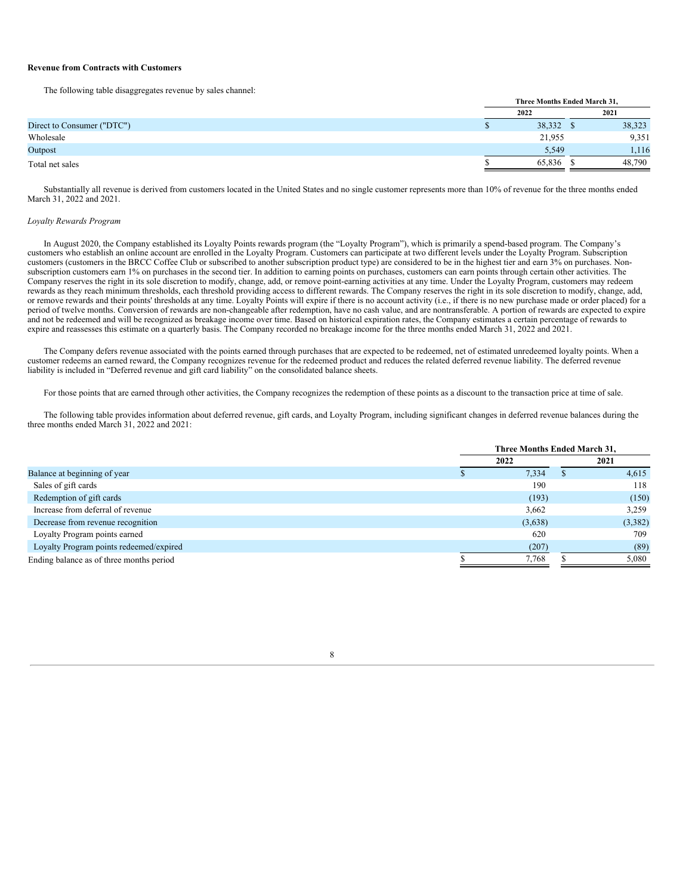**Revenue from Contracts with Customers**

The following table disaggregates revenue by sales channel:

| | Three Months Ended March 31, | |
|---|---|---|
| | 2022 | 2021 |
| Direct to Consumer ("DTC") | $ 38,332 | $ 38,323 |
| Wholesale | 21,955 | 9,351 |
| Outpost | 5,549 | 1,116 |
| Total net sales | $ 65,836 | $ 48,790 |

Substantially all revenue is derived from customers located in the United States and no single customer represents more than 10% of revenue for the three months ended March 31, 2022 and 2021.

*Loyalty Rewards Program*

In August 2020, the Company established its Loyalty Points rewards program (the "Loyalty Program"), which is primarily a spend-based program. The Company's customers who establish an online account are enrolled in the Loyalty Program. Customers can participate at two different levels under the Loyalty Program. Subscription customers (customers in the BRCC Coffee Club or subscribed to another subscription product type) are considered to be in the highest tier and earn 3% on purchases. Non-subscription customers earn 1% on purchases in the second tier. In addition to earning points on purchases, customers can earn points through certain other activities. The Company reserves the right in its sole discretion to modify, change, add, or remove point-earning activities at any time. Under the Loyalty Program, customers may redeem rewards as they reach minimum thresholds, each threshold providing access to different rewards. The Company reserves the right in its sole discretion to modify, change, add, or remove rewards and their points' thresholds at any time. Loyalty Points will expire if there is no account activity (i.e., if there is no new purchase made or order placed) for a period of twelve months. Conversion of rewards are non-changeable after redemption, have no cash value, and are nontransferable. A portion of rewards are expected to expire and not be redeemed and will be recognized as breakage income over time. Based on historical expiration rates, the Company estimates a certain percentage of rewards to expire and reassesses this estimate on a quarterly basis. The Company recorded no breakage income for the three months ended March 31, 2022 and 2021.

The Company defers revenue associated with the points earned through purchases that are expected to be redeemed, net of estimated unredeemed loyalty points. When a customer redeems an earned reward, the Company recognizes revenue for the redeemed product and reduces the related deferred revenue liability. The deferred revenue liability is included in "Deferred revenue and gift card liability" on the consolidated balance sheets.

For those points that are earned through other activities, the Company recognizes the redemption of these points as a discount to the transaction price at time of sale.

The following table provides information about deferred revenue, gift cards, and Loyalty Program, including significant changes in deferred revenue balances during the three months ended March 31, 2022 and 2021:

| | Three Months Ended March 31, | |
|---|---|---|
| | 2022 | 2021 |
| Balance at beginning of year | $ 7,334 | $ 4,615 |
| Sales of gift cards | 190 | 118 |
| Redemption of gift cards | (193) | (150) |
| Increase from deferral of revenue | 3,662 | 3,259 |
| Decrease from revenue recognition | (3,638) | (3,382) |
| Loyalty Program points earned | 620 | 709 |
| Loyalty Program points redeemed/expired | (207) | (89) |
| Ending balance as of three months period | $ 7,768 | $ 5,080 |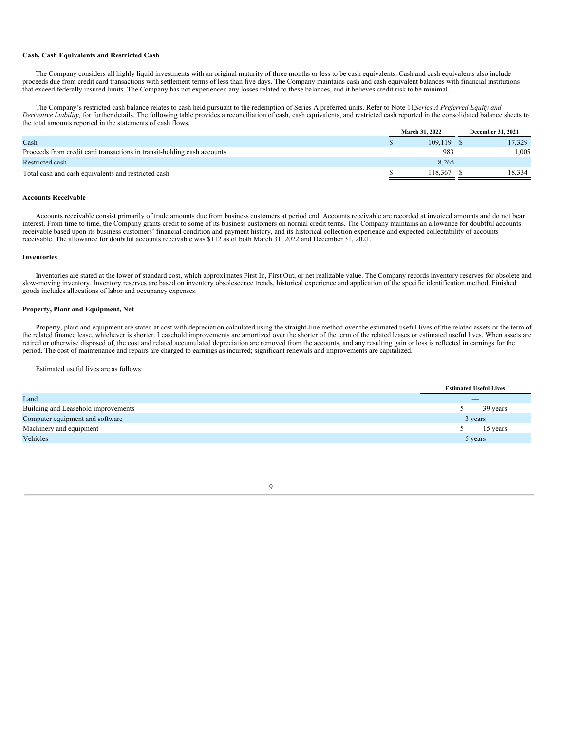### Cash, Cash Equivalents and Restricted Cash

The Company considers all highly liquid investments with an original maturity of three months or less to be cash equivalents. Cash and cash equivalents also include proceeds due from credit card transactions with settlement terms of less than five days. The Company maintains cash and cash equivalent balances with financial institutions that exceed federally insured limits. The Company has not experienced any losses related to these balances, and it believes credit risk to be minimal.

The Company's restricted cash balance relates to cash held pursuant to the redemption of Series A preferred units. Refer to Note 11*Series A Preferred Equity and Derivative Liability,* for further details. The following table provides a reconciliation of cash, cash equivalents, and restricted cash reported in the consolidated balance sheets to the total amounts reported in the statements of cash flows.

| | March 31, 2022 | December 31, 2021 |
|---|---|---|
| Cash | $ 109,119 | $ 17,329 |
| Proceeds from credit card transactions in transit-holding cash accounts | 983 | 1,005 |
| Restricted cash | 8,265 | — |
| Total cash and cash equivalents and restricted cash | $ 118,367 | $ 18,334 |

### Accounts Receivable

Accounts receivable consist primarily of trade amounts due from business customers at period end. Accounts receivable are recorded at invoiced amounts and do not bear interest. From time to time, the Company grants credit to some of its business customers on normal credit terms. The Company maintains an allowance for doubtful accounts receivable based upon its business customers' financial condition and payment history, and its historical collection experience and expected collectability of accounts receivable. The allowance for doubtful accounts receivable was $112 as of both March 31, 2022 and December 31, 2021.

### Inventories

Inventories are stated at the lower of standard cost, which approximates First In, First Out, or net realizable value. The Company records inventory reserves for obsolete and slow-moving inventory. Inventory reserves are based on inventory obsolescence trends, historical experience and application of the specific identification method. Finished goods includes allocations of labor and occupancy expenses.

### Property, Plant and Equipment, Net

Property, plant and equipment are stated at cost with depreciation calculated using the straight-line method over the estimated useful lives of the related assets or the term of the related finance lease, whichever is shorter. Leasehold improvements are amortized over the shorter of the term of the related leases or estimated useful lives. When assets are retired or otherwise disposed of, the cost and related accumulated depreciation are removed from the accounts, and any resulting gain or loss is reflected in earnings for the period. The cost of maintenance and repairs are charged to earnings as incurred; significant renewals and improvements are capitalized.

Estimated useful lives are as follows:

| | Estimated Useful Lives |
|---|---|
| Land | — |
| Building and Leasehold improvements | 5 — 39 years |
| Computer equipment and software | 3 years |
| Machinery and equipment | 5 — 15 years |
| Vehicles | 5 years |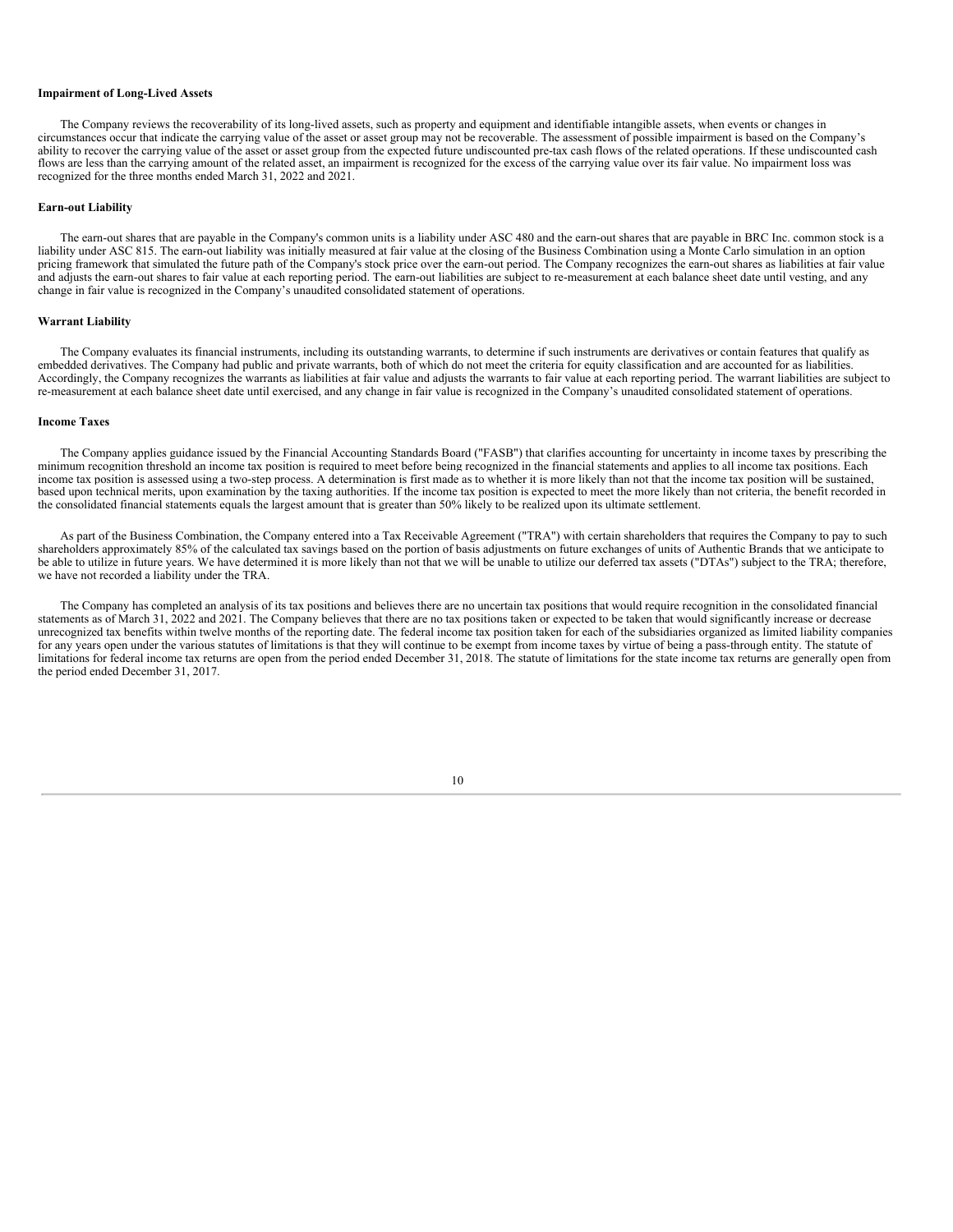**Impairment of Long-Lived Assets**

The Company reviews the recoverability of its long-lived assets, such as property and equipment and identifiable intangible assets, when events or changes in circumstances occur that indicate the carrying value of the asset or asset group may not be recoverable. The assessment of possible impairment is based on the Company's ability to recover the carrying value of the asset or asset group from the expected future undiscounted pre-tax cash flows of the related operations. If these undiscounted cash flows are less than the carrying amount of the related asset, an impairment is recognized for the excess of the carrying value over its fair value. No impairment loss was recognized for the three months ended March 31, 2022 and 2021.

**Earn-out Liability**

The earn-out shares that are payable in the Company's common units is a liability under ASC 480 and the earn-out shares that are payable in BRC Inc. common stock is a liability under ASC 815. The earn-out liability was initially measured at fair value at the closing of the Business Combination using a Monte Carlo simulation in an option pricing framework that simulated the future path of the Company's stock price over the earn-out period. The Company recognizes the earn-out shares as liabilities at fair value and adjusts the earn-out shares to fair value at each reporting period. The earn-out liabilities are subject to re-measurement at each balance sheet date until vesting, and any change in fair value is recognized in the Company's unaudited consolidated statement of operations.

**Warrant Liability**

The Company evaluates its financial instruments, including its outstanding warrants, to determine if such instruments are derivatives or contain features that qualify as embedded derivatives. The Company had public and private warrants, both of which do not meet the criteria for equity classification and are accounted for as liabilities. Accordingly, the Company recognizes the warrants as liabilities at fair value and adjusts the warrants to fair value at each reporting period. The warrant liabilities are subject to re-measurement at each balance sheet date until exercised, and any change in fair value is recognized in the Company's unaudited consolidated statement of operations.

**Income Taxes**

The Company applies guidance issued by the Financial Accounting Standards Board ("FASB") that clarifies accounting for uncertainty in income taxes by prescribing the minimum recognition threshold an income tax position is required to meet before being recognized in the financial statements and applies to all income tax positions. Each income tax position is assessed using a two-step process. A determination is first made as to whether it is more likely than not that the income tax position will be sustained, based upon technical merits, upon examination by the taxing authorities. If the income tax position is expected to meet the more likely than not criteria, the benefit recorded in the consolidated financial statements equals the largest amount that is greater than 50% likely to be realized upon its ultimate settlement.

As part of the Business Combination, the Company entered into a Tax Receivable Agreement ("TRA") with certain shareholders that requires the Company to pay to such shareholders approximately 85% of the calculated tax savings based on the portion of basis adjustments on future exchanges of units of Authentic Brands that we anticipate to be able to utilize in future years. We have determined it is more likely than not that we will be unable to utilize our deferred tax assets ("DTAs") subject to the TRA; therefore, we have not recorded a liability under the TRA.

The Company has completed an analysis of its tax positions and believes there are no uncertain tax positions that would require recognition in the consolidated financial statements as of March 31, 2022 and 2021. The Company believes that there are no tax positions taken or expected to be taken that would significantly increase or decrease unrecognized tax benefits within twelve months of the reporting date. The federal income tax position taken for each of the subsidiaries organized as limited liability companies for any years open under the various statutes of limitations is that they will continue to be exempt from income taxes by virtue of being a pass-through entity. The statute of limitations for federal income tax returns are open from the period ended December 31, 2018. The statute of limitations for the state income tax returns are generally open from the period ended December 31, 2017.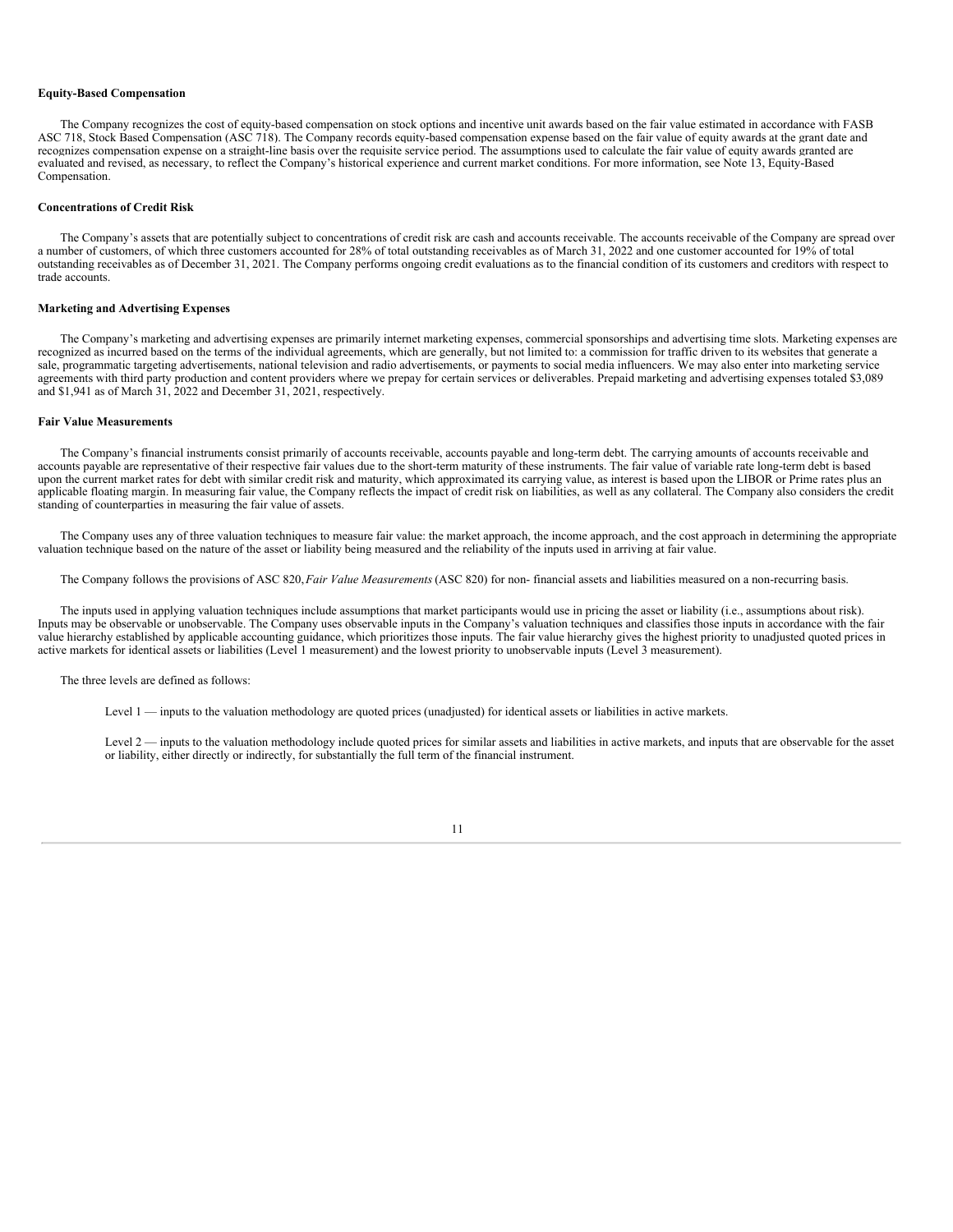**Equity-Based Compensation**

The Company recognizes the cost of equity-based compensation on stock options and incentive unit awards based on the fair value estimated in accordance with FASB ASC 718, Stock Based Compensation (ASC 718). The Company records equity-based compensation expense based on the fair value of equity awards at the grant date and recognizes compensation expense on a straight-line basis over the requisite service period. The assumptions used to calculate the fair value of equity awards granted are evaluated and revised, as necessary, to reflect the Company's historical experience and current market conditions. For more information, see Note 13, Equity-Based Compensation.

**Concentrations of Credit Risk**

The Company's assets that are potentially subject to concentrations of credit risk are cash and accounts receivable. The accounts receivable of the Company are spread over a number of customers, of which three customers accounted for 28% of total outstanding receivables as of March 31, 2022 and one customer accounted for 19% of total outstanding receivables as of December 31, 2021. The Company performs ongoing credit evaluations as to the financial condition of its customers and creditors with respect to trade accounts.

**Marketing and Advertising Expenses**

The Company's marketing and advertising expenses are primarily internet marketing expenses, commercial sponsorships and advertising time slots. Marketing expenses are recognized as incurred based on the terms of the individual agreements, which are generally, but not limited to: a commission for traffic driven to its websites that generate a sale, programmatic targeting advertisements, national television and radio advertisements, or payments to social media influencers. We may also enter into marketing service agreements with third party production and content providers where we prepay for certain services or deliverables. Prepaid marketing and advertising expenses totaled $3,089 and $1,941 as of March 31, 2022 and December 31, 2021, respectively.

**Fair Value Measurements**

The Company's financial instruments consist primarily of accounts receivable, accounts payable and long-term debt. The carrying amounts of accounts receivable and accounts payable are representative of their respective fair values due to the short-term maturity of these instruments. The fair value of variable rate long-term debt is based upon the current market rates for debt with similar credit risk and maturity, which approximated its carrying value, as interest is based upon the LIBOR or Prime rates plus an applicable floating margin. In measuring fair value, the Company reflects the impact of credit risk on liabilities, as well as any collateral. The Company also considers the credit standing of counterparties in measuring the fair value of assets.

The Company uses any of three valuation techniques to measure fair value: the market approach, the income approach, and the cost approach in determining the appropriate valuation technique based on the nature of the asset or liability being measured and the reliability of the inputs used in arriving at fair value.

The Company follows the provisions of ASC 820, *Fair Value Measurements* (ASC 820) for non- financial assets and liabilities measured on a non-recurring basis.

The inputs used in applying valuation techniques include assumptions that market participants would use in pricing the asset or liability (i.e., assumptions about risk). Inputs may be observable or unobservable. The Company uses observable inputs in the Company's valuation techniques and classifies those inputs in accordance with the fair value hierarchy established by applicable accounting guidance, which prioritizes those inputs. The fair value hierarchy gives the highest priority to unadjusted quoted prices in active markets for identical assets or liabilities (Level 1 measurement) and the lowest priority to unobservable inputs (Level 3 measurement).

The three levels are defined as follows:

Level 1 — inputs to the valuation methodology are quoted prices (unadjusted) for identical assets or liabilities in active markets.

Level 2 — inputs to the valuation methodology include quoted prices for similar assets and liabilities in active markets, and inputs that are observable for the asset or liability, either directly or indirectly, for substantially the full term of the financial instrument.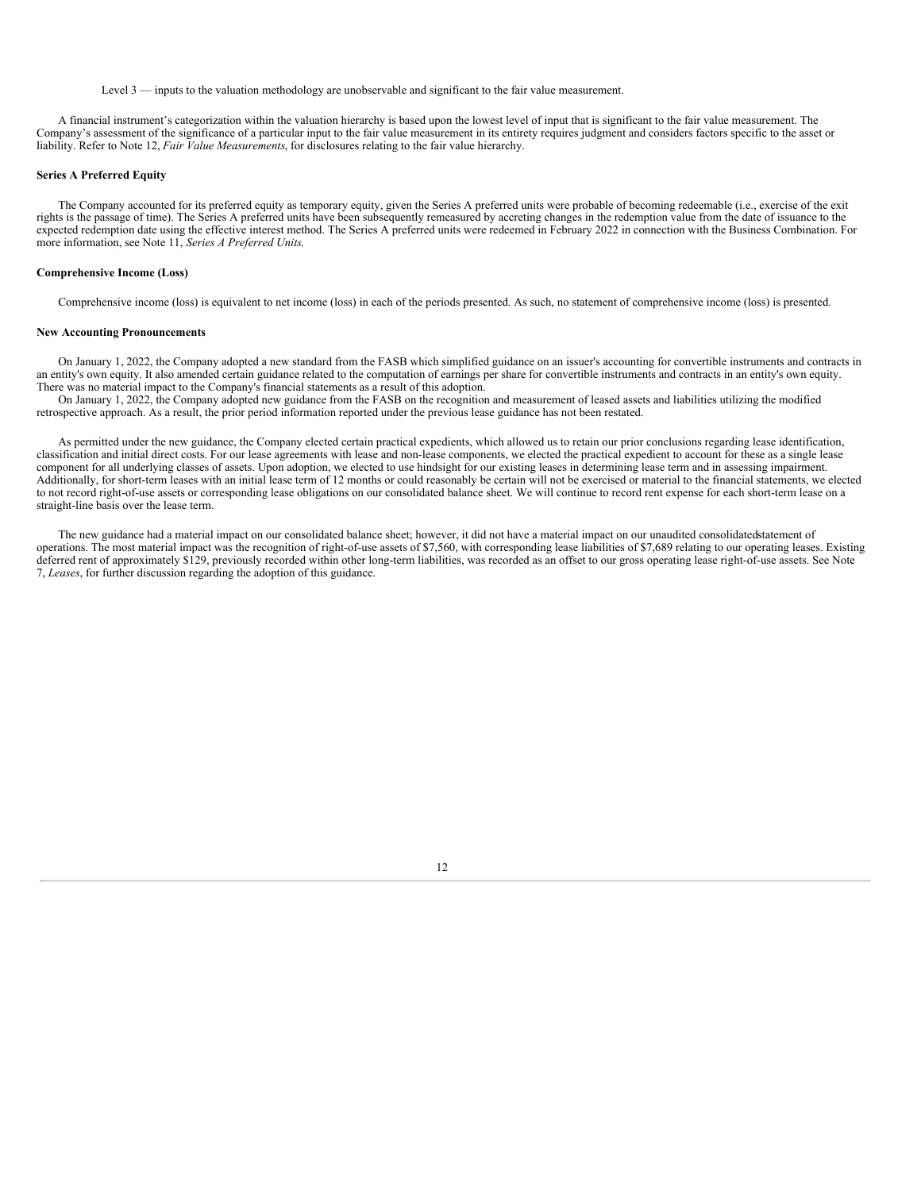Level 3 — inputs to the valuation methodology are unobservable and significant to the fair value measurement.

A financial instrument's categorization within the valuation hierarchy is based upon the lowest level of input that is significant to the fair value measurement. The Company's assessment of the significance of a particular input to the fair value measurement in its entirety requires judgment and considers factors specific to the asset or liability. Refer to Note 12, *Fair Value Measurements*, for disclosures relating to the fair value hierarchy.

**Series A Preferred Equity**

The Company accounted for its preferred equity as temporary equity, given the Series A preferred units were probable of becoming redeemable (i.e., exercise of the exit rights is the passage of time). The Series A preferred units have been subsequently remeasured by accreting changes in the redemption value from the date of issuance to the expected redemption date using the effective interest method. The Series A preferred units were redeemed in February 2022 in connection with the Business Combination. For more information, see Note 11, *Series A Preferred Units.*

**Comprehensive Income (Loss)**

Comprehensive income (loss) is equivalent to net income (loss) in each of the periods presented. As such, no statement of comprehensive income (loss) is presented.

**New Accounting Pronouncements**

On January 1, 2022, the Company adopted a new standard from the FASB which simplified guidance on an issuer's accounting for convertible instruments and contracts in an entity's own equity. It also amended certain guidance related to the computation of earnings per share for convertible instruments and contracts in an entity's own equity. There was no material impact to the Company's financial statements as a result of this adoption.

On January 1, 2022, the Company adopted new guidance from the FASB on the recognition and measurement of leased assets and liabilities utilizing the modified retrospective approach. As a result, the prior period information reported under the previous lease guidance has not been restated.

As permitted under the new guidance, the Company elected certain practical expedients, which allowed us to retain our prior conclusions regarding lease identification, classification and initial direct costs. For our lease agreements with lease and non-lease components, we elected the practical expedient to account for these as a single lease component for all underlying classes of assets. Upon adoption, we elected to use hindsight for our existing leases in determining lease term and in assessing impairment. Additionally, for short-term leases with an initial lease term of 12 months or could reasonably be certain will not be exercised or material to the financial statements, we elected to not record right-of-use assets or corresponding lease obligations on our consolidated balance sheet. We will continue to record rent expense for each short-term lease on a straight-line basis over the lease term.

The new guidance had a material impact on our consolidated balance sheet; however, it did not have a material impact on our unaudited consolidatedstatement of operations. The most material impact was the recognition of right-of-use assets of $7,560, with corresponding lease liabilities of $7,689 relating to our operating leases. Existing deferred rent of approximately $129, previously recorded within other long-term liabilities, was recorded as an offset to our gross operating lease right-of-use assets. See Note 7, *Leases*, for further discussion regarding the adoption of this guidance.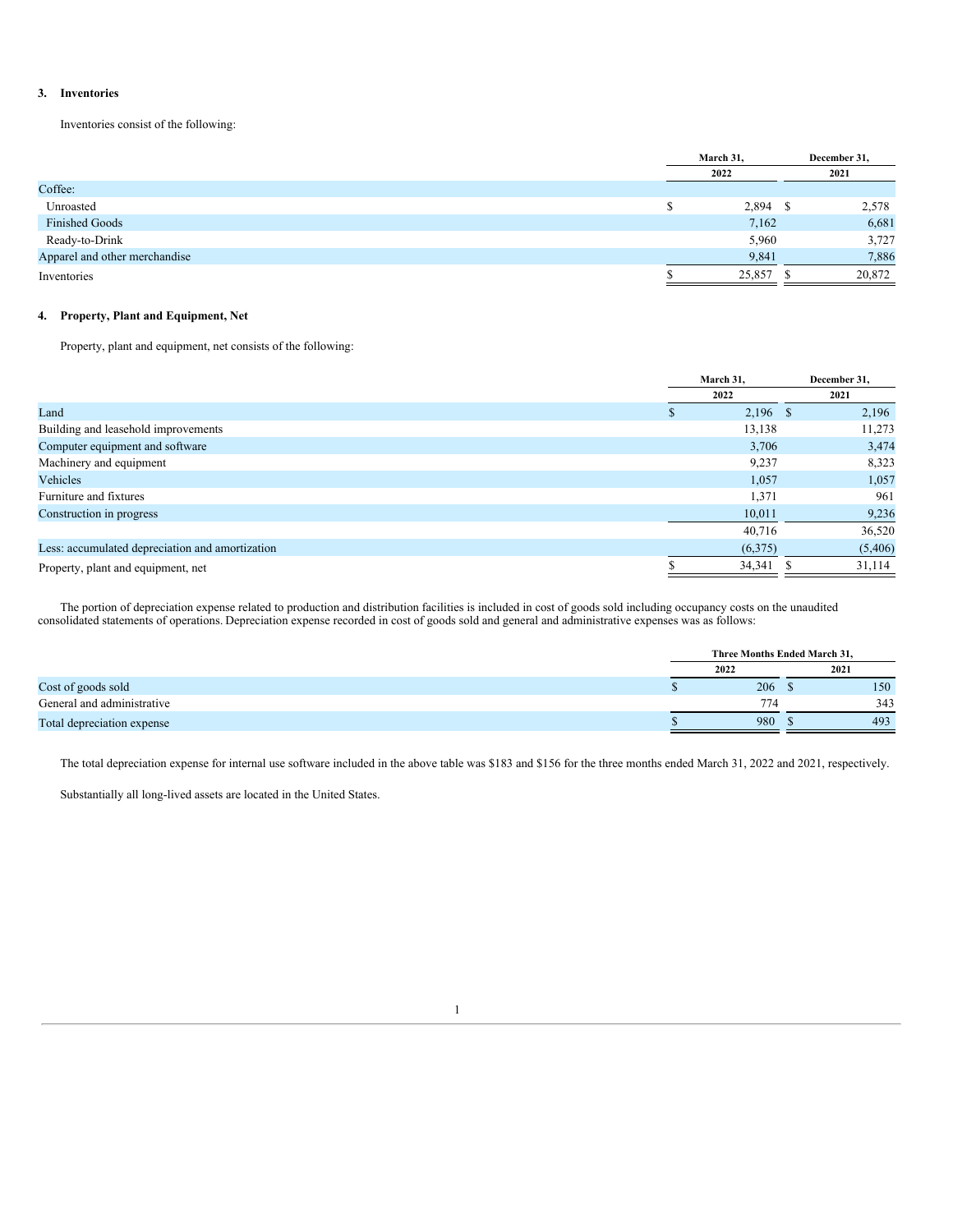### 3. Inventories

Inventories consist of the following:

| | March 31, 2022 | December 31, 2021 |
|---|---|---|
| Coffee: | | |
| Unroasted | $ 2,894 | $ 2,578 |
| Finished Goods | 7,162 | 6,681 |
| Ready-to-Drink | 5,960 | 3,727 |
| Apparel and other merchandise | 9,841 | 7,886 |
| Inventories | $ 25,857 | $ 20,872 |

### 4. Property, Plant and Equipment, Net

Property, plant and equipment, net consists of the following:

| | March 31, 2022 | December 31, 2021 |
|---|---|---|
| Land | $ 2,196 | $ 2,196 |
| Building and leasehold improvements | 13,138 | 11,273 |
| Computer equipment and software | 3,706 | 3,474 |
| Machinery and equipment | 9,237 | 8,323 |
| Vehicles | 1,057 | 1,057 |
| Furniture and fixtures | 1,371 | 961 |
| Construction in progress | 10,011 | 9,236 |
| | 40,716 | 36,520 |
| Less: accumulated depreciation and amortization | (6,375) | (5,406) |
| Property, plant and equipment, net | $ 34,341 | $ 31,114 |

The portion of depreciation expense related to production and distribution facilities is included in cost of goods sold including occupancy costs on the unaudited consolidated statements of operations. Depreciation expense recorded in cost of goods sold and general and administrative expenses was as follows:

| | Three Months Ended March 31, | |
|---|---|---|
| | 2022 | 2021 |
| Cost of goods sold | $ 206 | $ 150 |
| General and administrative | 774 | 343 |
| Total depreciation expense | $ 980 | $ 493 |

The total depreciation expense for internal use software included in the above table was $183 and $156 for the three months ended March 31, 2022 and 2021, respectively.

Substantially all long-lived assets are located in the United States.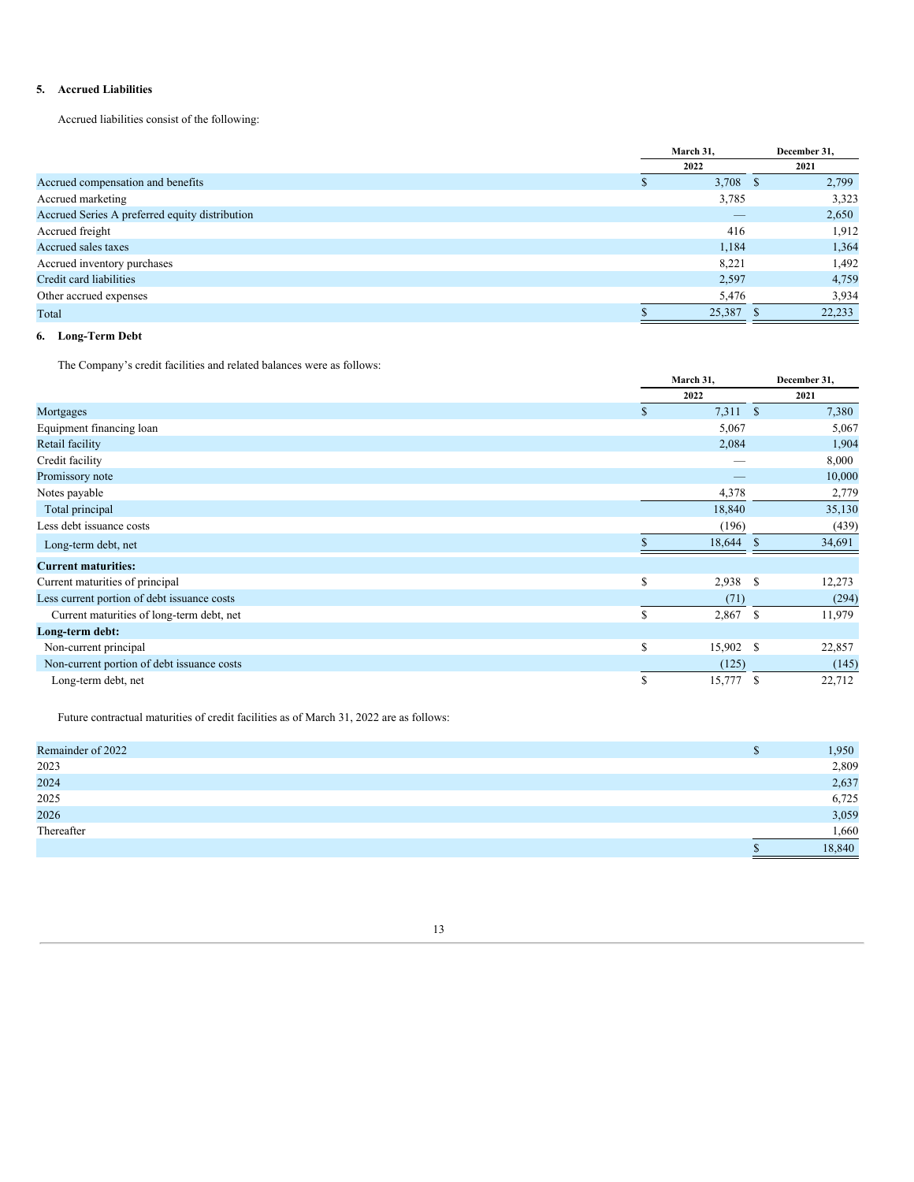### 5. Accrued Liabilities

Accrued liabilities consist of the following:

| | March 31, 2022 | December 31, 2021 |
|---|---|---|
| Accrued compensation and benefits | $ 3,708 | $ 2,799 |
| Accrued marketing | 3,785 | 3,323 |
| Accrued Series A preferred equity distribution | — | 2,650 |
| Accrued freight | 416 | 1,912 |
| Accrued sales taxes | 1,184 | 1,364 |
| Accrued inventory purchases | 8,221 | 1,492 |
| Credit card liabilities | 2,597 | 4,759 |
| Other accrued expenses | 5,476 | 3,934 |
| Total | $ 25,387 | $ 22,233 |

### 6. Long-Term Debt

The Company's credit facilities and related balances were as follows:

| | March 31, 2022 | December 31, 2021 |
|---|---|---|
| Mortgages | $ 7,311 | $ 7,380 |
| Equipment financing loan | 5,067 | 5,067 |
| Retail facility | 2,084 | 1,904 |
| Credit facility | — | 8,000 |
| Promissory note | — | 10,000 |
| Notes payable | 4,378 | 2,779 |
| Total principal | 18,840 | 35,130 |
| Less debt issuance costs | (196) | (439) |
| Long-term debt, net | $ 18,644 | $ 34,691 |
| **Current maturities:** | | |
| Current maturities of principal | $ 2,938 | $ 12,273 |
| Less current portion of debt issuance costs | (71) | (294) |
| Current maturities of long-term debt, net | $ 2,867 | $ 11,979 |
| **Long-term debt:** | | |
| Non-current principal | $ 15,902 | $ 22,857 |
| Non-current portion of debt issuance costs | (125) | (145) |
| Long-term debt, net | $ 15,777 | $ 22,712 |

Future contractual maturities of credit facilities as of March 31, 2022 are as follows:

| | |
|---|---|
| Remainder of 2022 | $ 1,950 |
| 2023 | 2,809 |
| 2024 | 2,637 |
| 2025 | 6,725 |
| 2026 | 3,059 |
| Thereafter | 1,660 |
| | $ 18,840 |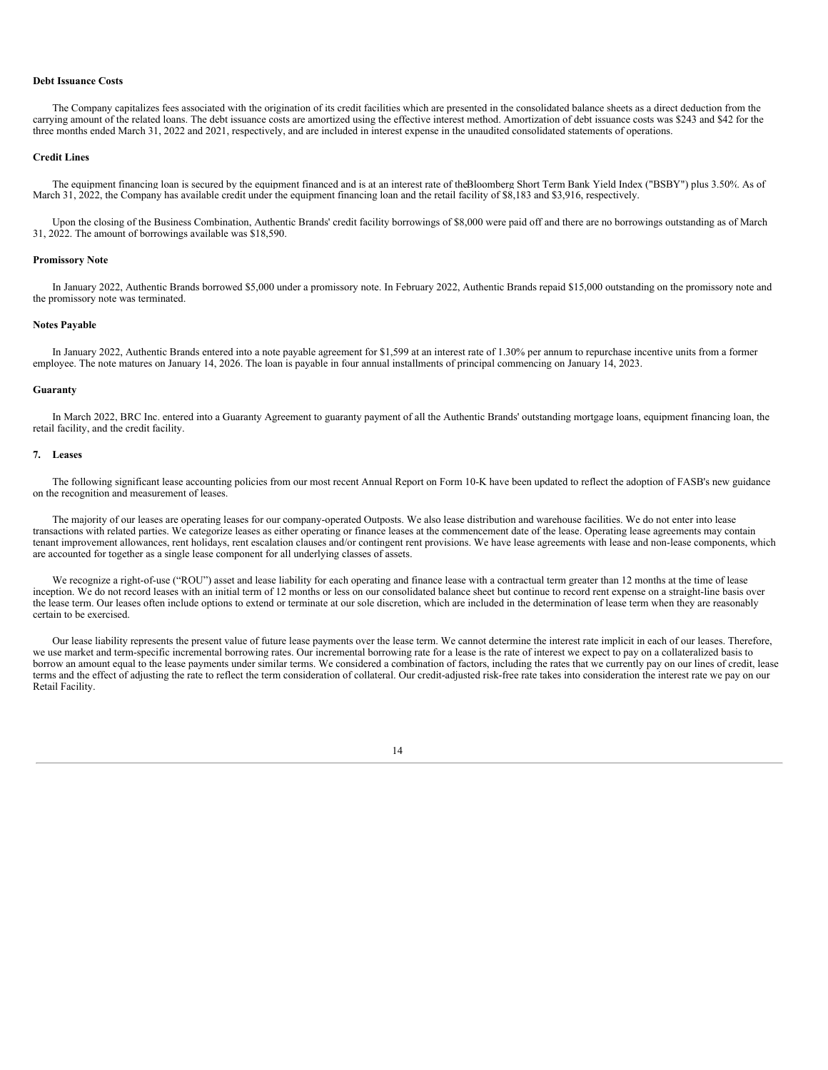**Debt Issuance Costs**

The Company capitalizes fees associated with the origination of its credit facilities which are presented in the consolidated balance sheets as a direct deduction from the carrying amount of the related loans. The debt issuance costs are amortized using the effective interest method. Amortization of debt issuance costs was $243 and $42 for the three months ended March 31, 2022 and 2021, respectively, and are included in interest expense in the unaudited consolidated statements of operations.

**Credit Lines**

The equipment financing loan is secured by the equipment financed and is at an interest rate of theBloomberg Short Term Bank Yield Index ("BSBY") plus 3.50%. As of March 31, 2022, the Company has available credit under the equipment financing loan and the retail facility of $8,183 and $3,916, respectively.

Upon the closing of the Business Combination, Authentic Brands' credit facility borrowings of $8,000 were paid off and there are no borrowings outstanding as of March 31, 2022. The amount of borrowings available was $18,590.

**Promissory Note**

In January 2022, Authentic Brands borrowed $5,000 under a promissory note. In February 2022, Authentic Brands repaid $15,000 outstanding on the promissory note and the promissory note was terminated.

**Notes Payable**

In January 2022, Authentic Brands entered into a note payable agreement for $1,599 at an interest rate of 1.30% per annum to repurchase incentive units from a former employee. The note matures on January 14, 2026. The loan is payable in four annual installments of principal commencing on January 14, 2023.

**Guaranty**

In March 2022, BRC Inc. entered into a Guaranty Agreement to guaranty payment of all the Authentic Brands' outstanding mortgage loans, equipment financing loan, the retail facility, and the credit facility.

**7. Leases**

The following significant lease accounting policies from our most recent Annual Report on Form 10-K have been updated to reflect the adoption of FASB's new guidance on the recognition and measurement of leases.

The majority of our leases are operating leases for our company-operated Outposts. We also lease distribution and warehouse facilities. We do not enter into lease transactions with related parties. We categorize leases as either operating or finance leases at the commencement date of the lease. Operating lease agreements may contain tenant improvement allowances, rent holidays, rent escalation clauses and/or contingent rent provisions. We have lease agreements with lease and non-lease components, which are accounted for together as a single lease component for all underlying classes of assets.

We recognize a right-of-use ("ROU") asset and lease liability for each operating and finance lease with a contractual term greater than 12 months at the time of lease inception. We do not record leases with an initial term of 12 months or less on our consolidated balance sheet but continue to record rent expense on a straight-line basis over the lease term. Our leases often include options to extend or terminate at our sole discretion, which are included in the determination of lease term when they are reasonably certain to be exercised.

Our lease liability represents the present value of future lease payments over the lease term. We cannot determine the interest rate implicit in each of our leases. Therefore, we use market and term-specific incremental borrowing rates. Our incremental borrowing rate for a lease is the rate of interest we expect to pay on a collateralized basis to borrow an amount equal to the lease payments under similar terms. We considered a combination of factors, including the rates that we currently pay on our lines of credit, lease terms and the effect of adjusting the rate to reflect the term consideration of collateral. Our credit-adjusted risk-free rate takes into consideration the interest rate we pay on our Retail Facility.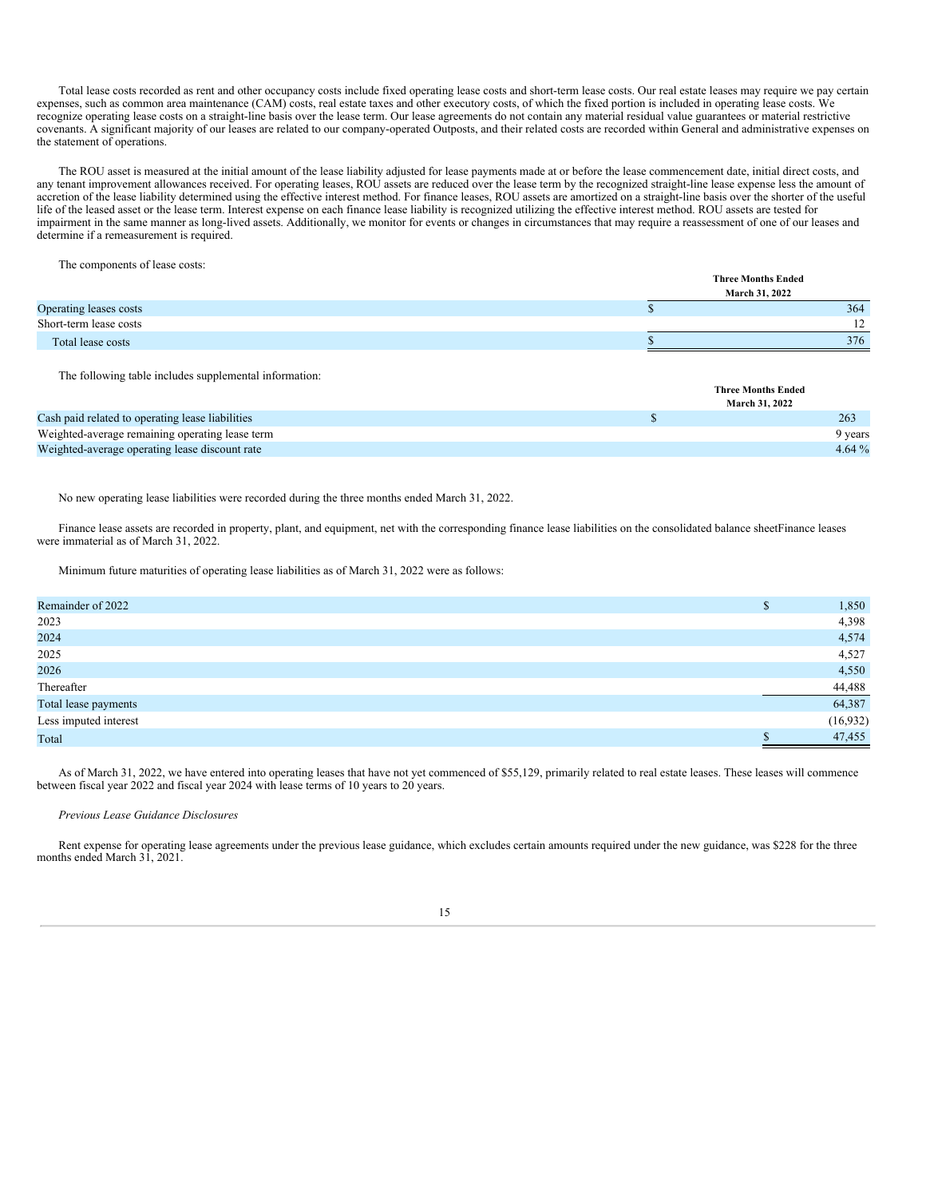Total lease costs recorded as rent and other occupancy costs include fixed operating lease costs and short-term lease costs. Our real estate leases may require we pay certain expenses, such as common area maintenance (CAM) costs, real estate taxes and other executory costs, of which the fixed portion is included in operating lease costs. We recognize operating lease costs on a straight-line basis over the lease term. Our lease agreements do not contain any material residual value guarantees or material restrictive covenants. A significant majority of our leases are related to our company-operated Outposts, and their related costs are recorded within General and administrative expenses on the statement of operations.

The ROU asset is measured at the initial amount of the lease liability adjusted for lease payments made at or before the lease commencement date, initial direct costs, and any tenant improvement allowances received. For operating leases, ROU assets are reduced over the lease term by the recognized straight-line lease expense less the amount of accretion of the lease liability determined using the effective interest method. For finance leases, ROU assets are amortized on a straight-line basis over the shorter of the useful life of the leased asset or the lease term. Interest expense on each finance lease liability is recognized utilizing the effective interest method. ROU assets are tested for impairment in the same manner as long-lived assets. Additionally, we monitor for events or changes in circumstances that may require a reassessment of one of our leases and determine if a remeasurement is required.

The components of lease costs:

| | Three Months Ended March 31, 2022 |
|---|---|
| Operating leases costs | $ 364 |
| Short-term lease costs | 12 |
| Total lease costs | $ 376 |

The following table includes supplemental information:

| | Three Months Ended March 31, 2022 |
|---|---|
| Cash paid related to operating lease liabilities | $ 263 |
| Weighted-average remaining operating lease term | 9 years |
| Weighted-average operating lease discount rate | 4.64 % |

No new operating lease liabilities were recorded during the three months ended March 31, 2022.

Finance lease assets are recorded in property, plant, and equipment, net with the corresponding finance lease liabilities on the consolidated balance sheetFinance leases were immaterial as of March 31, 2022.

Minimum future maturities of operating lease liabilities as of March 31, 2022 were as follows:

| | |
|---|---|
| Remainder of 2022 | $ 1,850 |
| 2023 | 4,398 |
| 2024 | 4,574 |
| 2025 | 4,527 |
| 2026 | 4,550 |
| Thereafter | 44,488 |
| Total lease payments | 64,387 |
| Less imputed interest | (16,932) |
| Total | $ 47,455 |

As of March 31, 2022, we have entered into operating leases that have not yet commenced of $55,129, primarily related to real estate leases. These leases will commence between fiscal year 2022 and fiscal year 2024 with lease terms of 10 years to 20 years.

*Previous Lease Guidance Disclosures*

Rent expense for operating lease agreements under the previous lease guidance, which excludes certain amounts required under the new guidance, was $228 for the three months ended March 31, 2021.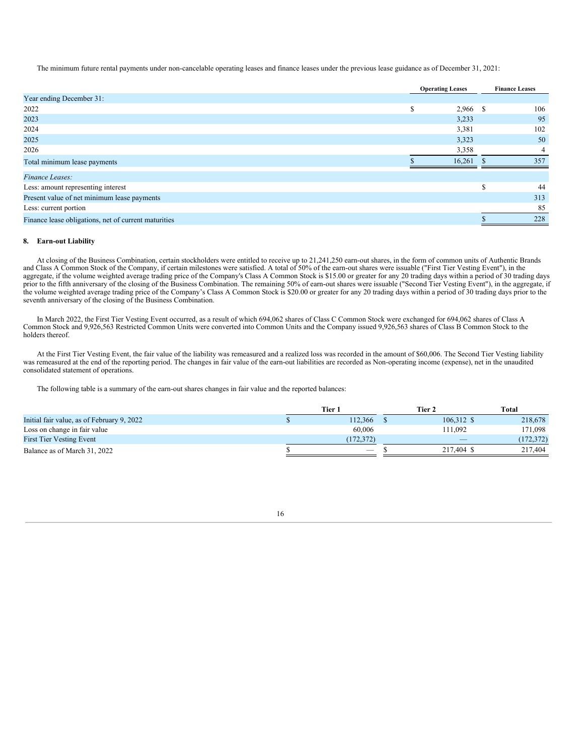The minimum future rental payments under non-cancelable operating leases and finance leases under the previous lease guidance as of December 31, 2021:

| | Operating Leases | Finance Leases |
|---|---|---|
| Year ending December 31: | | |
| 2022 | $ 2,966 | $ 106 |
| 2023 | 3,233 | 95 |
| 2024 | 3,381 | 102 |
| 2025 | 3,323 | 50 |
| 2026 | 3,358 | 4 |
| Total minimum lease payments | $ 16,261 | $ 357 |
| *Finance Leases:* | | |
| Less: amount representing interest | | $ 44 |
| Present value of net minimum lease payments | | 313 |
| Less: current portion | | 85 |
| Finance lease obligations, net of current maturities | | $ 228 |

### 8. Earn-out Liability

At closing of the Business Combination, certain stockholders were entitled to receive up to 21,241,250 earn-out shares, in the form of common units of Authentic Brands and Class A Common Stock of the Company, if certain milestones were satisfied. A total of 50% of the earn-out shares were issuable ("First Tier Vesting Event"), in the aggregate, if the volume weighted average trading price of the Company's Class A Common Stock is $15.00 or greater for any 20 trading days within a period of 30 trading days prior to the fifth anniversary of the closing of the Business Combination. The remaining 50% of earn-out shares were issuable ("Second Tier Vesting Event"), in the aggregate, if the volume weighted average trading price of the Company's Class A Common Stock is $20.00 or greater for any 20 trading days within a period of 30 trading days prior to the seventh anniversary of the closing of the Business Combination.

In March 2022, the First Tier Vesting Event occurred, as a result of which 694,062 shares of Class C Common Stock were exchanged for 694,062 shares of Class A Common Stock and 9,926,563 Restricted Common Units were converted into Common Units and the Company issued 9,926,563 shares of Class B Common Stock to the holders thereof.

At the First Tier Vesting Event, the fair value of the liability was remeasured and a realized loss was recorded in the amount of $60,006. The Second Tier Vesting liability was remeasured at the end of the reporting period. The changes in fair value of the earn-out liabilities are recorded as Non-operating income (expense), net in the unaudited consolidated statement of operations.

The following table is a summary of the earn-out shares changes in fair value and the reported balances:

| | Tier 1 | Tier 2 | Total |
|---|---|---|---|
| Initial fair value, as of February 9, 2022 | $ 112,366 | $ 106,312 | $ 218,678 |
| Loss on change in fair value | 60,006 | 111,092 | 171,098 |
| First Tier Vesting Event | (172,372) | — | (172,372) |
| Balance as of March 31, 2022 | $ — | $ 217,404 | $ 217,404 |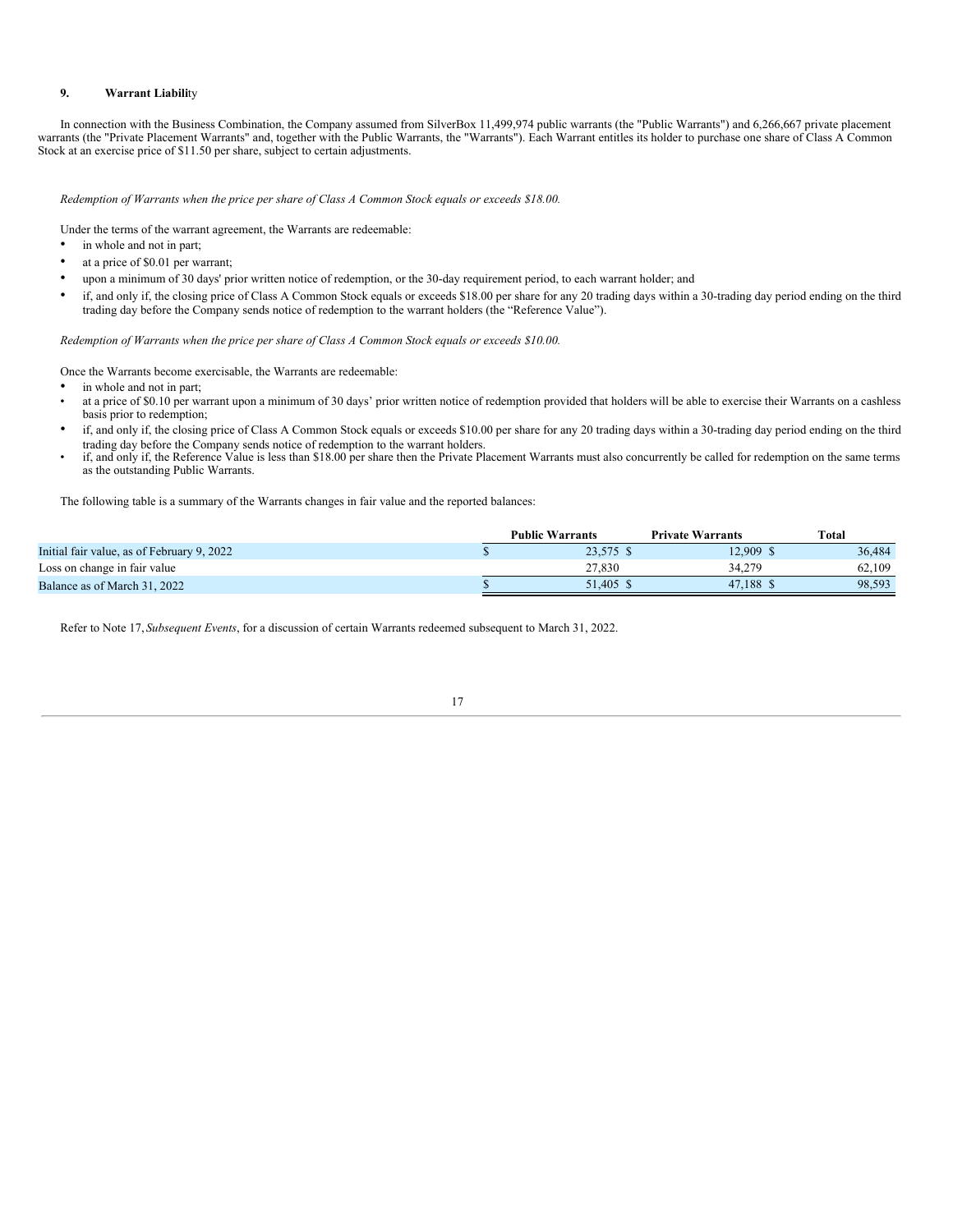## 9. Warrant Liability

In connection with the Business Combination, the Company assumed from SilverBox 11,499,974 public warrants (the "Public Warrants") and 6,266,667 private placement warrants (the "Private Placement Warrants" and, together with the Public Warrants, the "Warrants"). Each Warrant entitles its holder to purchase one share of Class A Common Stock at an exercise price of $11.50 per share, subject to certain adjustments.

*Redemption of Warrants when the price per share of Class A Common Stock equals or exceeds $18.00.*

Under the terms of the warrant agreement, the Warrants are redeemable:

- in whole and not in part;
- at a price of $0.01 per warrant;
- upon a minimum of 30 days' prior written notice of redemption, or the 30-day requirement period, to each warrant holder; and
- if, and only if, the closing price of Class A Common Stock equals or exceeds $18.00 per share for any 20 trading days within a 30-trading day period ending on the third trading day before the Company sends notice of redemption to the warrant holders (the "Reference Value").

*Redemption of Warrants when the price per share of Class A Common Stock equals or exceeds $10.00.*

Once the Warrants become exercisable, the Warrants are redeemable:

- in whole and not in part;
- at a price of $0.10 per warrant upon a minimum of 30 days' prior written notice of redemption provided that holders will be able to exercise their Warrants on a cashless basis prior to redemption;
- if, and only if, the closing price of Class A Common Stock equals or exceeds $10.00 per share for any 20 trading days within a 30-trading day period ending on the third trading day before the Company sends notice of redemption to the warrant holders.
- if, and only if, the Reference Value is less than $18.00 per share then the Private Placement Warrants must also concurrently be called for redemption on the same terms as the outstanding Public Warrants.

The following table is a summary of the Warrants changes in fair value and the reported balances:

| | Public Warrants | Private Warrants | Total |
|---|---|---|---|
| Initial fair value, as of February 9, 2022 | $ 23,575 | $ 12,909 | $ 36,484 |
| Loss on change in fair value | 27,830 | 34,279 | 62,109 |
| Balance as of March 31, 2022 | $ 51,405 | $ 47,188 | $ 98,593 |

Refer to Note 17, *Subsequent Events*, for a discussion of certain Warrants redeemed subsequent to March 31, 2022.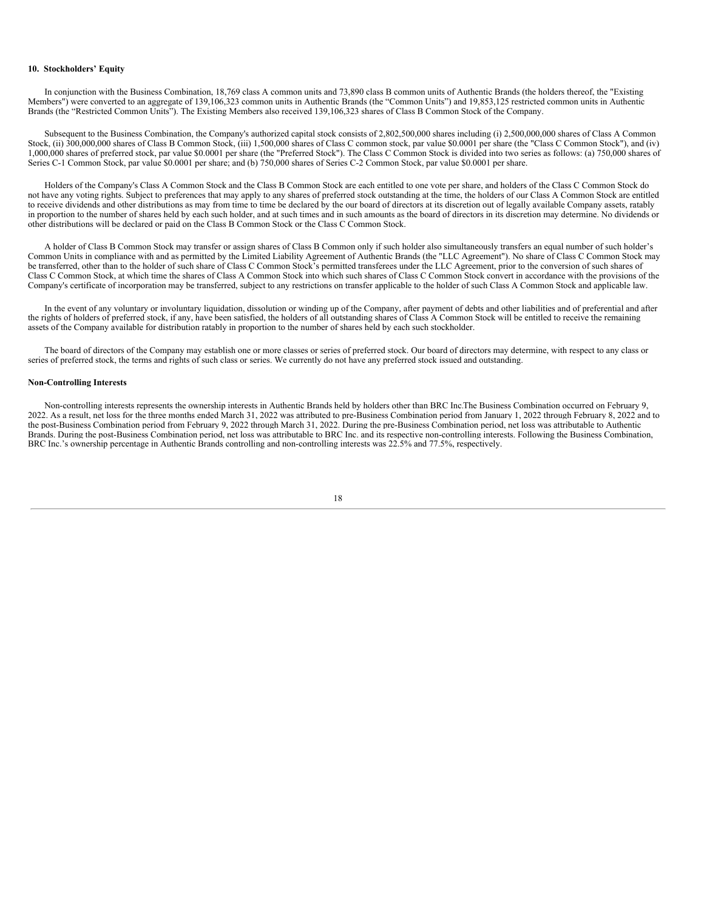## 10. Stockholders' Equity

In conjunction with the Business Combination, 18,769 class A common units and 73,890 class B common units of Authentic Brands (the holders thereof, the "Existing Members") were converted to an aggregate of 139,106,323 common units in Authentic Brands (the "Common Units") and 19,853,125 restricted common units in Authentic Brands (the "Restricted Common Units"). The Existing Members also received 139,106,323 shares of Class B Common Stock of the Company.

Subsequent to the Business Combination, the Company's authorized capital stock consists of 2,802,500,000 shares including (i) 2,500,000,000 shares of Class A Common Stock, (ii) 300,000,000 shares of Class B Common Stock, (iii) 1,500,000 shares of Class C common stock, par value $0.0001 per share (the "Class C Common Stock"), and (iv) 1,000,000 shares of preferred stock, par value $0.0001 per share (the "Preferred Stock"). The Class C Common Stock is divided into two series as follows: (a) 750,000 shares of Series C-1 Common Stock, par value $0.0001 per share; and (b) 750,000 shares of Series C-2 Common Stock, par value $0.0001 per share.

Holders of the Company's Class A Common Stock and the Class B Common Stock are each entitled to one vote per share, and holders of the Class C Common Stock do not have any voting rights. Subject to preferences that may apply to any shares of preferred stock outstanding at the time, the holders of our Class A Common Stock are entitled to receive dividends and other distributions as may from time to time be declared by the our board of directors at its discretion out of legally available Company assets, ratably in proportion to the number of shares held by each such holder, and at such times and in such amounts as the board of directors in its discretion may determine. No dividends or other distributions will be declared or paid on the Class B Common Stock or the Class C Common Stock.

A holder of Class B Common Stock may transfer or assign shares of Class B Common only if such holder also simultaneously transfers an equal number of such holder's Common Units in compliance with and as permitted by the Limited Liability Agreement of Authentic Brands (the "LLC Agreement"). No share of Class C Common Stock may be transferred, other than to the holder of such share of Class C Common Stock's permitted transferees under the LLC Agreement, prior to the conversion of such shares of Class C Common Stock, at which time the shares of Class A Common Stock into which such shares of Class C Common Stock convert in accordance with the provisions of the Company's certificate of incorporation may be transferred, subject to any restrictions on transfer applicable to the holder of such Class A Common Stock and applicable law.

In the event of any voluntary or involuntary liquidation, dissolution or winding up of the Company, after payment of debts and other liabilities and of preferential and after the rights of holders of preferred stock, if any, have been satisfied, the holders of all outstanding shares of Class A Common Stock will be entitled to receive the remaining assets of the Company available for distribution ratably in proportion to the number of shares held by each such stockholder.

The board of directors of the Company may establish one or more classes or series of preferred stock. Our board of directors may determine, with respect to any class or series of preferred stock, the terms and rights of such class or series. We currently do not have any preferred stock issued and outstanding.

### Non-Controlling Interests

Non-controlling interests represents the ownership interests in Authentic Brands held by holders other than BRC Inc.The Business Combination occurred on February 9, 2022. As a result, net loss for the three months ended March 31, 2022 was attributed to pre-Business Combination period from January 1, 2022 through February 8, 2022 and to the post-Business Combination period from February 9, 2022 through March 31, 2022. During the pre-Business Combination period, net loss was attributable to Authentic Brands. During the post-Business Combination period, net loss was attributable to BRC Inc. and its respective non-controlling interests. Following the Business Combination, BRC Inc.'s ownership percentage in Authentic Brands controlling and non-controlling interests was 22.5% and 77.5%, respectively.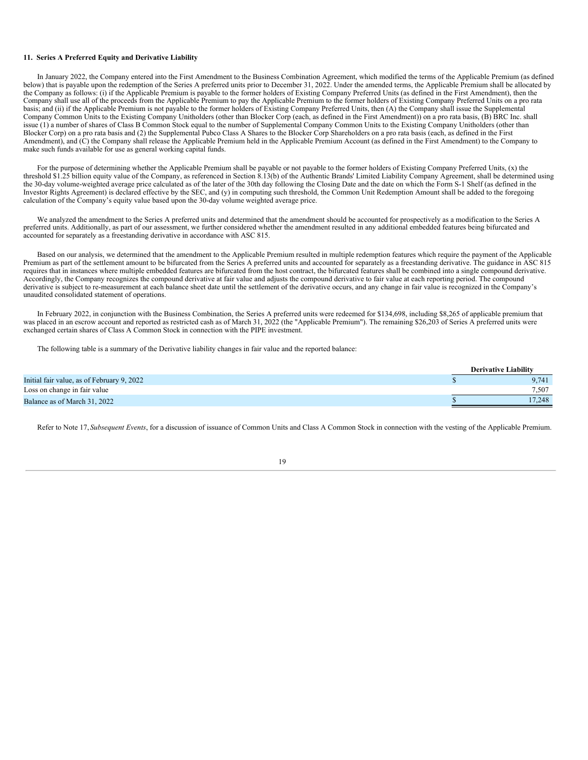**11. Series A Preferred Equity and Derivative Liability**

In January 2022, the Company entered into the First Amendment to the Business Combination Agreement, which modified the terms of the Applicable Premium (as defined below) that is payable upon the redemption of the Series A preferred units prior to December 31, 2022. Under the amended terms, the Applicable Premium shall be allocated by the Company as follows: (i) if the Applicable Premium is payable to the former holders of Existing Company Preferred Units (as defined in the First Amendment), then the Company shall use all of the proceeds from the Applicable Premium to pay the Applicable Premium to the former holders of Existing Company Preferred Units on a pro rata basis; and (ii) if the Applicable Premium is not payable to the former holders of Existing Company Preferred Units, then (A) the Company shall issue the Supplemental Company Common Units to the Existing Company Unitholders (other than Blocker Corp (each, as defined in the First Amendment)) on a pro rata basis, (B) BRC Inc. shall issue (1) a number of shares of Class B Common Stock equal to the number of Supplemental Company Common Units to the Existing Company Unitholders (other than Blocker Corp) on a pro rata basis and (2) the Supplemental Pubco Class A Shares to the Blocker Corp Shareholders on a pro rata basis (each, as defined in the First Amendment), and (C) the Company shall release the Applicable Premium held in the Applicable Premium Account (as defined in the First Amendment) to the Company to make such funds available for use as general working capital funds.

For the purpose of determining whether the Applicable Premium shall be payable or not payable to the former holders of Existing Company Preferred Units, (x) the threshold $1.25 billion equity value of the Company, as referenced in Section 8.13(b) of the Authentic Brands' Limited Liability Company Agreement, shall be determined using the 30-day volume-weighted average price calculated as of the later of the 30th day following the Closing Date and the date on which the Form S-1 Shelf (as defined in the Investor Rights Agreement) is declared effective by the SEC, and (y) in computing such threshold, the Common Unit Redemption Amount shall be added to the foregoing calculation of the Company's equity value based upon the 30-day volume weighted average price.

We analyzed the amendment to the Series A preferred units and determined that the amendment should be accounted for prospectively as a modification to the Series A preferred units. Additionally, as part of our assessment, we further considered whether the amendment resulted in any additional embedded features being bifurcated and accounted for separately as a freestanding derivative in accordance with ASC 815.

Based on our analysis, we determined that the amendment to the Applicable Premium resulted in multiple redemption features which require the payment of the Applicable Premium as part of the settlement amount to be bifurcated from the Series A preferred units and accounted for separately as a freestanding derivative. The guidance in ASC 815 requires that in instances where multiple embedded features are bifurcated from the host contract, the bifurcated features shall be combined into a single compound derivative. Accordingly, the Company recognizes the compound derivative at fair value and adjusts the compound derivative to fair value at each reporting period. The compound derivative is subject to re-measurement at each balance sheet date until the settlement of the derivative occurs, and any change in fair value is recognized in the Company's unaudited consolidated statement of operations.

In February 2022, in conjunction with the Business Combination, the Series A preferred units were redeemed for $134,698, including $8,265 of applicable premium that was placed in an escrow account and reported as restricted cash as of March 31, 2022 (the "Applicable Premium"). The remaining $26,203 of Series A preferred units were exchanged certain shares of Class A Common Stock in connection with the PIPE investment.

The following table is a summary of the Derivative liability changes in fair value and the reported balance:

| | Derivative Liability |
|---|---|
| Initial fair value, as of February 9, 2022 | $ 9,741 |
| Loss on change in fair value | 7,507 |
| Balance as of March 31, 2022 | $ 17,248 |

Refer to Note 17, *Subsequent Events*, for a discussion of issuance of Common Units and Class A Common Stock in connection with the vesting of the Applicable Premium.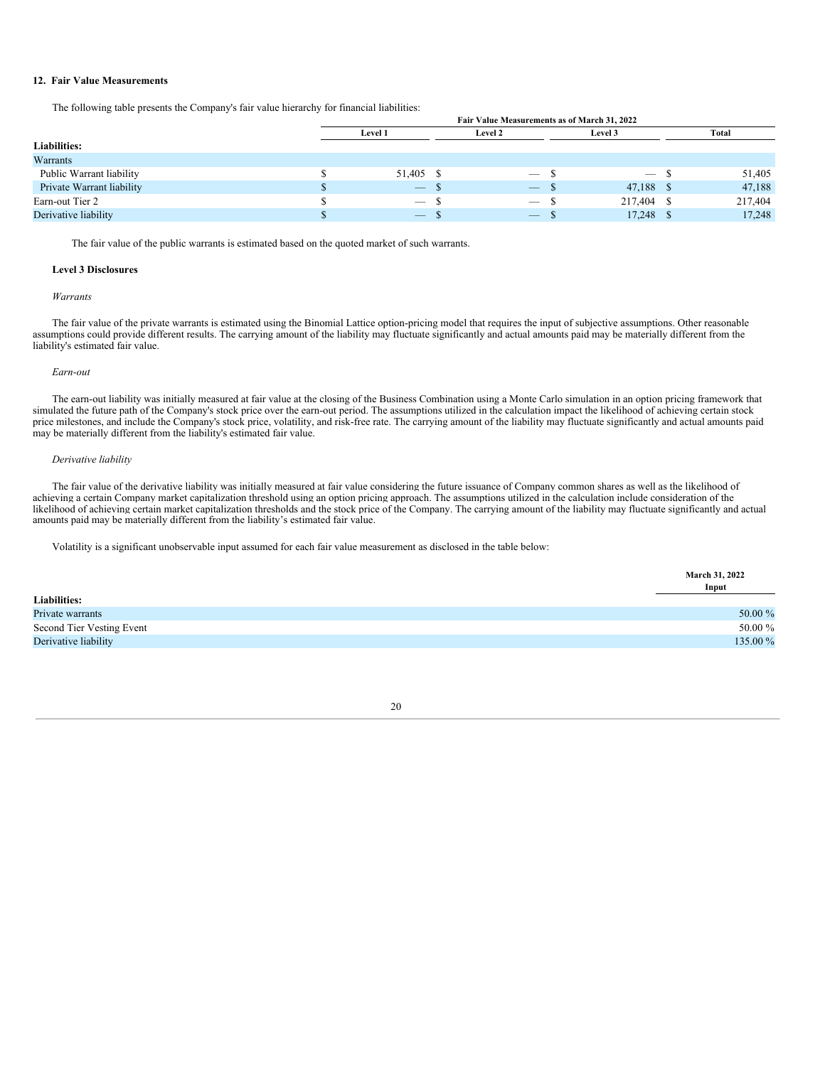## 12. Fair Value Measurements

The following table presents the Company's fair value hierarchy for financial liabilities:

| | Fair Value Measurements as of March 31, 2022 | | | |
|---|---|---|---|---|
| | Level 1 | Level 2 | Level 3 | Total |
| **Liabilities:** | | | | |
| Warrants | | | | |
| Public Warrant liability | $ 51,405 | $ — | $ — | $ 51,405 |
| Private Warrant liability | $ — | $ — | $ 47,188 | $ 47,188 |
| Earn-out Tier 2 | $ — | $ — | $ 217,404 | $ 217,404 |
| Derivative liability | $ — | $ — | $ 17,248 | $ 17,248 |

The fair value of the public warrants is estimated based on the quoted market of such warrants.

### Level 3 Disclosures

*Warrants*

The fair value of the private warrants is estimated using the Binomial Lattice option-pricing model that requires the input of subjective assumptions. Other reasonable assumptions could provide different results. The carrying amount of the liability may fluctuate significantly and actual amounts paid may be materially different from the liability's estimated fair value.

*Earn-out*

The earn-out liability was initially measured at fair value at the closing of the Business Combination using a Monte Carlo simulation in an option pricing framework that simulated the future path of the Company's stock price over the earn-out period. The assumptions utilized in the calculation impact the likelihood of achieving certain stock price milestones, and include the Company's stock price, volatility, and risk-free rate. The carrying amount of the liability may fluctuate significantly and actual amounts paid may be materially different from the liability's estimated fair value.

*Derivative liability*

The fair value of the derivative liability was initially measured at fair value considering the future issuance of Company common shares as well as the likelihood of achieving a certain Company market capitalization threshold using an option pricing approach. The assumptions utilized in the calculation include consideration of the likelihood of achieving certain market capitalization thresholds and the stock price of the Company. The carrying amount of the liability may fluctuate significantly and actual amounts paid may be materially different from the liability's estimated fair value.

Volatility is a significant unobservable input assumed for each fair value measurement as disclosed in the table below:

| | March 31, 2022 Input |
|---|---|
| **Liabilities:** | |
| Private warrants | 50.00 % |
| Second Tier Vesting Event | 50.00 % |
| Derivative liability | 135.00 % |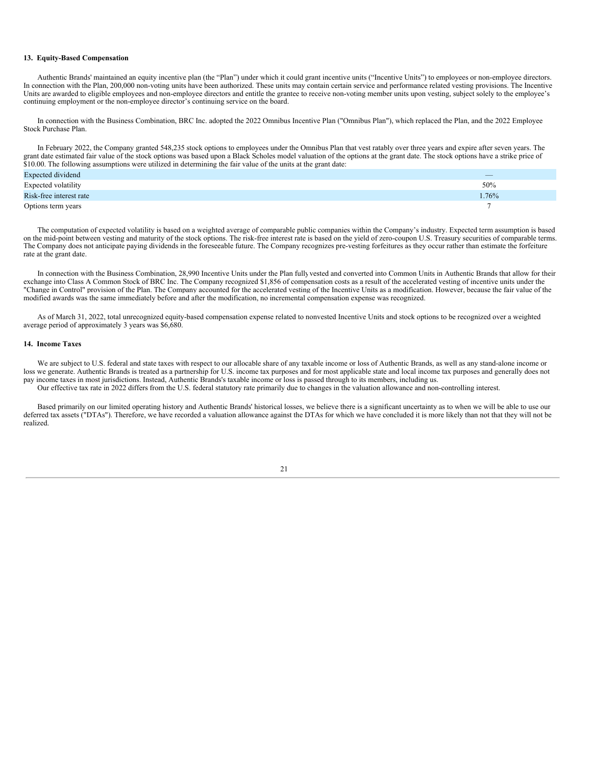### 13. Equity-Based Compensation

Authentic Brands' maintained an equity incentive plan (the "Plan") under which it could grant incentive units ("Incentive Units") to employees or non-employee directors. In connection with the Plan, 200,000 non-voting units have been authorized. These units may contain certain service and performance related vesting provisions. The Incentive Units are awarded to eligible employees and non-employee directors and entitle the grantee to receive non-voting member units upon vesting, subject solely to the employee's continuing employment or the non-employee director's continuing service on the board.

In connection with the Business Combination, BRC Inc. adopted the 2022 Omnibus Incentive Plan ("Omnibus Plan"), which replaced the Plan, and the 2022 Employee Stock Purchase Plan.

In February 2022, the Company granted 548,235 stock options to employees under the Omnibus Plan that vest ratably over three years and expire after seven years. The grant date estimated fair value of the stock options was based upon a Black Scholes model valuation of the options at the grant date. The stock options have a strike price of $10.00. The following assumptions were utilized in determining the fair value of the units at the grant date:

| | |
|---|---|
| Expected dividend | — |
| Expected volatility | 50% |
| Risk-free interest rate | 1.76% |
| Options term years | 7 |

The computation of expected volatility is based on a weighted average of comparable public companies within the Company's industry. Expected term assumption is based on the mid-point between vesting and maturity of the stock options. The risk-free interest rate is based on the yield of zero-coupon U.S. Treasury securities of comparable terms. The Company does not anticipate paying dividends in the foreseeable future. The Company recognizes pre-vesting forfeitures as they occur rather than estimate the forfeiture rate at the grant date.

In connection with the Business Combination, 28,990 Incentive Units under the Plan fully vested and converted into Common Units in Authentic Brands that allow for their exchange into Class A Common Stock of BRC Inc. The Company recognized $1,856 of compensation costs as a result of the accelerated vesting of incentive units under the "Change in Control" provision of the Plan. The Company accounted for the accelerated vesting of the Incentive Units as a modification. However, because the fair value of the modified awards was the same immediately before and after the modification, no incremental compensation expense was recognized.

As of March 31, 2022, total unrecognized equity-based compensation expense related to nonvested Incentive Units and stock options to be recognized over a weighted average period of approximately 3 years was $6,680.

### 14. Income Taxes

We are subject to U.S. federal and state taxes with respect to our allocable share of any taxable income or loss of Authentic Brands, as well as any stand-alone income or loss we generate. Authentic Brands is treated as a partnership for U.S. income tax purposes and for most applicable state and local income tax purposes and generally does not pay income taxes in most jurisdictions. Instead, Authentic Brands's taxable income or loss is passed through to its members, including us.

Our effective tax rate in 2022 differs from the U.S. federal statutory rate primarily due to changes in the valuation allowance and non-controlling interest.

Based primarily on our limited operating history and Authentic Brands' historical losses, we believe there is a significant uncertainty as to when we will be able to use our deferred tax assets ("DTAs"). Therefore, we have recorded a valuation allowance against the DTAs for which we have concluded it is more likely than not that they will not be realized.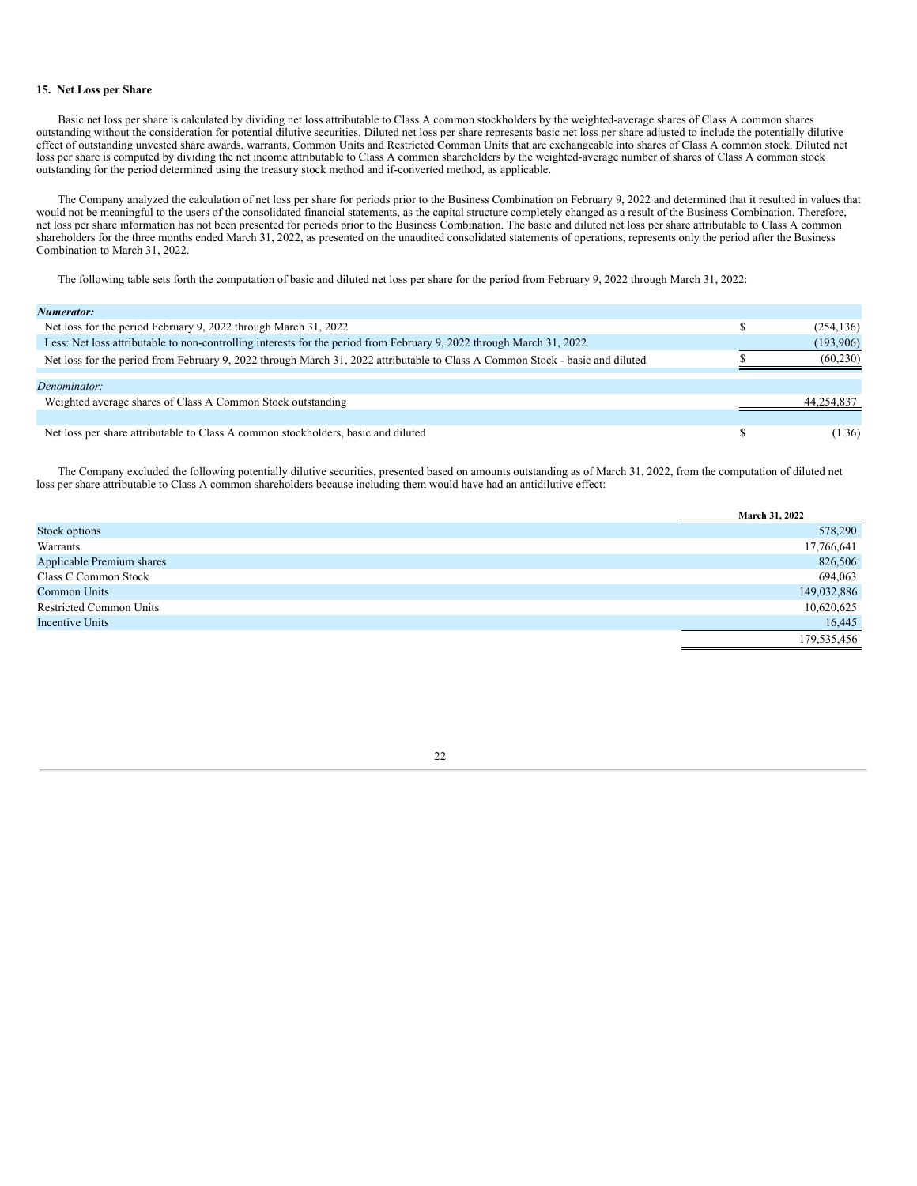### 15. Net Loss per Share

Basic net loss per share is calculated by dividing net loss attributable to Class A common stockholders by the weighted-average shares of Class A common shares outstanding without the consideration for potential dilutive securities. Diluted net loss per share represents basic net loss per share adjusted to include the potentially dilutive effect of outstanding unvested share awards, warrants, Common Units and Restricted Common Units that are exchangeable into shares of Class A common stock. Diluted net loss per share is computed by dividing the net income attributable to Class A common shareholders by the weighted-average number of shares of Class A common stock outstanding for the period determined using the treasury stock method and if-converted method, as applicable.

The Company analyzed the calculation of net loss per share for periods prior to the Business Combination on February 9, 2022 and determined that it resulted in values that would not be meaningful to the users of the consolidated financial statements, as the capital structure completely changed as a result of the Business Combination. Therefore, net loss per share information has not been presented for periods prior to the Business Combination. The basic and diluted net loss per share attributable to Class A common shareholders for the three months ended March 31, 2022, as presented on the unaudited consolidated statements of operations, represents only the period after the Business Combination to March 31, 2022.

The following table sets forth the computation of basic and diluted net loss per share for the period from February 9, 2022 through March 31, 2022:

| | | |
|---|---|---|
| ***Numerator:*** | | |
| Net loss for the period February 9, 2022 through March 31, 2022 | $ | (254,136) |
| Less: Net loss attributable to non-controlling interests for the period from February 9, 2022 through March 31, 2022 | | (193,906) |
| Net loss for the period from February 9, 2022 through March 31, 2022 attributable to Class A Common Stock - basic and diluted | $ | (60,230) |
| *Denominator:* | | |
| Weighted average shares of Class A Common Stock outstanding | | 44,254,837 |
| Net loss per share attributable to Class A common stockholders, basic and diluted | $ | (1.36) |

The Company excluded the following potentially dilutive securities, presented based on amounts outstanding as of March 31, 2022, from the computation of diluted net loss per share attributable to Class A common shareholders because including them would have had an antidilutive effect:

| | March 31, 2022 |
|---|---|
| Stock options | 578,290 |
| Warrants | 17,766,641 |
| Applicable Premium shares | 826,506 |
| Class C Common Stock | 694,063 |
| Common Units | 149,032,886 |
| Restricted Common Units | 10,620,625 |
| Incentive Units | 16,445 |
| | 179,535,456 |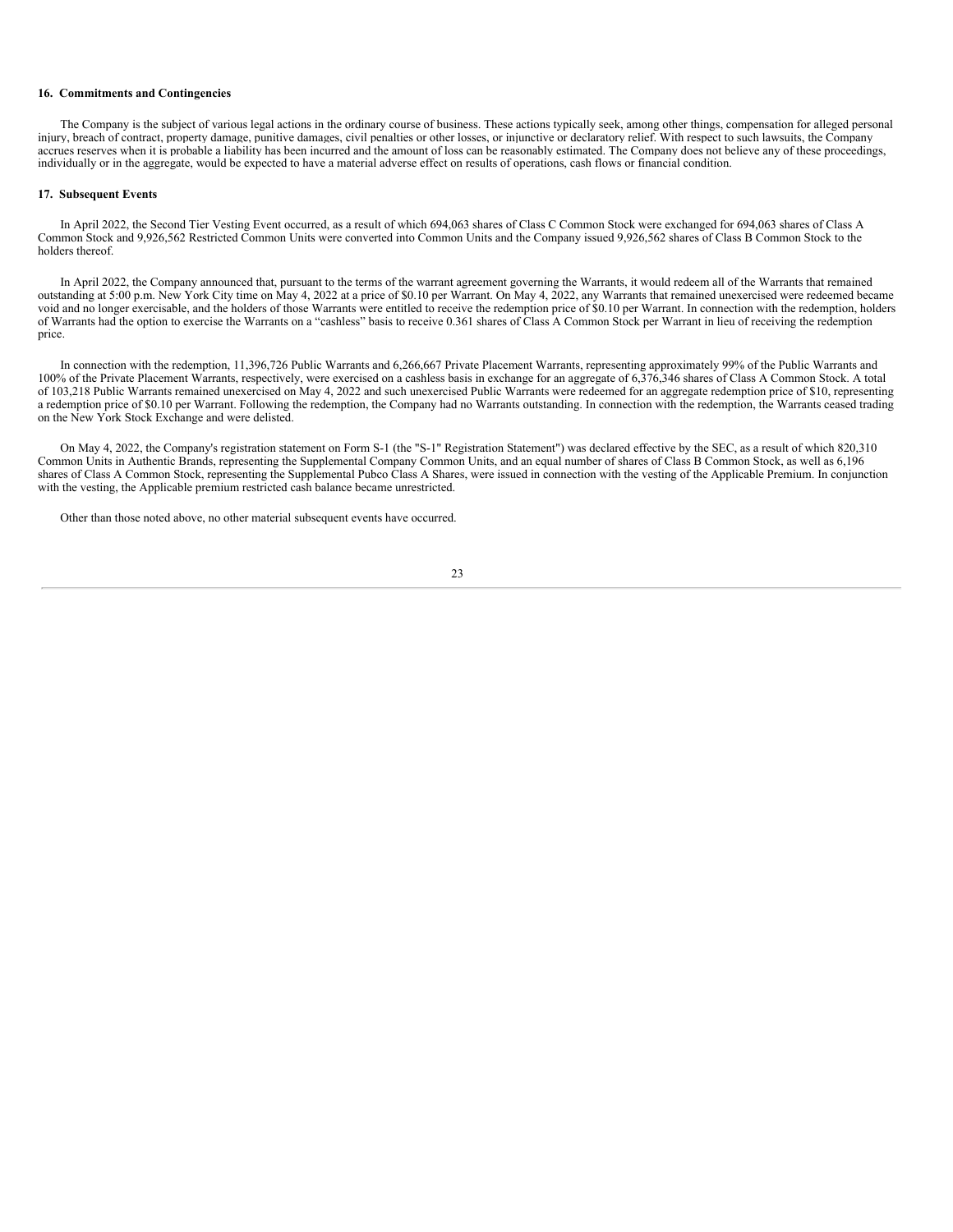## 16. Commitments and Contingencies

The Company is the subject of various legal actions in the ordinary course of business. These actions typically seek, among other things, compensation for alleged personal injury, breach of contract, property damage, punitive damages, civil penalties or other losses, or injunctive or declaratory relief. With respect to such lawsuits, the Company accrues reserves when it is probable a liability has been incurred and the amount of loss can be reasonably estimated. The Company does not believe any of these proceedings, individually or in the aggregate, would be expected to have a material adverse effect on results of operations, cash flows or financial condition.

## 17. Subsequent Events

In April 2022, the Second Tier Vesting Event occurred, as a result of which 694,063 shares of Class C Common Stock were exchanged for 694,063 shares of Class A Common Stock and 9,926,562 Restricted Common Units were converted into Common Units and the Company issued 9,926,562 shares of Class B Common Stock to the holders thereof.

In April 2022, the Company announced that, pursuant to the terms of the warrant agreement governing the Warrants, it would redeem all of the Warrants that remained outstanding at 5:00 p.m. New York City time on May 4, 2022 at a price of $0.10 per Warrant. On May 4, 2022, any Warrants that remained unexercised were redeemed became void and no longer exercisable, and the holders of those Warrants were entitled to receive the redemption price of $0.10 per Warrant. In connection with the redemption, holders of Warrants had the option to exercise the Warrants on a “cashless” basis to receive 0.361 shares of Class A Common Stock per Warrant in lieu of receiving the redemption price.

In connection with the redemption, 11,396,726 Public Warrants and 6,266,667 Private Placement Warrants, representing approximately 99% of the Public Warrants and 100% of the Private Placement Warrants, respectively, were exercised on a cashless basis in exchange for an aggregate of 6,376,346 shares of Class A Common Stock. A total of 103,218 Public Warrants remained unexercised on May 4, 2022 and such unexercised Public Warrants were redeemed for an aggregate redemption price of $10, representing a redemption price of $0.10 per Warrant. Following the redemption, the Company had no Warrants outstanding. In connection with the redemption, the Warrants ceased trading on the New York Stock Exchange and were delisted.

On May 4, 2022, the Company's registration statement on Form S-1 (the "S-1" Registration Statement") was declared effective by the SEC, as a result of which 820,310 Common Units in Authentic Brands, representing the Supplemental Company Common Units, and an equal number of shares of Class B Common Stock, as well as 6,196 shares of Class A Common Stock, representing the Supplemental Pubco Class A Shares, were issued in connection with the vesting of the Applicable Premium. In conjunction with the vesting, the Applicable premium restricted cash balance became unrestricted.

Other than those noted above, no other material subsequent events have occurred.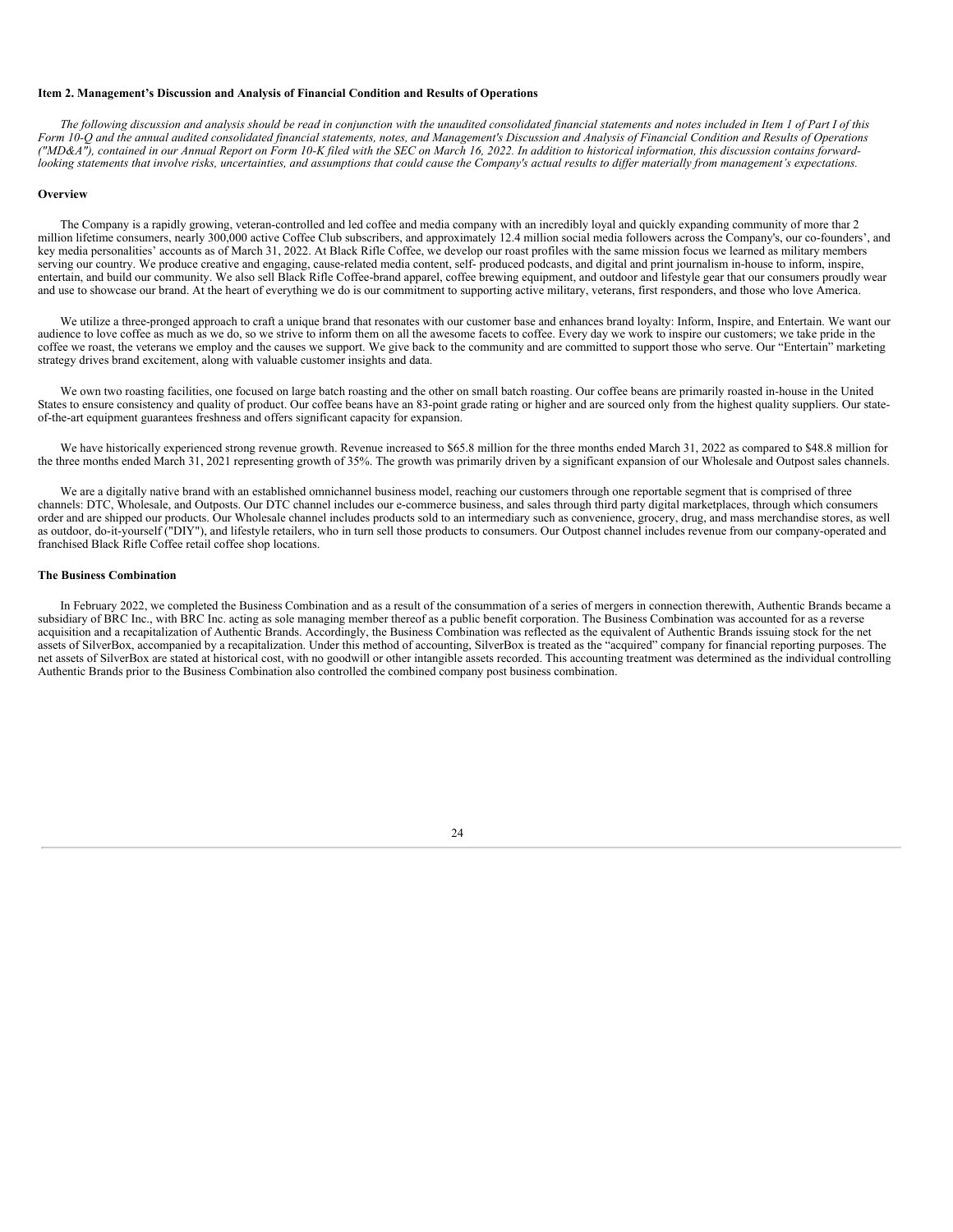**Item 2. Management's Discussion and Analysis of Financial Condition and Results of Operations**

*The following discussion and analysis should be read in conjunction with the unaudited consolidated financial statements and notes included in Item 1 of Part I of this Form 10-Q and the annual audited consolidated financial statements, notes, and Management's Discussion and Analysis of Financial Condition and Results of Operations ("MD&A"), contained in our Annual Report on Form 10-K filed with the SEC on March 16, 2022. In addition to historical information, this discussion contains forward-looking statements that involve risks, uncertainties, and assumptions that could cause the Company's actual results to differ materially from management's expectations.*

**Overview**

The Company is a rapidly growing, veteran-controlled and led coffee and media company with an incredibly loyal and quickly expanding community of more thar 2 million lifetime consumers, nearly 300,000 active Coffee Club subscribers, and approximately 12.4 million social media followers across the Company's, our co-founders', and key media personalities' accounts as of March 31, 2022. At Black Rifle Coffee, we develop our roast profiles with the same mission focus we learned as military members serving our country. We produce creative and engaging, cause-related media content, self- produced podcasts, and digital and print journalism in-house to inform, inspire, entertain, and build our community. We also sell Black Rifle Coffee-brand apparel, coffee brewing equipment, and outdoor and lifestyle gear that our consumers proudly wear and use to showcase our brand. At the heart of everything we do is our commitment to supporting active military, veterans, first responders, and those who love America.

We utilize a three-pronged approach to craft a unique brand that resonates with our customer base and enhances brand loyalty: Inform, Inspire, and Entertain. We want our audience to love coffee as much as we do, so we strive to inform them on all the awesome facets to coffee. Every day we work to inspire our customers; we take pride in the coffee we roast, the veterans we employ and the causes we support. We give back to the community and are committed to support those who serve. Our "Entertain" marketing strategy drives brand excitement, along with valuable customer insights and data.

We own two roasting facilities, one focused on large batch roasting and the other on small batch roasting. Our coffee beans are primarily roasted in-house in the United States to ensure consistency and quality of product. Our coffee beans have an 83-point grade rating or higher and are sourced only from the highest quality suppliers. Our state-of-the-art equipment guarantees freshness and offers significant capacity for expansion.

We have historically experienced strong revenue growth. Revenue increased to $65.8 million for the three months ended March 31, 2022 as compared to $48.8 million for the three months ended March 31, 2021 representing growth of 35%. The growth was primarily driven by a significant expansion of our Wholesale and Outpost sales channels.

We are a digitally native brand with an established omnichannel business model, reaching our customers through one reportable segment that is comprised of three channels: DTC, Wholesale, and Outposts. Our DTC channel includes our e-commerce business, and sales through third party digital marketplaces, through which consumers order and are shipped our products. Our Wholesale channel includes products sold to an intermediary such as convenience, grocery, drug, and mass merchandise stores, as well as outdoor, do-it-yourself ("DIY"), and lifestyle retailers, who in turn sell those products to consumers. Our Outpost channel includes revenue from our company-operated and franchised Black Rifle Coffee retail coffee shop locations.

**The Business Combination**

In February 2022, we completed the Business Combination and as a result of the consummation of a series of mergers in connection therewith, Authentic Brands became a subsidiary of BRC Inc., with BRC Inc. acting as sole managing member thereof as a public benefit corporation. The Business Combination was accounted for as a reverse acquisition and a recapitalization of Authentic Brands. Accordingly, the Business Combination was reflected as the equivalent of Authentic Brands issuing stock for the net assets of SilverBox, accompanied by a recapitalization. Under this method of accounting, SilverBox is treated as the "acquired" company for financial reporting purposes. The net assets of SilverBox are stated at historical cost, with no goodwill or other intangible assets recorded. This accounting treatment was determined as the individual controlling Authentic Brands prior to the Business Combination also controlled the combined company post business combination.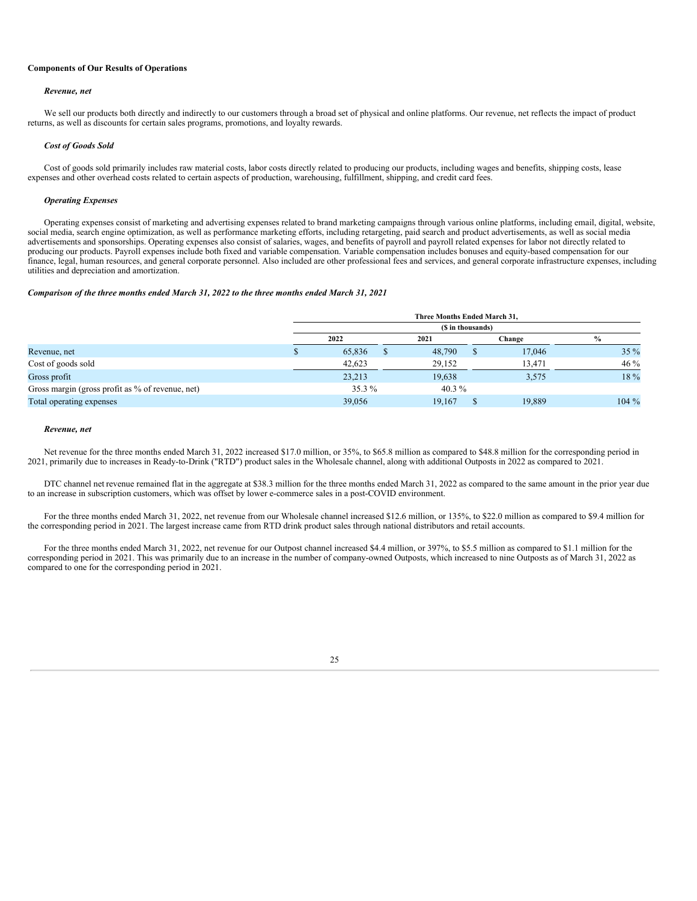**Components of Our Results of Operations**

***Revenue, net***

We sell our products both directly and indirectly to our customers through a broad set of physical and online platforms. Our revenue, net reflects the impact of product returns, as well as discounts for certain sales programs, promotions, and loyalty rewards.

***Cost of Goods Sold***

Cost of goods sold primarily includes raw material costs, labor costs directly related to producing our products, including wages and benefits, shipping costs, lease expenses and other overhead costs related to certain aspects of production, warehousing, fulfillment, shipping, and credit card fees.

***Operating Expenses***

Operating expenses consist of marketing and advertising expenses related to brand marketing campaigns through various online platforms, including email, digital, website, social media, search engine optimization, as well as performance marketing efforts, including retargeting, paid search and product advertisements, as well as social media advertisements and sponsorships. Operating expenses also consist of salaries, wages, and benefits of payroll and payroll related expenses for labor not directly related to producing our products. Payroll expenses include both fixed and variable compensation. Variable compensation includes bonuses and equity-based compensation for our finance, legal, human resources, and general corporate personnel. Also included are other professional fees and services, and general corporate infrastructure expenses, including utilities and depreciation and amortization.

***Comparison of the three months ended March 31, 2022 to the three months ended March 31, 2021***

| | Three Months Ended March 31, ($ in thousands) | | | |
|---|---|---|---|---|
| | 2022 | 2021 | Change | % |
| Revenue, net | $ 65,836 | $ 48,790 | $ 17,046 | 35 % |
| Cost of goods sold | 42,623 | 29,152 | 13,471 | 46 % |
| Gross profit | 23,213 | 19,638 | 3,575 | 18 % |
| Gross margin (gross profit as % of revenue, net) | 35.3 % | 40.3 % | | |
| Total operating expenses | 39,056 | 19,167 | $ 19,889 | 104 % |

***Revenue, net***

Net revenue for the three months ended March 31, 2022 increased $17.0 million, or 35%, to $65.8 million as compared to $48.8 million for the corresponding period in 2021, primarily due to increases in Ready-to-Drink ("RTD") product sales in the Wholesale channel, along with additional Outposts in 2022 as compared to 2021.

DTC channel net revenue remained flat in the aggregate at $38.3 million for the three months ended March 31, 2022 as compared to the same amount in the prior year due to an increase in subscription customers, which was offset by lower e-commerce sales in a post-COVID environment.

For the three months ended March 31, 2022, net revenue from our Wholesale channel increased $12.6 million, or 135%, to $22.0 million as compared to $9.4 million for the corresponding period in 2021. The largest increase came from RTD drink product sales through national distributors and retail accounts.

For the three months ended March 31, 2022, net revenue for our Outpost channel increased $4.4 million, or 397%, to $5.5 million as compared to $1.1 million for the corresponding period in 2021. This was primarily due to an increase in the number of company-owned Outposts, which increased to nine Outposts as of March 31, 2022 as compared to one for the corresponding period in 2021.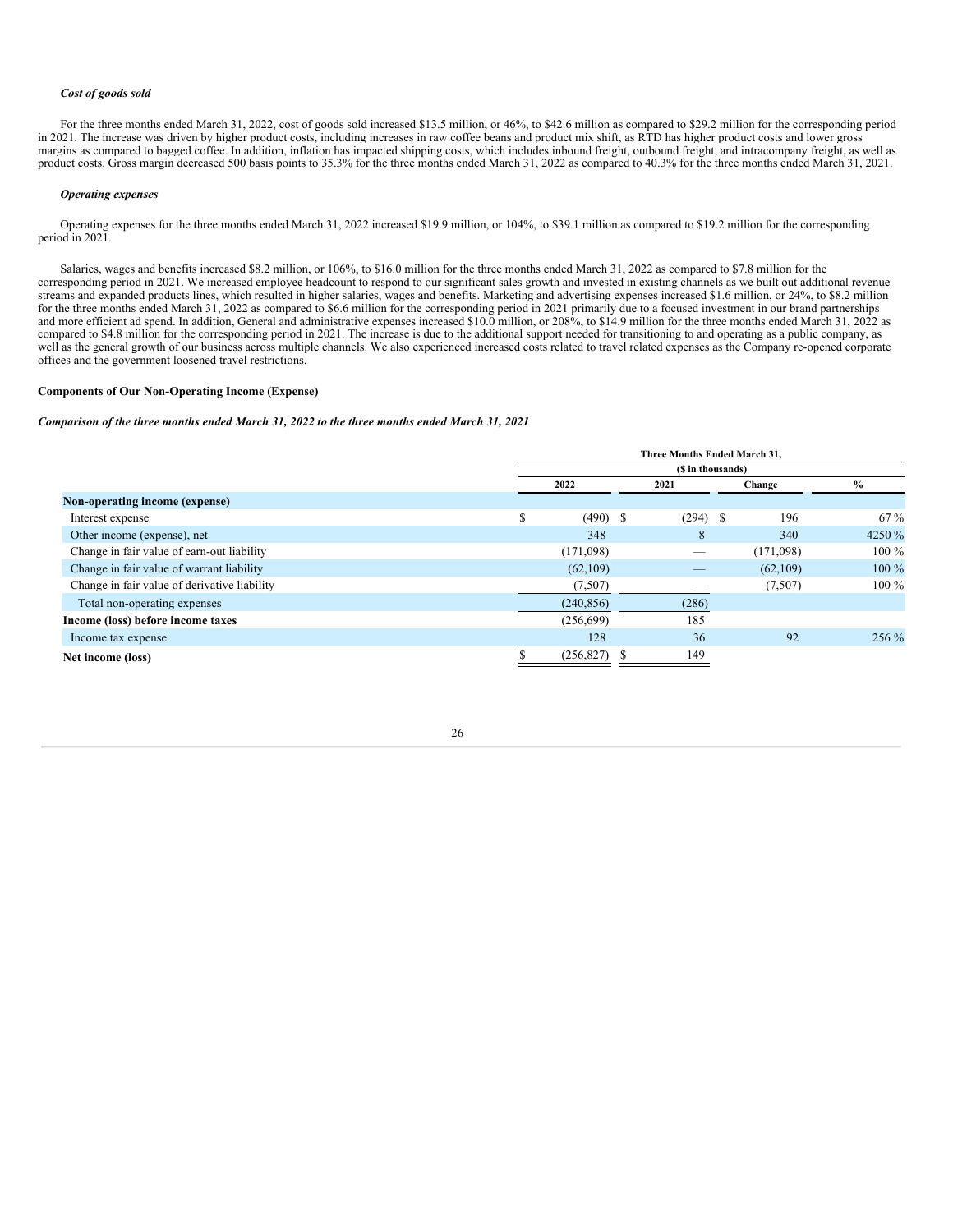*Cost of goods sold*

For the three months ended March 31, 2022, cost of goods sold increased $13.5 million, or 46%, to $42.6 million as compared to $29.2 million for the corresponding period in 2021. The increase was driven by higher product costs, including increases in raw coffee beans and product mix shift, as RTD has higher product costs and lower gross margins as compared to bagged coffee. In addition, inflation has impacted shipping costs, which includes inbound freight, outbound freight, and intracompany freight, as well as product costs. Gross margin decreased 500 basis points to 35.3% for the three months ended March 31, 2022 as compared to 40.3% for the three months ended March 31, 2021.

*Operating expenses*

Operating expenses for the three months ended March 31, 2022 increased $19.9 million, or 104%, to $39.1 million as compared to $19.2 million for the corresponding period in 2021.

Salaries, wages and benefits increased $8.2 million, or 106%, to $16.0 million for the three months ended March 31, 2022 as compared to $7.8 million for the corresponding period in 2021. We increased employee headcount to respond to our significant sales growth and invested in existing channels as we built out additional revenue streams and expanded products lines, which resulted in higher salaries, wages and benefits. Marketing and advertising expenses increased $1.6 million, or 24%, to $8.2 million for the three months ended March 31, 2022 as compared to $6.6 million for the corresponding period in 2021 primarily due to a focused investment in our brand partnerships and more efficient ad spend. In addition, General and administrative expenses increased $10.0 million, or 208%, to $14.9 million for the three months ended March 31, 2022 as compared to $4.8 million for the corresponding period in 2021. The increase is due to the additional support needed for transitioning to and operating as a public company, as well as the general growth of our business across multiple channels. We also experienced increased costs related to travel related expenses as the Company re-opened corporate offices and the government loosened travel restrictions.

**Components of Our Non-Operating Income (Expense)**

***Comparison of the three months ended March 31, 2022 to the three months ended March 31, 2021***

| | Three Months Ended March 31, ($ in thousands) | | | |
|---|---|---|---|---|
| | 2022 | 2021 | Change | % |
| **Non-operating income (expense)** | | | | |
| Interest expense | $ (490) | $ (294) | $ 196 | 67 % |
| Other income (expense), net | 348 | 8 | 340 | 4250 % |
| Change in fair value of earn-out liability | (171,098) | — | (171,098) | 100 % |
| Change in fair value of warrant liability | (62,109) | — | (62,109) | 100 % |
| Change in fair value of derivative liability | (7,507) | — | (7,507) | 100 % |
| Total non-operating expenses | (240,856) | (286) | | |
| **Income (loss) before income taxes** | (256,699) | 185 | | |
| Income tax expense | 128 | 36 | 92 | 256 % |
| **Net income (loss)** | $ (256,827) | $ 149 | | |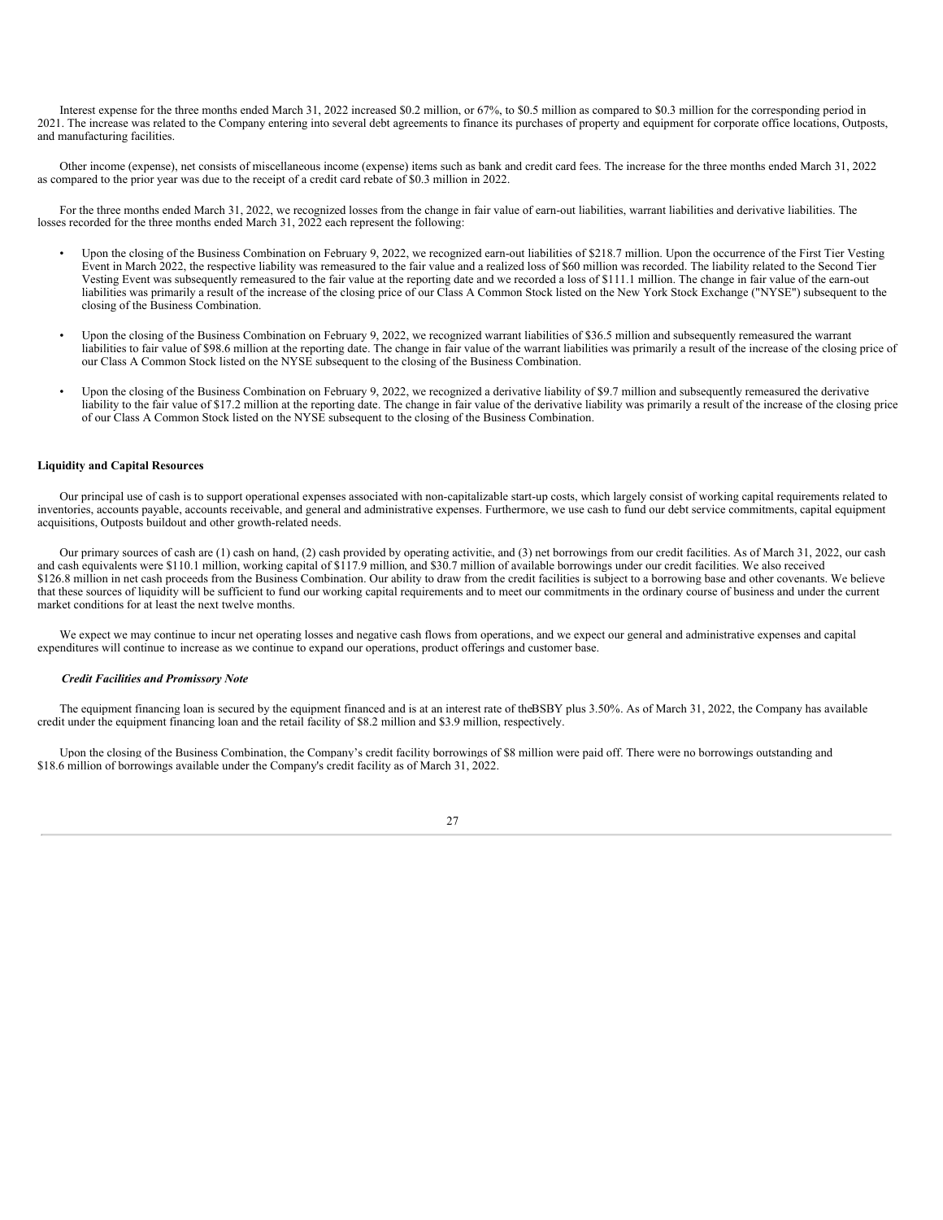Interest expense for the three months ended March 31, 2022 increased $0.2 million, or 67%, to $0.5 million as compared to $0.3 million for the corresponding period in 2021. The increase was related to the Company entering into several debt agreements to finance its purchases of property and equipment for corporate office locations, Outposts, and manufacturing facilities.

Other income (expense), net consists of miscellaneous income (expense) items such as bank and credit card fees. The increase for the three months ended March 31, 2022 as compared to the prior year was due to the receipt of a credit card rebate of $0.3 million in 2022.

For the three months ended March 31, 2022, we recognized losses from the change in fair value of earn-out liabilities, warrant liabilities and derivative liabilities. The losses recorded for the three months ended March 31, 2022 each represent the following:

- Upon the closing of the Business Combination on February 9, 2022, we recognized earn-out liabilities of $218.7 million. Upon the occurrence of the First Tier Vesting Event in March 2022, the respective liability was remeasured to the fair value and a realized loss of $60 million was recorded. The liability related to the Second Tier Vesting Event was subsequently remeasured to the fair value at the reporting date and we recorded a loss of $111.1 million. The change in fair value of the earn-out liabilities was primarily a result of the increase of the closing price of our Class A Common Stock listed on the New York Stock Exchange ("NYSE") subsequent to the closing of the Business Combination.

- Upon the closing of the Business Combination on February 9, 2022, we recognized warrant liabilities of $36.5 million and subsequently remeasured the warrant liabilities to fair value of $98.6 million at the reporting date. The change in fair value of the warrant liabilities was primarily a result of the increase of the closing price of our Class A Common Stock listed on the NYSE subsequent to the closing of the Business Combination.

- Upon the closing of the Business Combination on February 9, 2022, we recognized a derivative liability of $9.7 million and subsequently remeasured the derivative liability to the fair value of $17.2 million at the reporting date. The change in fair value of the derivative liability was primarily a result of the increase of the closing price of our Class A Common Stock listed on the NYSE subsequent to the closing of the Business Combination.

**Liquidity and Capital Resources**

Our principal use of cash is to support operational expenses associated with non-capitalizable start-up costs, which largely consist of working capital requirements related to inventories, accounts payable, accounts receivable, and general and administrative expenses. Furthermore, we use cash to fund our debt service commitments, capital equipment acquisitions, Outposts buildout and other growth-related needs.

Our primary sources of cash are (1) cash on hand, (2) cash provided by operating activities, and (3) net borrowings from our credit facilities. As of March 31, 2022, our cash and cash equivalents were $110.1 million, working capital of $117.9 million, and $30.7 million of available borrowings under our credit facilities. We also received $126.8 million in net cash proceeds from the Business Combination. Our ability to draw from the credit facilities is subject to a borrowing base and other covenants. We believe that these sources of liquidity will be sufficient to fund our working capital requirements and to meet our commitments in the ordinary course of business and under the current market conditions for at least the next twelve months.

We expect we may continue to incur net operating losses and negative cash flows from operations, and we expect our general and administrative expenses and capital expenditures will continue to increase as we continue to expand our operations, product offerings and customer base.

***Credit Facilities and Promissory Note***

The equipment financing loan is secured by the equipment financed and is at an interest rate of the BSBY plus 3.50%. As of March 31, 2022, the Company has available credit under the equipment financing loan and the retail facility of $8.2 million and $3.9 million, respectively.

Upon the closing of the Business Combination, the Company's credit facility borrowings of $8 million were paid off. There were no borrowings outstanding and $18.6 million of borrowings available under the Company's credit facility as of March 31, 2022.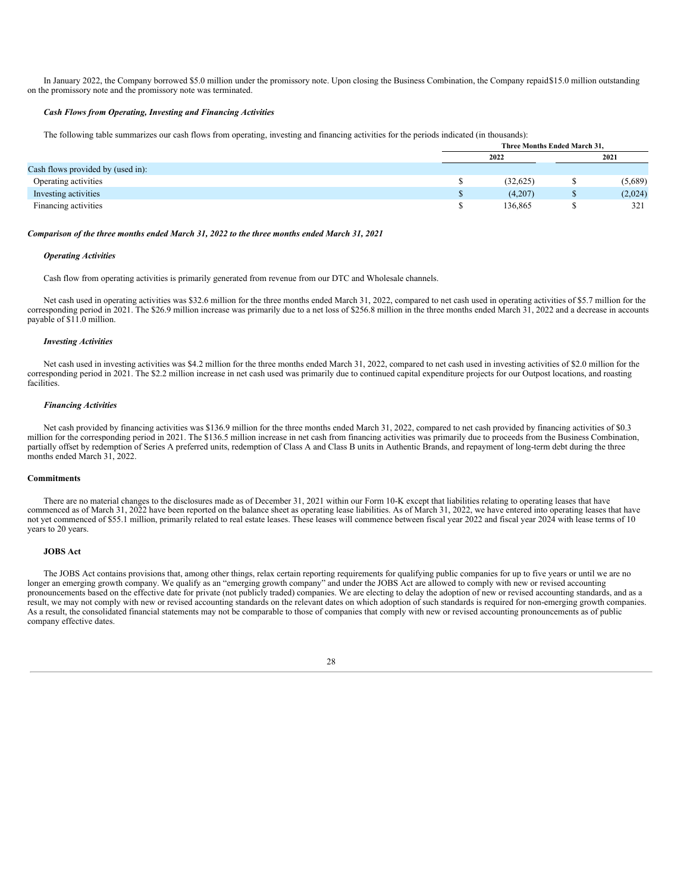In January 2022, the Company borrowed $5.0 million under the promissory note. Upon closing the Business Combination, the Company repaid$15.0 million outstanding on the promissory note and the promissory note was terminated.

***Cash Flows from Operating, Investing and Financing Activities***

The following table summarizes our cash flows from operating, investing and financing activities for the periods indicated (in thousands):

| | Three Months Ended March 31, | |
|---|---|---|
| | 2022 | 2021 |
| Cash flows provided by (used in): | | |
| Operating activities | $ (32,625) | $ (5,689) |
| Investing activities | $ (4,207) | $ (2,024) |
| Financing activities | $ 136,865 | $ 321 |

***Comparison of the three months ended March 31, 2022 to the three months ended March 31, 2021***

***Operating Activities***

Cash flow from operating activities is primarily generated from revenue from our DTC and Wholesale channels.

Net cash used in operating activities was $32.6 million for the three months ended March 31, 2022, compared to net cash used in operating activities of $5.7 million for the corresponding period in 2021. The $26.9 million increase was primarily due to a net loss of $256.8 million in the three months ended March 31, 2022 and a decrease in accounts payable of $11.0 million.

***Investing Activities***

Net cash used in investing activities was $4.2 million for the three months ended March 31, 2022, compared to net cash used in investing activities of $2.0 million for the corresponding period in 2021. The $2.2 million increase in net cash used was primarily due to continued capital expenditure projects for our Outpost locations, and roasting facilities.

***Financing Activities***

Net cash provided by financing activities was $136.9 million for the three months ended March 31, 2022, compared to net cash provided by financing activities of $0.3 million for the corresponding period in 2021. The $136.5 million increase in net cash from financing activities was primarily due to proceeds from the Business Combination, partially offset by redemption of Series A preferred units, redemption of Class A and Class B units in Authentic Brands, and repayment of long-term debt during the three months ended March 31, 2022.

**Commitments**

There are no material changes to the disclosures made as of December 31, 2021 within our Form 10-K except that liabilities relating to operating leases that have commenced as of March 31, 2022 have been reported on the balance sheet as operating lease liabilities. As of March 31, 2022, we have entered into operating leases that have not yet commenced of $55.1 million, primarily related to real estate leases. These leases will commence between fiscal year 2022 and fiscal year 2024 with lease terms of 10 years to 20 years.

**JOBS Act**

The JOBS Act contains provisions that, among other things, relax certain reporting requirements for qualifying public companies for up to five years or until we are no longer an emerging growth company. We qualify as an "emerging growth company" and under the JOBS Act are allowed to comply with new or revised accounting pronouncements based on the effective date for private (not publicly traded) companies. We are electing to delay the adoption of new or revised accounting standards, and as a result, we may not comply with new or revised accounting standards on the relevant dates on which adoption of such standards is required for non-emerging growth companies. As a result, the consolidated financial statements may not be comparable to those of companies that comply with new or revised accounting pronouncements as of public company effective dates.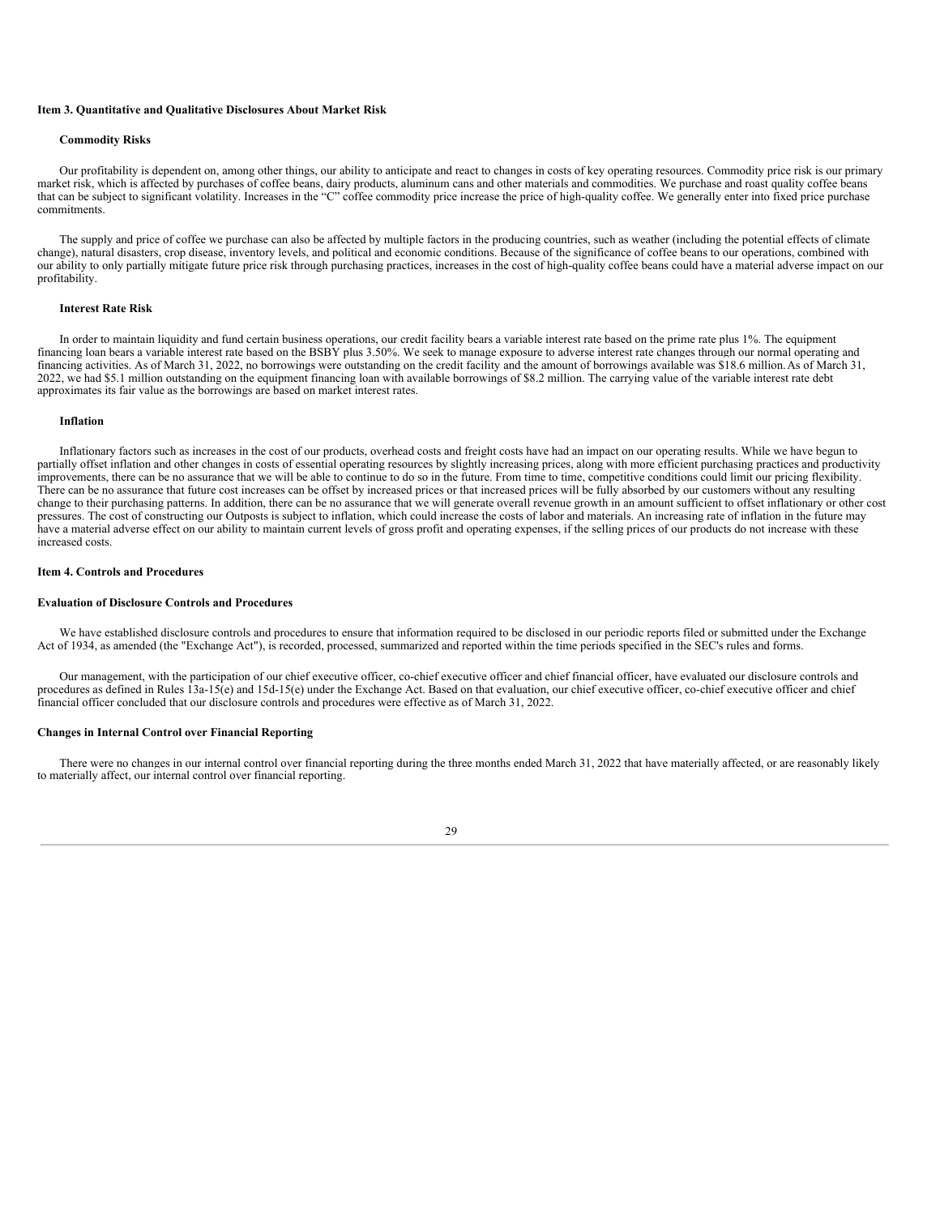## Item 3. Quantitative and Qualitative Disclosures About Market Risk

### Commodity Risks

Our profitability is dependent on, among other things, our ability to anticipate and react to changes in costs of key operating resources. Commodity price risk is our primary market risk, which is affected by purchases of coffee beans, dairy products, aluminum cans and other materials and commodities. We purchase and roast quality coffee beans that can be subject to significant volatility. Increases in the "C" coffee commodity price increase the price of high-quality coffee. We generally enter into fixed price purchase commitments.

The supply and price of coffee we purchase can also be affected by multiple factors in the producing countries, such as weather (including the potential effects of climate change), natural disasters, crop disease, inventory levels, and political and economic conditions. Because of the significance of coffee beans to our operations, combined with our ability to only partially mitigate future price risk through purchasing practices, increases in the cost of high-quality coffee beans could have a material adverse impact on our profitability.

### Interest Rate Risk

In order to maintain liquidity and fund certain business operations, our credit facility bears a variable interest rate based on the prime rate plus 1%. The equipment financing loan bears a variable interest rate based on the BSBY plus 3.50%. We seek to manage exposure to adverse interest rate changes through our normal operating and financing activities. As of March 31, 2022, no borrowings were outstanding on the credit facility and the amount of borrowings available was $18.6 million. As of March 31, 2022, we had $5.1 million outstanding on the equipment financing loan with available borrowings of $8.2 million. The carrying value of the variable interest rate debt approximates its fair value as the borrowings are based on market interest rates.

### Inflation

Inflationary factors such as increases in the cost of our products, overhead costs and freight costs have had an impact on our operating results. While we have begun to partially offset inflation and other changes in costs of essential operating resources by slightly increasing prices, along with more efficient purchasing practices and productivity improvements, there can be no assurance that we will be able to continue to do so in the future. From time to time, competitive conditions could limit our pricing flexibility. There can be no assurance that future cost increases can be offset by increased prices or that increased prices will be fully absorbed by our customers without any resulting change to their purchasing patterns. In addition, there can be no assurance that we will generate overall revenue growth in an amount sufficient to offset inflationary or other cost pressures. The cost of constructing our Outposts is subject to inflation, which could increase the costs of labor and materials. An increasing rate of inflation in the future may have a material adverse effect on our ability to maintain current levels of gross profit and operating expenses, if the selling prices of our products do not increase with these increased costs.

## Item 4. Controls and Procedures

### Evaluation of Disclosure Controls and Procedures

We have established disclosure controls and procedures to ensure that information required to be disclosed in our periodic reports filed or submitted under the Exchange Act of 1934, as amended (the "Exchange Act"), is recorded, processed, summarized and reported within the time periods specified in the SEC's rules and forms.

Our management, with the participation of our chief executive officer, co-chief executive officer and chief financial officer, have evaluated our disclosure controls and procedures as defined in Rules 13a-15(e) and 15d-15(e) under the Exchange Act. Based on that evaluation, our chief executive officer, co-chief executive officer and chief financial officer concluded that our disclosure controls and procedures were effective as of March 31, 2022.

### Changes in Internal Control over Financial Reporting

There were no changes in our internal control over financial reporting during the three months ended March 31, 2022 that have materially affected, or are reasonably likely to materially affect, our internal control over financial reporting.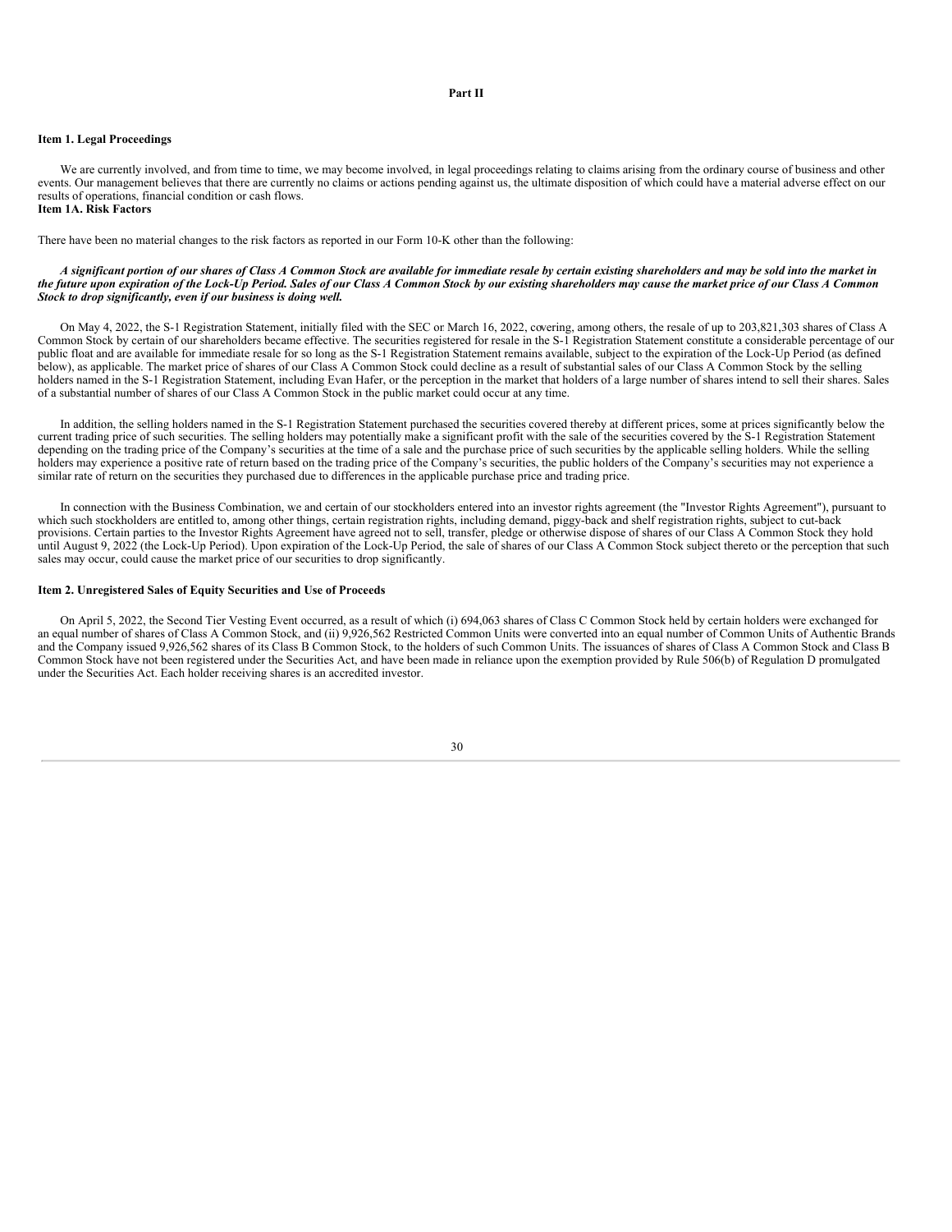## Part II

### Item 1. Legal Proceedings

We are currently involved, and from time to time, we may become involved, in legal proceedings relating to claims arising from the ordinary course of business and other events. Our management believes that there are currently no claims or actions pending against us, the ultimate disposition of which could have a material adverse effect on our results of operations, financial condition or cash flows.

### Item 1A. Risk Factors

There have been no material changes to the risk factors as reported in our Form 10-K other than the following:

***A significant portion of our shares of Class A Common Stock are available for immediate resale by certain existing shareholders and may be sold into the market in the future upon expiration of the Lock-Up Period. Sales of our Class A Common Stock by our existing shareholders may cause the market price of our Class A Common Stock to drop significantly, even if our business is doing well.***

On May 4, 2022, the S-1 Registration Statement, initially filed with the SEC or March 16, 2022, covering, among others, the resale of up to 203,821,303 shares of Class A Common Stock by certain of our shareholders became effective. The securities registered for resale in the S-1 Registration Statement constitute a considerable percentage of our public float and are available for immediate resale for so long as the S-1 Registration Statement remains available, subject to the expiration of the Lock-Up Period (as defined below), as applicable. The market price of shares of our Class A Common Stock could decline as a result of substantial sales of our Class A Common Stock by the selling holders named in the S-1 Registration Statement, including Evan Hafer, or the perception in the market that holders of a large number of shares intend to sell their shares. Sales of a substantial number of shares of our Class A Common Stock in the public market could occur at any time.

In addition, the selling holders named in the S-1 Registration Statement purchased the securities covered thereby at different prices, some at prices significantly below the current trading price of such securities. The selling holders may potentially make a significant profit with the sale of the securities covered by the S-1 Registration Statement depending on the trading price of the Company's securities at the time of a sale and the purchase price of such securities by the applicable selling holders. While the selling holders may experience a positive rate of return based on the trading price of the Company's securities, the public holders of the Company's securities may not experience a similar rate of return on the securities they purchased due to differences in the applicable purchase price and trading price.

In connection with the Business Combination, we and certain of our stockholders entered into an investor rights agreement (the "Investor Rights Agreement"), pursuant to which such stockholders are entitled to, among other things, certain registration rights, including demand, piggy-back and shelf registration rights, subject to cut-back provisions. Certain parties to the Investor Rights Agreement have agreed not to sell, transfer, pledge or otherwise dispose of shares of our Class A Common Stock they hold until August 9, 2022 (the Lock-Up Period). Upon expiration of the Lock-Up Period, the sale of shares of our Class A Common Stock subject thereto or the perception that such sales may occur, could cause the market price of our securities to drop significantly.

### Item 2. Unregistered Sales of Equity Securities and Use of Proceeds

On April 5, 2022, the Second Tier Vesting Event occurred, as a result of which (i) 694,063 shares of Class C Common Stock held by certain holders were exchanged for an equal number of shares of Class A Common Stock, and (ii) 9,926,562 Restricted Common Units were converted into an equal number of Common Units of Authentic Brands and the Company issued 9,926,562 shares of its Class B Common Stock, to the holders of such Common Units. The issuances of shares of Class A Common Stock and Class B Common Stock have not been registered under the Securities Act, and have been made in reliance upon the exemption provided by Rule 506(b) of Regulation D promulgated under the Securities Act. Each holder receiving shares is an accredited investor.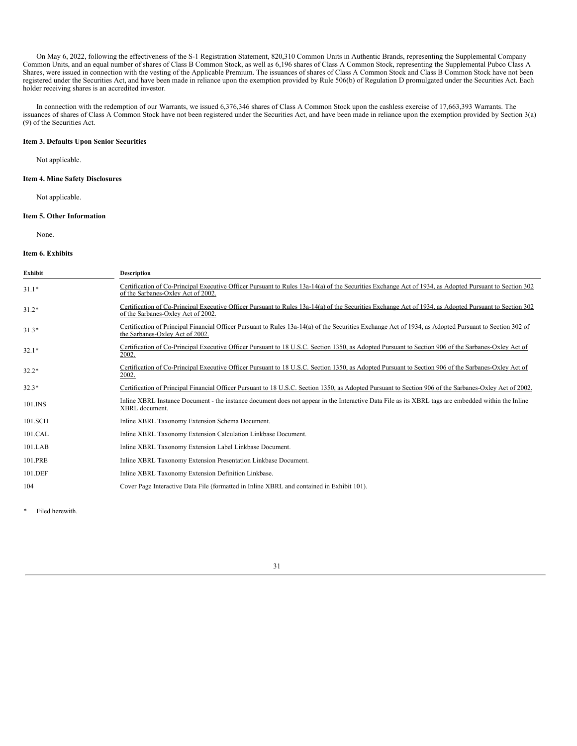On May 6, 2022, following the effectiveness of the S-1 Registration Statement, 820,310 Common Units in Authentic Brands, representing the Supplemental Company Common Units, and an equal number of shares of Class B Common Stock, as well as 6,196 shares of Class A Common Stock, representing the Supplemental Pubco Class A Shares, were issued in connection with the vesting of the Applicable Premium. The issuances of shares of Class A Common Stock and Class B Common Stock have not been registered under the Securities Act, and have been made in reliance upon the exemption provided by Rule 506(b) of Regulation D promulgated under the Securities Act. Each holder receiving shares is an accredited investor.

In connection with the redemption of our Warrants, we issued 6,376,346 shares of Class A Common Stock upon the cashless exercise of 17,663,393 Warrants. The issuances of shares of Class A Common Stock have not been registered under the Securities Act, and have been made in reliance upon the exemption provided by Section 3(a)(9) of the Securities Act.

### Item 3. Defaults Upon Senior Securities

Not applicable.

### Item 4. Mine Safety Disclosures

Not applicable.

### Item 5. Other Information

None.

### Item 6. Exhibits

| Exhibit | Description |
|---|---|
| 31.1* | Certification of Co-Principal Executive Officer Pursuant to Rules 13a-14(a) of the Securities Exchange Act of 1934, as Adopted Pursuant to Section 302 of the Sarbanes-Oxley Act of 2002. |
| 31.2* | Certification of Co-Principal Executive Officer Pursuant to Rules 13a-14(a) of the Securities Exchange Act of 1934, as Adopted Pursuant to Section 302 of the Sarbanes-Oxley Act of 2002. |
| 31.3* | Certification of Principal Financial Officer Pursuant to Rules 13a-14(a) of the Securities Exchange Act of 1934, as Adopted Pursuant to Section 302 of the Sarbanes-Oxley Act of 2002. |
| 32.1* | Certification of Co-Principal Executive Officer Pursuant to 18 U.S.C. Section 1350, as Adopted Pursuant to Section 906 of the Sarbanes-Oxley Act of 2002. |
| 32.2* | Certification of Co-Principal Executive Officer Pursuant to 18 U.S.C. Section 1350, as Adopted Pursuant to Section 906 of the Sarbanes-Oxley Act of 2002. |
| 32.3* | Certification of Principal Financial Officer Pursuant to 18 U.S.C. Section 1350, as Adopted Pursuant to Section 906 of the Sarbanes-Oxley Act of 2002. |
| 101.INS | Inline XBRL Instance Document - the instance document does not appear in the Interactive Data File as its XBRL tags are embedded within the Inline XBRL document. |
| 101.SCH | Inline XBRL Taxonomy Extension Schema Document. |
| 101.CAL | Inline XBRL Taxonomy Extension Calculation Linkbase Document. |
| 101.LAB | Inline XBRL Taxonomy Extension Label Linkbase Document. |
| 101.PRE | Inline XBRL Taxonomy Extension Presentation Linkbase Document. |
| 101.DEF | Inline XBRL Taxonomy Extension Definition Linkbase. |
| 104 | Cover Page Interactive Data File (formatted in Inline XBRL and contained in Exhibit 101). |

\* Filed herewith.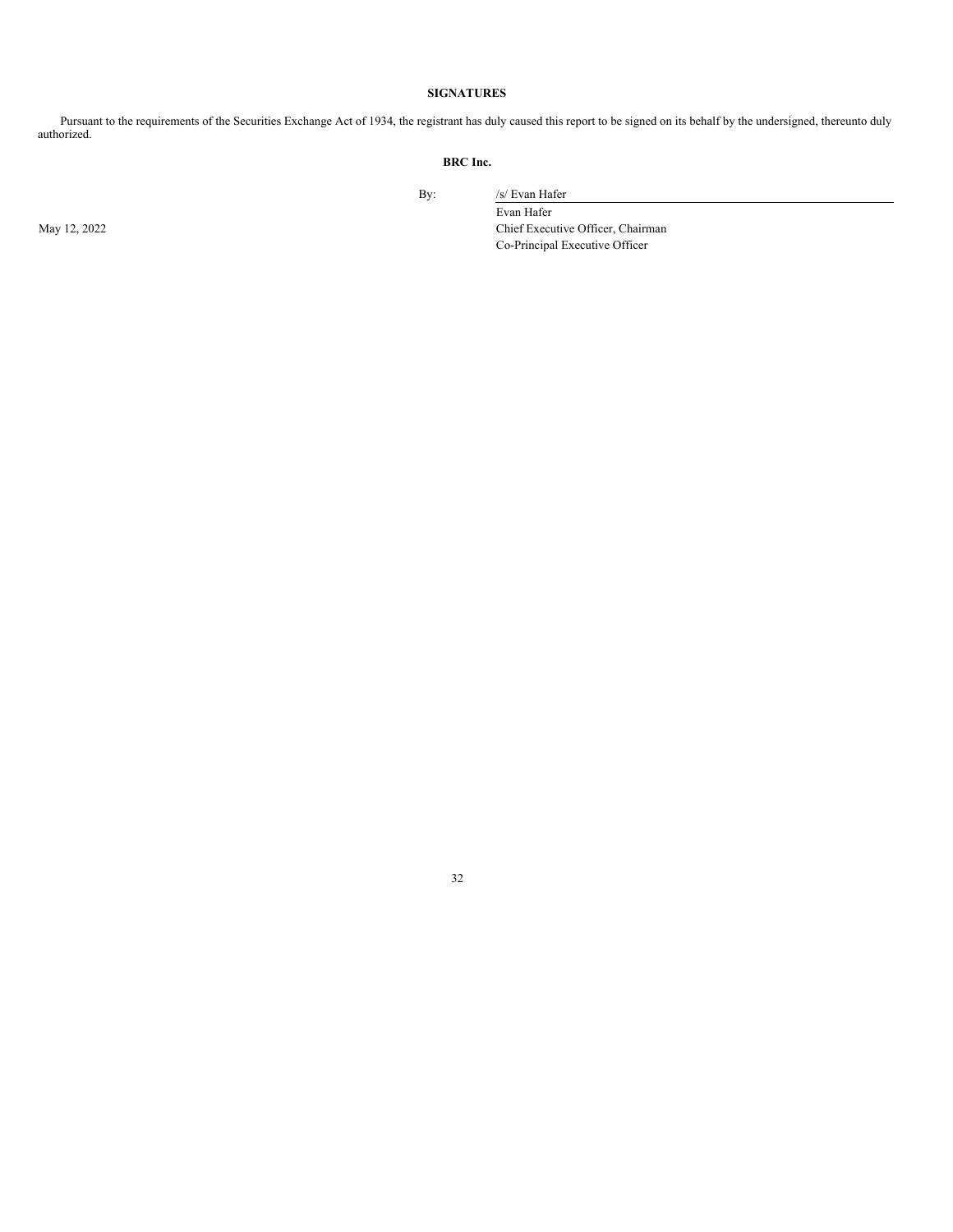## SIGNATURES

Pursuant to the requirements of the Securities Exchange Act of 1934, the registrant has duly caused this report to be signed on its behalf by the undersigned, thereunto duly authorized.

**BRC Inc.**

| | | |
|---|---|---|
| | By: | /s/ Evan Hafer |
| | | Evan Hafer |
| May 12, 2022 | | Chief Executive Officer, Chairman |
| | | Co-Principal Executive Officer |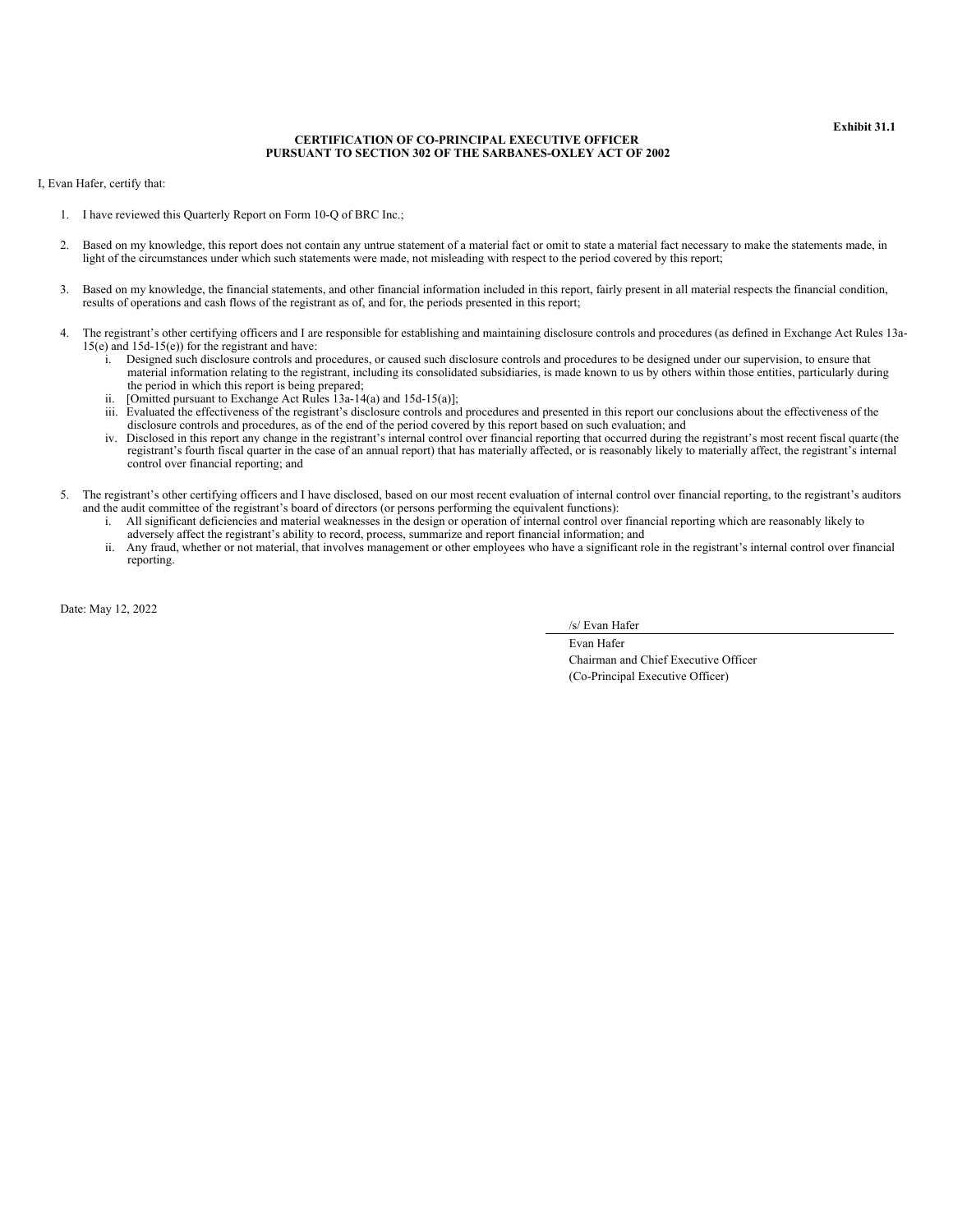**Exhibit 31.1**

**CERTIFICATION OF CO-PRINCIPAL EXECUTIVE OFFICER**
**PURSUANT TO SECTION 302 OF THE SARBANES-OXLEY ACT OF 2002**

I, Evan Hafer, certify that:

1. I have reviewed this Quarterly Report on Form 10-Q of BRC Inc.;

2. Based on my knowledge, this report does not contain any untrue statement of a material fact or omit to state a material fact necessary to make the statements made, in light of the circumstances under which such statements were made, not misleading with respect to the period covered by this report;

3. Based on my knowledge, the financial statements, and other financial information included in this report, fairly present in all material respects the financial condition, results of operations and cash flows of the registrant as of, and for, the periods presented in this report;

4. The registrant's other certifying officers and I are responsible for establishing and maintaining disclosure controls and procedures (as defined in Exchange Act Rules 13a-15(e) and 15d-15(e)) for the registrant and have:
   i. Designed such disclosure controls and procedures, or caused such disclosure controls and procedures to be designed under our supervision, to ensure that material information relating to the registrant, including its consolidated subsidiaries, is made known to us by others within those entities, particularly during the period in which this report is being prepared;
   ii. [Omitted pursuant to Exchange Act Rules 13a-14(a) and 15d-15(a)];
   iii. Evaluated the effectiveness of the registrant's disclosure controls and procedures and presented in this report our conclusions about the effectiveness of the disclosure controls and procedures, as of the end of the period covered by this report based on such evaluation; and
   iv. Disclosed in this report any change in the registrant's internal control over financial reporting that occurred during the registrant's most recent fiscal quarte (the registrant's fourth fiscal quarter in the case of an annual report) that has materially affected, or is reasonably likely to materially affect, the registrant's internal control over financial reporting; and

5. The registrant's other certifying officers and I have disclosed, based on our most recent evaluation of internal control over financial reporting, to the registrant's auditors and the audit committee of the registrant's board of directors (or persons performing the equivalent functions):
   i. All significant deficiencies and material weaknesses in the design or operation of internal control over financial reporting which are reasonably likely to adversely affect the registrant's ability to record, process, summarize and report financial information; and
   ii. Any fraud, whether or not material, that involves management or other employees who have a significant role in the registrant's internal control over financial reporting.

Date: May 12, 2022

/s/ Evan Hafer

Evan Hafer
Chairman and Chief Executive Officer
(Co-Principal Executive Officer)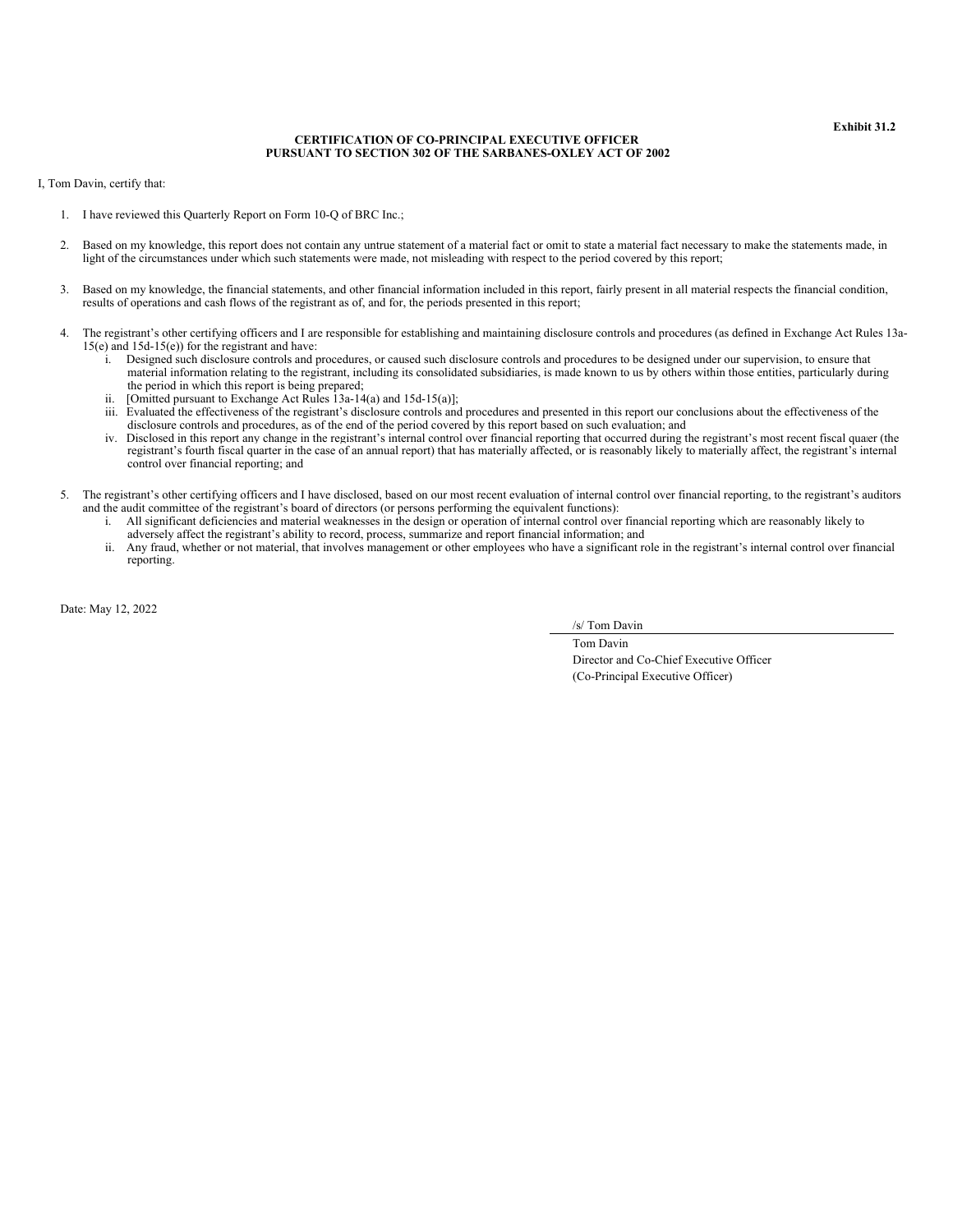**Exhibit 31.2**

**CERTIFICATION OF CO-PRINCIPAL EXECUTIVE OFFICER**
**PURSUANT TO SECTION 302 OF THE SARBANES-OXLEY ACT OF 2002**

I, Tom Davin, certify that:

1. I have reviewed this Quarterly Report on Form 10-Q of BRC Inc.;

2. Based on my knowledge, this report does not contain any untrue statement of a material fact or omit to state a material fact necessary to make the statements made, in light of the circumstances under which such statements were made, not misleading with respect to the period covered by this report;

3. Based on my knowledge, the financial statements, and other financial information included in this report, fairly present in all material respects the financial condition, results of operations and cash flows of the registrant as of, and for, the periods presented in this report;

4. The registrant's other certifying officers and I are responsible for establishing and maintaining disclosure controls and procedures (as defined in Exchange Act Rules 13a-15(e) and 15d-15(e)) for the registrant and have:
   i. Designed such disclosure controls and procedures, or caused such disclosure controls and procedures to be designed under our supervision, to ensure that material information relating to the registrant, including its consolidated subsidiaries, is made known to us by others within those entities, particularly during the period in which this report is being prepared;
   ii. [Omitted pursuant to Exchange Act Rules 13a-14(a) and 15d-15(a)];
   iii. Evaluated the effectiveness of the registrant's disclosure controls and procedures and presented in this report our conclusions about the effectiveness of the disclosure controls and procedures, as of the end of the period covered by this report based on such evaluation; and
   iv. Disclosed in this report any change in the registrant's internal control over financial reporting that occurred during the registrant's most recent fiscal quaer (the registrant's fourth fiscal quarter in the case of an annual report) that has materially affected, or is reasonably likely to materially affect, the registrant's internal control over financial reporting; and

5. The registrant's other certifying officers and I have disclosed, based on our most recent evaluation of internal control over financial reporting, to the registrant's auditors and the audit committee of the registrant's board of directors (or persons performing the equivalent functions):
   i. All significant deficiencies and material weaknesses in the design or operation of internal control over financial reporting which are reasonably likely to adversely affect the registrant's ability to record, process, summarize and report financial information; and
   ii. Any fraud, whether or not material, that involves management or other employees who have a significant role in the registrant's internal control over financial reporting.

Date: May 12, 2022

/s/ Tom Davin

Tom Davin
Director and Co-Chief Executive Officer
(Co-Principal Executive Officer)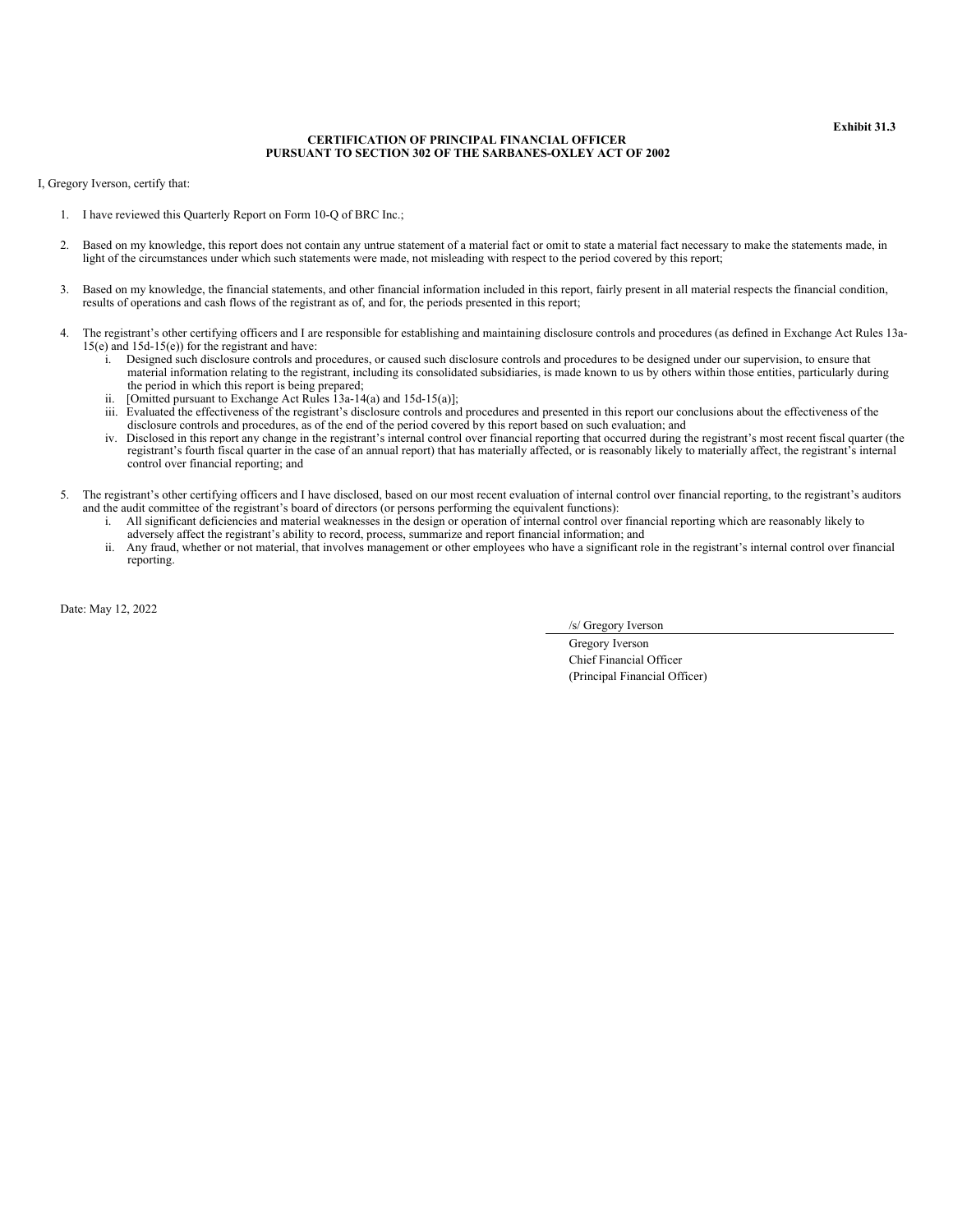**Exhibit 31.3**

**CERTIFICATION OF PRINCIPAL FINANCIAL OFFICER**
**PURSUANT TO SECTION 302 OF THE SARBANES-OXLEY ACT OF 2002**

I, Gregory Iverson, certify that:

1. I have reviewed this Quarterly Report on Form 10-Q of BRC Inc.;

2. Based on my knowledge, this report does not contain any untrue statement of a material fact or omit to state a material fact necessary to make the statements made, in light of the circumstances under which such statements were made, not misleading with respect to the period covered by this report;

3. Based on my knowledge, the financial statements, and other financial information included in this report, fairly present in all material respects the financial condition, results of operations and cash flows of the registrant as of, and for, the periods presented in this report;

4. The registrant's other certifying officers and I are responsible for establishing and maintaining disclosure controls and procedures (as defined in Exchange Act Rules 13a-15(e) and 15d-15(e)) for the registrant and have:
   i. Designed such disclosure controls and procedures, or caused such disclosure controls and procedures to be designed under our supervision, to ensure that material information relating to the registrant, including its consolidated subsidiaries, is made known to us by others within those entities, particularly during the period in which this report is being prepared;
   ii. [Omitted pursuant to Exchange Act Rules 13a-14(a) and 15d-15(a)];
   iii. Evaluated the effectiveness of the registrant's disclosure controls and procedures and presented in this report our conclusions about the effectiveness of the disclosure controls and procedures, as of the end of the period covered by this report based on such evaluation; and
   iv. Disclosed in this report any change in the registrant's internal control over financial reporting that occurred during the registrant's most recent fiscal quarter (the registrant's fourth fiscal quarter in the case of an annual report) that has materially affected, or is reasonably likely to materially affect, the registrant's internal control over financial reporting; and

5. The registrant's other certifying officers and I have disclosed, based on our most recent evaluation of internal control over financial reporting, to the registrant's auditors and the audit committee of the registrant's board of directors (or persons performing the equivalent functions):
   i. All significant deficiencies and material weaknesses in the design or operation of internal control over financial reporting which are reasonably likely to adversely affect the registrant's ability to record, process, summarize and report financial information; and
   ii. Any fraud, whether or not material, that involves management or other employees who have a significant role in the registrant's internal control over financial reporting.

Date: May 12, 2022

/s/ Gregory Iverson
Gregory Iverson
Chief Financial Officer
(Principal Financial Officer)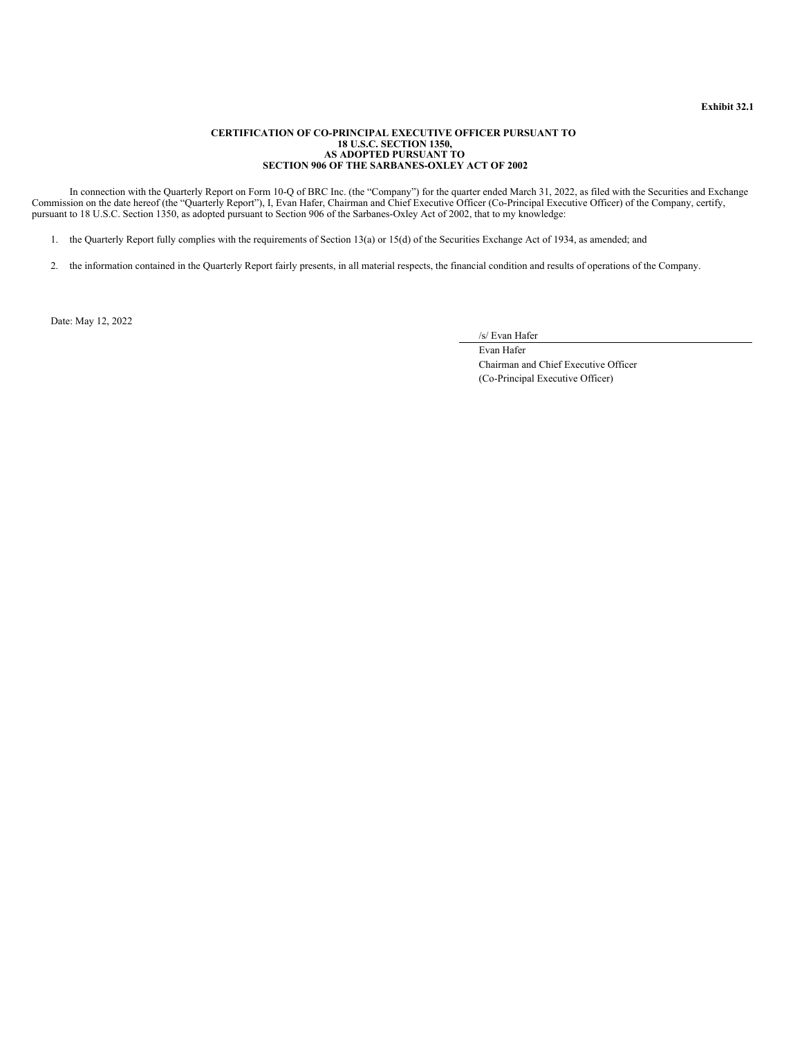**Exhibit 32.1**

**CERTIFICATION OF CO-PRINCIPAL EXECUTIVE OFFICER PURSUANT TO 18 U.S.C. SECTION 1350, AS ADOPTED PURSUANT TO SECTION 906 OF THE SARBANES-OXLEY ACT OF 2002**

In connection with the Quarterly Report on Form 10-Q of BRC Inc. (the "Company") for the quarter ended March 31, 2022, as filed with the Securities and Exchange Commission on the date hereof (the "Quarterly Report"), I, Evan Hafer, Chairman and Chief Executive Officer (Co-Principal Executive Officer) of the Company, certify, pursuant to 18 U.S.C. Section 1350, as adopted pursuant to Section 906 of the Sarbanes-Oxley Act of 2002, that to my knowledge:

1. the Quarterly Report fully complies with the requirements of Section 13(a) or 15(d) of the Securities Exchange Act of 1934, as amended; and

2. the information contained in the Quarterly Report fairly presents, in all material respects, the financial condition and results of operations of the Company.

Date: May 12, 2022

/s/ Evan Hafer
Evan Hafer
Chairman and Chief Executive Officer
(Co-Principal Executive Officer)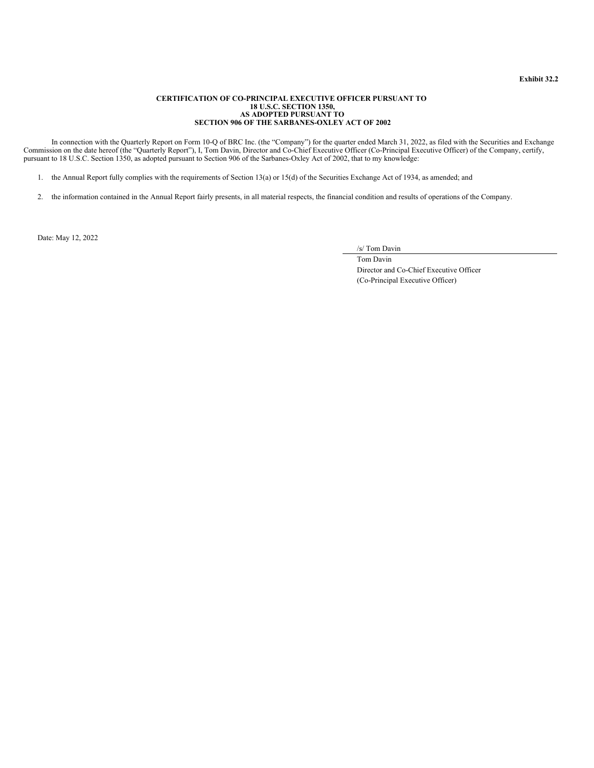**Exhibit 32.2**

**CERTIFICATION OF CO-PRINCIPAL EXECUTIVE OFFICER PURSUANT TO**
**18 U.S.C. SECTION 1350,**
**AS ADOPTED PURSUANT TO**
**SECTION 906 OF THE SARBANES-OXLEY ACT OF 2002**

In connection with the Quarterly Report on Form 10-Q of BRC Inc. (the "Company") for the quarter ended March 31, 2022, as filed with the Securities and Exchange Commission on the date hereof (the "Quarterly Report"), I, Tom Davin, Director and Co-Chief Executive Officer (Co-Principal Executive Officer) of the Company, certify, pursuant to 18 U.S.C. Section 1350, as adopted pursuant to Section 906 of the Sarbanes-Oxley Act of 2002, that to my knowledge:

1. the Annual Report fully complies with the requirements of Section 13(a) or 15(d) of the Securities Exchange Act of 1934, as amended; and

2. the information contained in the Annual Report fairly presents, in all material respects, the financial condition and results of operations of the Company.

Date: May 12, 2022

/s/ Tom Davin
Tom Davin
Director and Co-Chief Executive Officer
(Co-Principal Executive Officer)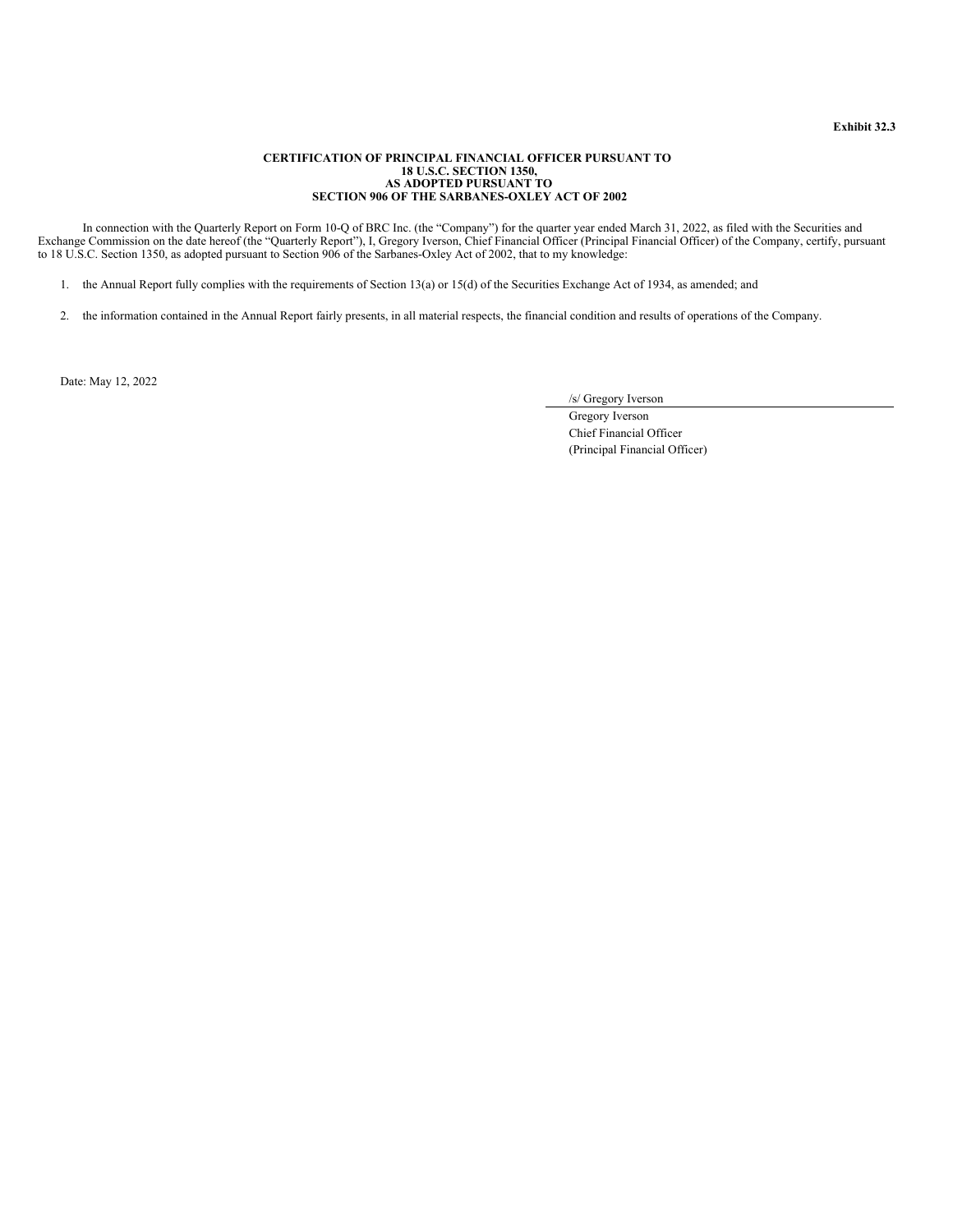**Exhibit 32.3**

**CERTIFICATION OF PRINCIPAL FINANCIAL OFFICER PURSUANT TO 18 U.S.C. SECTION 1350, AS ADOPTED PURSUANT TO SECTION 906 OF THE SARBANES-OXLEY ACT OF 2002**

In connection with the Quarterly Report on Form 10-Q of BRC Inc. (the "Company") for the quarter year ended March 31, 2022, as filed with the Securities and Exchange Commission on the date hereof (the "Quarterly Report"), I, Gregory Iverson, Chief Financial Officer (Principal Financial Officer) of the Company, certify, pursuant to 18 U.S.C. Section 1350, as adopted pursuant to Section 906 of the Sarbanes-Oxley Act of 2002, that to my knowledge:

1. the Annual Report fully complies with the requirements of Section 13(a) or 15(d) of the Securities Exchange Act of 1934, as amended; and

2. the information contained in the Annual Report fairly presents, in all material respects, the financial condition and results of operations of the Company.

Date: May 12, 2022

/s/ Gregory Iverson

Gregory Iverson

Chief Financial Officer

(Principal Financial Officer)